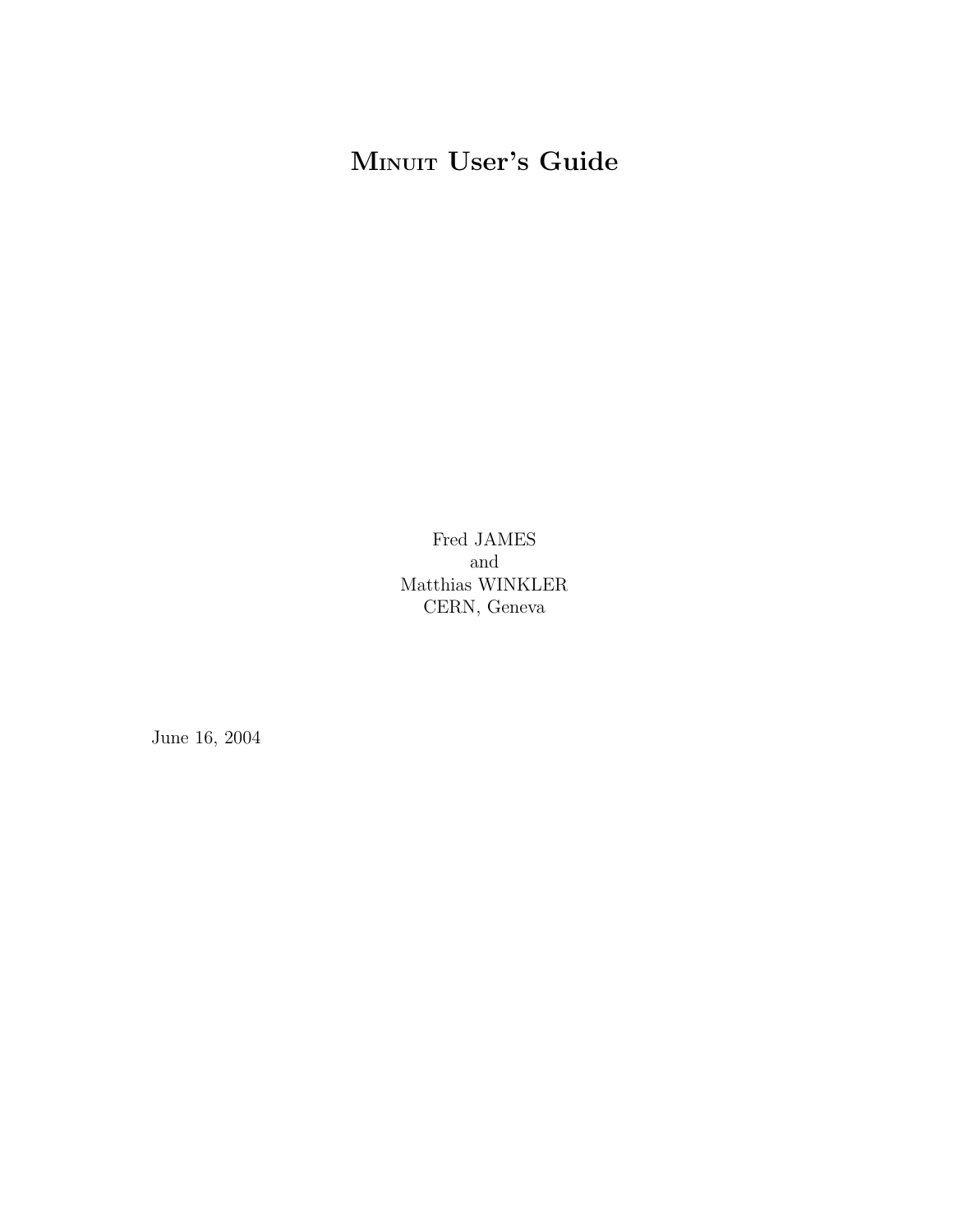# Minuit User's Guide

Fred JAMES  
and  
Matthias WINKLER  
CERN, Geneva

June 16, 2004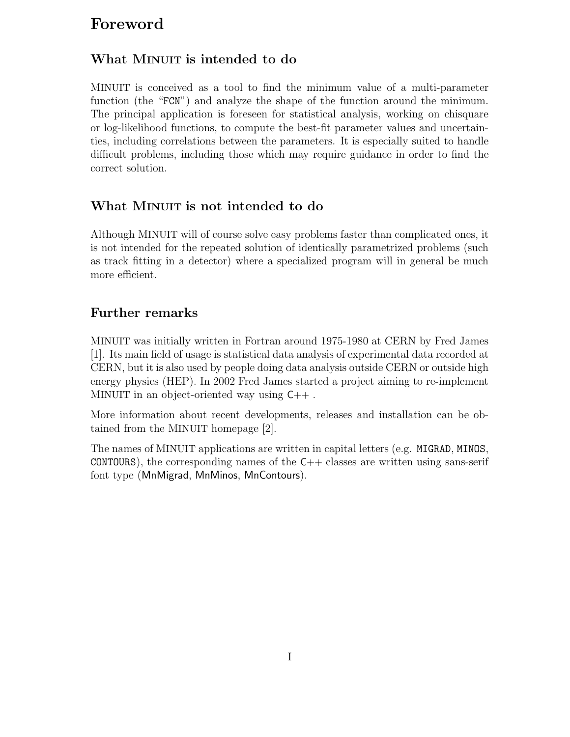# Foreword

## What MINUIT is intended to do

MINUIT is conceived as a tool to find the minimum value of a multi-parameter function (the "FCN") and analyze the shape of the function around the minimum. The principal application is foreseen for statistical analysis, working on chisquare or log-likelihood functions, to compute the best-fit parameter values and uncertainties, including correlations between the parameters. It is especially suited to handle difficult problems, including those which may require guidance in order to find the correct solution.

## What MINUIT is not intended to do

Although MINUIT will of course solve easy problems faster than complicated ones, it is not intended for the repeated solution of identically parametrized problems (such as track fitting in a detector) where a specialized program will in general be much more efficient.

## Further remarks

MINUIT was initially written in Fortran around 1975-1980 at CERN by Fred James [1]. Its main field of usage is statistical data analysis of experimental data recorded at CERN, but it is also used by people doing data analysis outside CERN or outside high energy physics (HEP). In 2002 Fred James started a project aiming to re-implement MINUIT in an object-oriented way using C++ .

More information about recent developments, releases and installation can be obtained from the MINUIT homepage [2].

The names of MINUIT applications are written in capital letters (e.g. MIGRAD, MINOS, CONTOURS), the corresponding names of the C++ classes are written using sans-serif font type (MnMigrad, MnMinos, MnContours).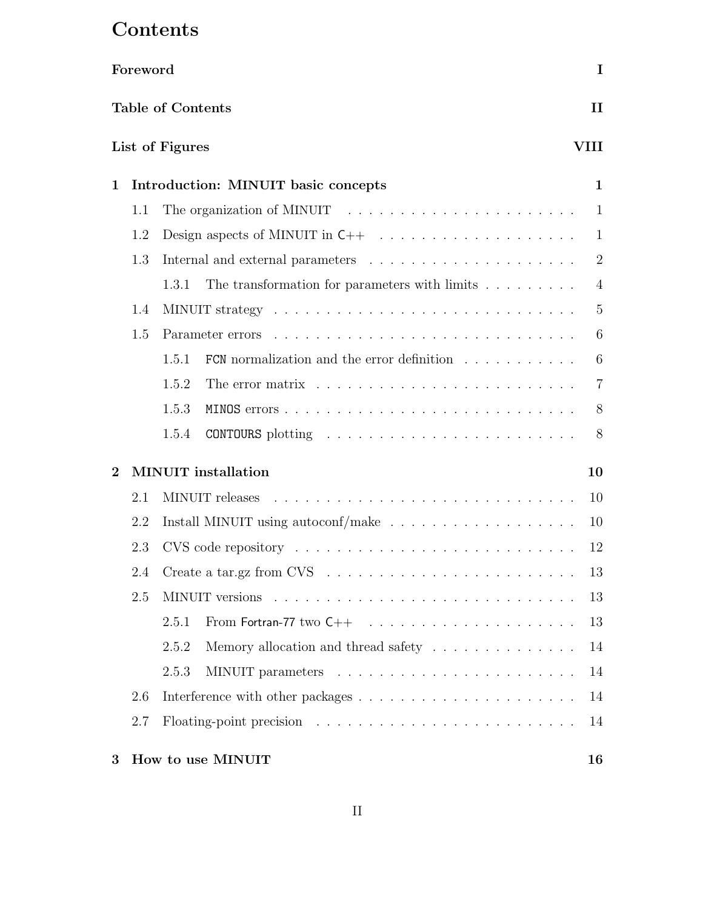# Contents

**Foreword** **I**

**Table of Contents** **II**

**List of Figures** **VIII**

**1 Introduction: MINUIT basic concepts** **1**

- 1.1 The organization of MINUIT . . . . . . . . . . . . . . . . . . . . . . . 1
- 1.2 Design aspects of MINUIT in C++ . . . . . . . . . . . . . . . . . . . 1
- 1.3 Internal and external parameters . . . . . . . . . . . . . . . . . . . . 2
  - 1.3.1 The transformation for parameters with limits . . . . . . . . . . 4
- 1.4 MINUIT strategy . . . . . . . . . . . . . . . . . . . . . . . . . . . . . 5
- 1.5 Parameter errors . . . . . . . . . . . . . . . . . . . . . . . . . . . . . 6
  - 1.5.1 FCN normalization and the error definition . . . . . . . . . . . 6
  - 1.5.2 The error matrix . . . . . . . . . . . . . . . . . . . . . . . . . 7
  - 1.5.3 MINOS errors . . . . . . . . . . . . . . . . . . . . . . . . . . . 8
  - 1.5.4 CONTOURS plotting . . . . . . . . . . . . . . . . . . . . . . . 8

**2 MINUIT installation** **10**

- 2.1 MINUIT releases . . . . . . . . . . . . . . . . . . . . . . . . . . . . . 10
- 2.2 Install MINUIT using autoconf/make . . . . . . . . . . . . . . . . . . 10
- 2.3 CVS code repository . . . . . . . . . . . . . . . . . . . . . . . . . . . 12
- 2.4 Create a tar.gz from CVS . . . . . . . . . . . . . . . . . . . . . . . . 13
- 2.5 MINUIT versions . . . . . . . . . . . . . . . . . . . . . . . . . . . . . 13
  - 2.5.1 From Fortran-77 two C++ . . . . . . . . . . . . . . . . . . . . 13
  - 2.5.2 Memory allocation and thread safety . . . . . . . . . . . . . . 14
  - 2.5.3 MINUIT parameters . . . . . . . . . . . . . . . . . . . . . . . 14
- 2.6 Interference with other packages . . . . . . . . . . . . . . . . . . . . 14
- 2.7 Floating-point precision . . . . . . . . . . . . . . . . . . . . . . . . . 14

**3 How to use MINUIT** **16**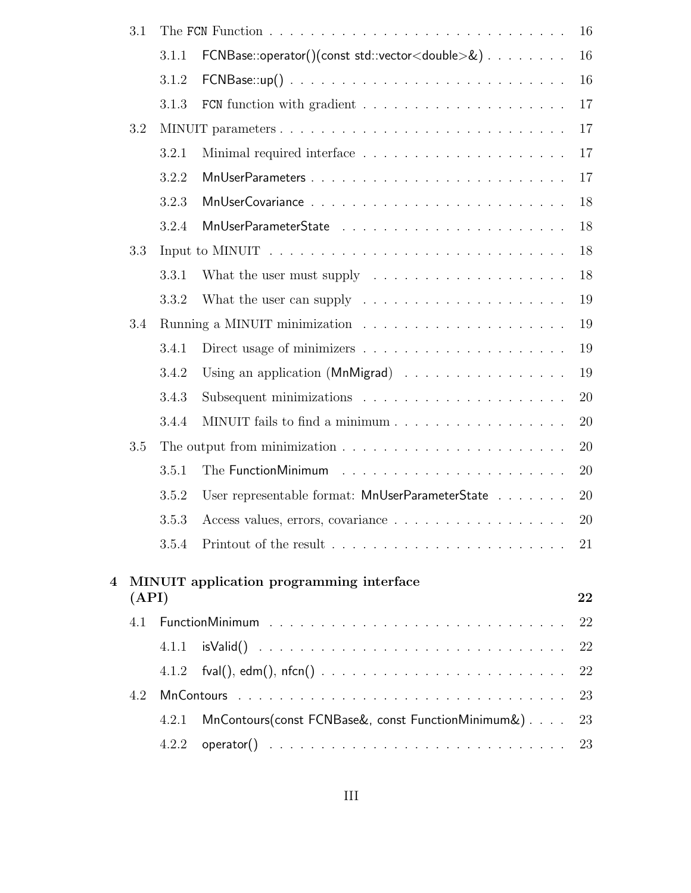- 3.1 The FCN Function . . . . . . . . . . . . . . . . . . . . . . . . . . . . . . . 16
  - 3.1.1 FCNBase::operator()(const std::vector<double>&) . . . . . . . . 16
  - 3.1.2 FCNBase::up() . . . . . . . . . . . . . . . . . . . . . . . . . . . 16
  - 3.1.3 FCN function with gradient . . . . . . . . . . . . . . . . . . . . 17
- 3.2 MINUIT parameters . . . . . . . . . . . . . . . . . . . . . . . . . . . . . 17
  - 3.2.1 Minimal required interface . . . . . . . . . . . . . . . . . . . . 17
  - 3.2.2 MnUserParameters . . . . . . . . . . . . . . . . . . . . . . . . . 17
  - 3.2.3 MnUserCovariance . . . . . . . . . . . . . . . . . . . . . . . . . 18
  - 3.2.4 MnUserParameterState . . . . . . . . . . . . . . . . . . . . . . 18
- 3.3 Input to MINUIT . . . . . . . . . . . . . . . . . . . . . . . . . . . . . . 18
  - 3.3.1 What the user must supply . . . . . . . . . . . . . . . . . . . . 18
  - 3.3.2 What the user can supply . . . . . . . . . . . . . . . . . . . . . 19
- 3.4 Running a MINUIT minimization . . . . . . . . . . . . . . . . . . . . . . 19
  - 3.4.1 Direct usage of minimizers . . . . . . . . . . . . . . . . . . . . 19
  - 3.4.2 Using an application (MnMigrad) . . . . . . . . . . . . . . . . . 19
  - 3.4.3 Subsequent minimizations . . . . . . . . . . . . . . . . . . . . . 20
  - 3.4.4 MINUIT fails to find a minimum . . . . . . . . . . . . . . . . . . 20
- 3.5 The output from minimization . . . . . . . . . . . . . . . . . . . . . . . 20
  - 3.5.1 The FunctionMinimum . . . . . . . . . . . . . . . . . . . . . . . 20
  - 3.5.2 User representable format: MnUserParameterState . . . . . . . 20
  - 3.5.3 Access values, errors, covariance . . . . . . . . . . . . . . . . . 20
  - 3.5.4 Printout of the result . . . . . . . . . . . . . . . . . . . . . . . 21

**4 MINUIT application programming interface (API)** . . . . . . . . . . . . . . **22**

- 4.1 FunctionMinimum . . . . . . . . . . . . . . . . . . . . . . . . . . . . . . 22
  - 4.1.1 isValid() . . . . . . . . . . . . . . . . . . . . . . . . . . . . . . 22
  - 4.1.2 fval(), edm(), nfcn() . . . . . . . . . . . . . . . . . . . . . . . . 22
- 4.2 MnContours . . . . . . . . . . . . . . . . . . . . . . . . . . . . . . . . . 23
  - 4.2.1 MnContours(const FCNBase&, const FunctionMinimum&) . . . . 23
  - 4.2.2 operator() . . . . . . . . . . . . . . . . . . . . . . . . . . . . . . 23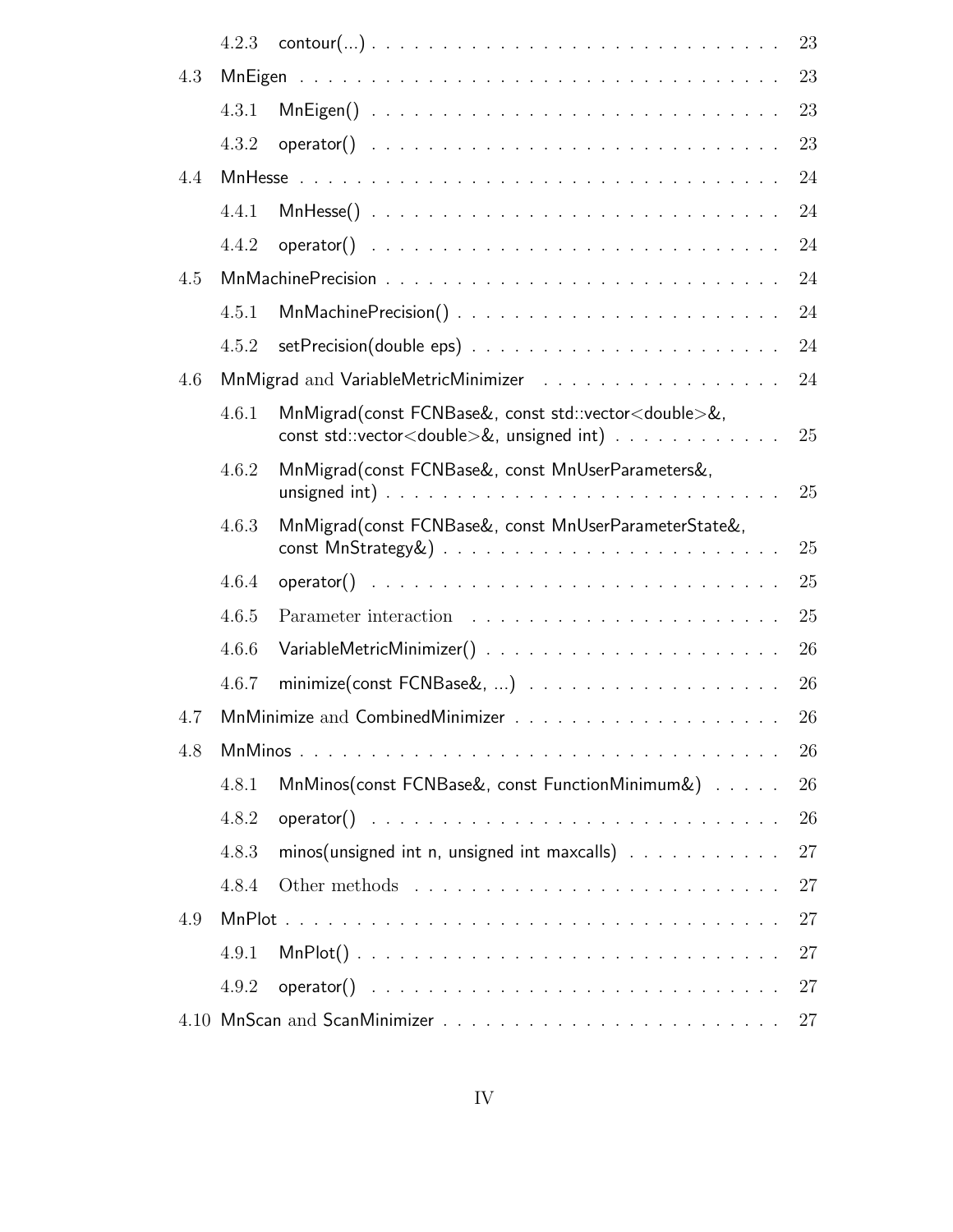- 4.2.3 contour(...) . . . . . . . . . . . . . . . . . . . . . . . . . . . . . 23
- 4.3 MnEigen . . . . . . . . . . . . . . . . . . . . . . . . . . . . . . . . 23
  - 4.3.1 MnEigen() . . . . . . . . . . . . . . . . . . . . . . . . . . . . 23
  - 4.3.2 operator() . . . . . . . . . . . . . . . . . . . . . . . . . . . . 23
- 4.4 MnHesse . . . . . . . . . . . . . . . . . . . . . . . . . . . . . . . . 24
  - 4.4.1 MnHesse() . . . . . . . . . . . . . . . . . . . . . . . . . . . . 24
  - 4.4.2 operator() . . . . . . . . . . . . . . . . . . . . . . . . . . . . 24
- 4.5 MnMachinePrecision . . . . . . . . . . . . . . . . . . . . . . . . . . 24
  - 4.5.1 MnMachinePrecision() . . . . . . . . . . . . . . . . . . . . . . 24
  - 4.5.2 setPrecision(double eps) . . . . . . . . . . . . . . . . . . . . . 24
- 4.6 MnMigrad and VariableMetricMinimizer . . . . . . . . . . . . . . . . . 24
  - 4.6.1 MnMigrad(const FCNBase&, const std::vector<double>&, const std::vector<double>&, unsigned int) . . . . . . . . . . . . 25
  - 4.6.2 MnMigrad(const FCNBase&, const MnUserParameters&, unsigned int) . . . . . . . . . . . . . . . . . . . . . . . . . . . 25
  - 4.6.3 MnMigrad(const FCNBase&, const MnUserParameterState&, const MnStrategy&) . . . . . . . . . . . . . . . . . . . . . . . 25
  - 4.6.4 operator() . . . . . . . . . . . . . . . . . . . . . . . . . . . . 25
  - 4.6.5 Parameter interaction . . . . . . . . . . . . . . . . . . . . . . 25
  - 4.6.6 VariableMetricMinimizer() . . . . . . . . . . . . . . . . . . . . 26
  - 4.6.7 minimize(const FCNBase&, ...) . . . . . . . . . . . . . . . . . 26
- 4.7 MnMinimize and CombinedMinimizer . . . . . . . . . . . . . . . . . . . 26
- 4.8 MnMinos . . . . . . . . . . . . . . . . . . . . . . . . . . . . . . . . 26
  - 4.8.1 MnMinos(const FCNBase&, const FunctionMinimum&) . . . . . 26
  - 4.8.2 operator() . . . . . . . . . . . . . . . . . . . . . . . . . . . . 26
  - 4.8.3 minos(unsigned int n, unsigned int maxcalls) . . . . . . . . . . 27
  - 4.8.4 Other methods . . . . . . . . . . . . . . . . . . . . . . . . . . 27
- 4.9 MnPlot . . . . . . . . . . . . . . . . . . . . . . . . . . . . . . . . . 27
  - 4.9.1 MnPlot() . . . . . . . . . . . . . . . . . . . . . . . . . . . . . 27
  - 4.9.2 operator() . . . . . . . . . . . . . . . . . . . . . . . . . . . . 27
- 4.10 MnScan and ScanMinimizer . . . . . . . . . . . . . . . . . . . . . . . 27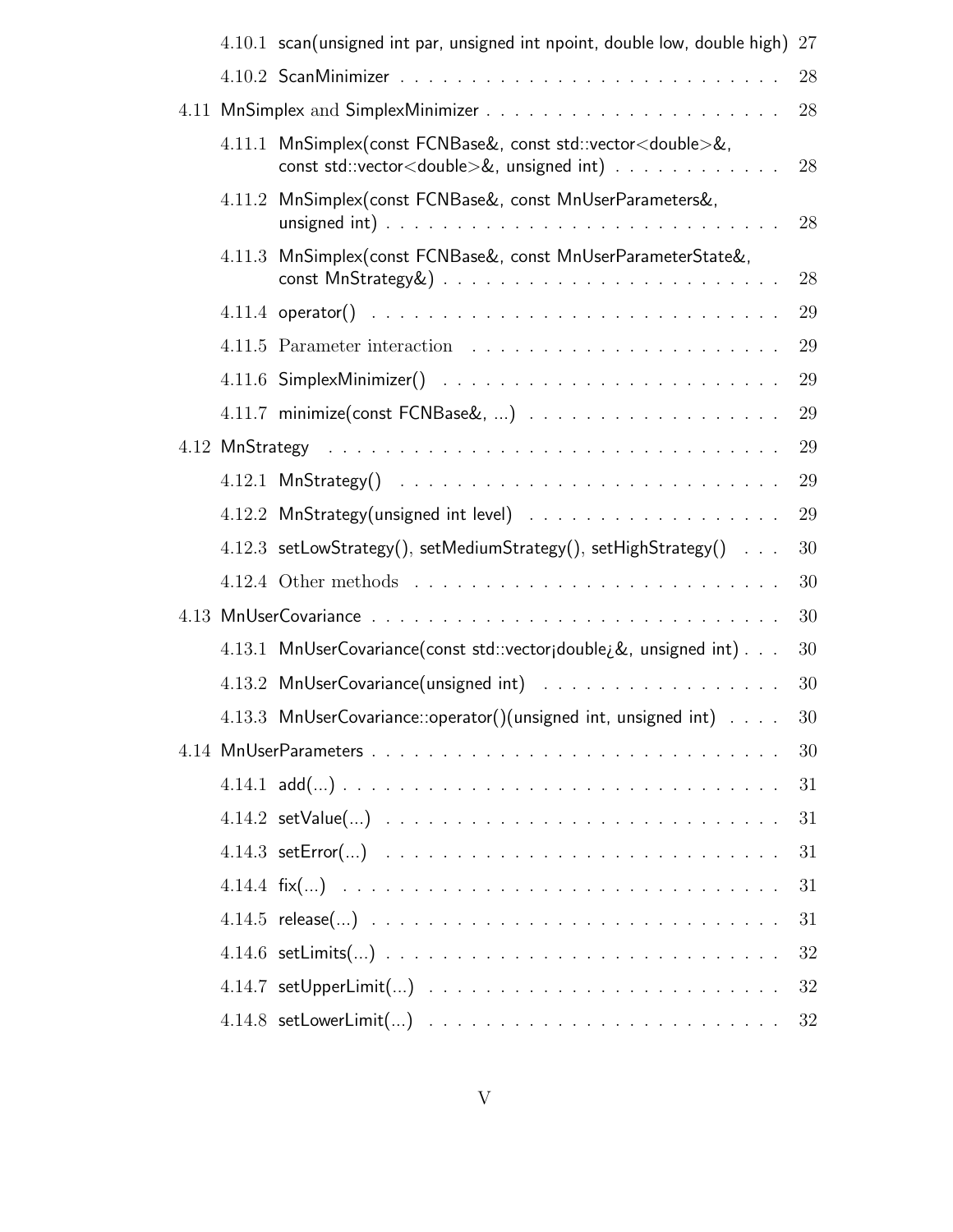4.10.1 scan(unsigned int par, unsigned int npoint, double low, double high) 27

4.10.2 ScanMinimizer . . . . . . . . . . . . . . . . . . . . . . . . . . . 28

4.11 MnSimplex and SimplexMinimizer . . . . . . . . . . . . . . . . . . . . . 28

4.11.1 MnSimplex(const FCNBase&, const std::vector<double>&, const std::vector<double>&, unsigned int) . . . . . . . . . . . . 28

4.11.2 MnSimplex(const FCNBase&, const MnUserParameters&, unsigned int) . . . . . . . . . . . . . . . . . . . . . . . . . . 28

4.11.3 MnSimplex(const FCNBase&, const MnUserParameterState&, const MnStrategy&) . . . . . . . . . . . . . . . . . . . . . . . 28

4.11.4 operator() . . . . . . . . . . . . . . . . . . . . . . . . . . . . . 29

4.11.5 Parameter interaction . . . . . . . . . . . . . . . . . . . . . . 29

4.11.6 SimplexMinimizer() . . . . . . . . . . . . . . . . . . . . . . . . 29

4.11.7 minimize(const FCNBase&, ...) . . . . . . . . . . . . . . . . . . 29

4.12 MnStrategy . . . . . . . . . . . . . . . . . . . . . . . . . . . . . . . . 29

4.12.1 MnStrategy() . . . . . . . . . . . . . . . . . . . . . . . . . . . 29

4.12.2 MnStrategy(unsigned int level) . . . . . . . . . . . . . . . . . . 29

4.12.3 setLowStrategy(), setMediumStrategy(), setHighStrategy() . . . 30

4.12.4 Other methods . . . . . . . . . . . . . . . . . . . . . . . . . . 30

4.13 MnUserCovariance . . . . . . . . . . . . . . . . . . . . . . . . . . . . 30

4.13.1 MnUserCovariance(const std::vector¡double¿&, unsigned int) . . . 30

4.13.2 MnUserCovariance(unsigned int) . . . . . . . . . . . . . . . . . 30

4.13.3 MnUserCovariance::operator()(unsigned int, unsigned int) . . . . 30

4.14 MnUserParameters . . . . . . . . . . . . . . . . . . . . . . . . . . . . 30

4.14.1 add(...) . . . . . . . . . . . . . . . . . . . . . . . . . . . . . . 31

4.14.2 setValue(...) . . . . . . . . . . . . . . . . . . . . . . . . . . . . 31

4.14.3 setError(...) . . . . . . . . . . . . . . . . . . . . . . . . . . . . 31

4.14.4 fix(...) . . . . . . . . . . . . . . . . . . . . . . . . . . . . . . . 31

4.14.5 release(...) . . . . . . . . . . . . . . . . . . . . . . . . . . . . . 31

4.14.6 setLimits(...) . . . . . . . . . . . . . . . . . . . . . . . . . . . . 32

4.14.7 setUpperLimit(...) . . . . . . . . . . . . . . . . . . . . . . . . . 32

4.14.8 setLowerLimit(...) . . . . . . . . . . . . . . . . . . . . . . . . . 32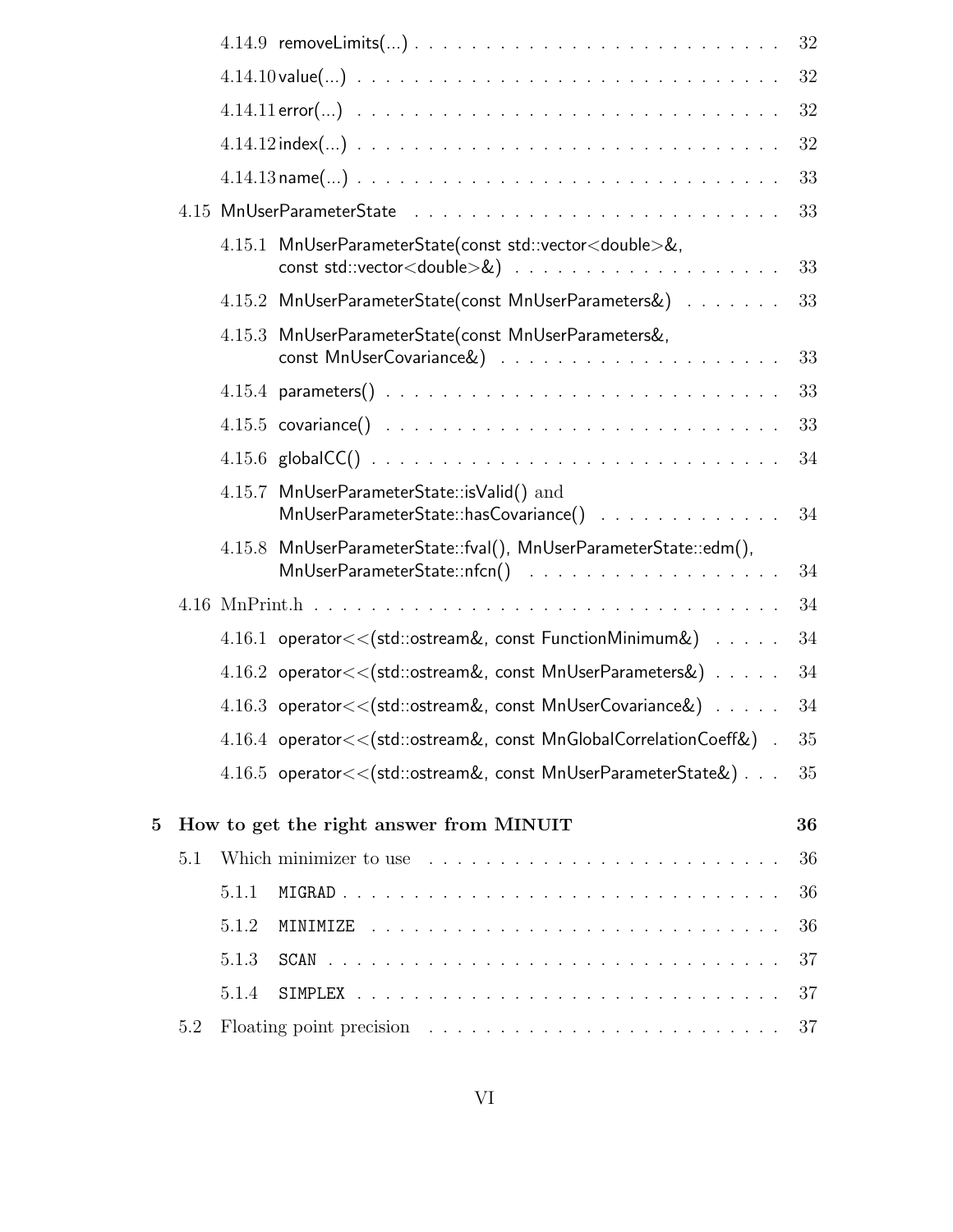- 4.14.9 removeLimits(...) . . . 32
- 4.14.10 value(...) . . . 32
- 4.14.11 error(...) . . . 32
- 4.14.12 index(...) . . . 32
- 4.14.13 name(...) . . . 33
- 4.15 MnUserParameterState . . . 33
  - 4.15.1 MnUserParameterState(const std::vector<double>&, const std::vector<double>&) . . . 33
  - 4.15.2 MnUserParameterState(const MnUserParameters&) . . . 33
  - 4.15.3 MnUserParameterState(const MnUserParameters&, const MnUserCovariance&) . . . 33
  - 4.15.4 parameters() . . . 33
  - 4.15.5 covariance() . . . 33
  - 4.15.6 globalCC() . . . 34
  - 4.15.7 MnUserParameterState::isValid() and MnUserParameterState::hasCovariance() . . . 34
  - 4.15.8 MnUserParameterState::fval(), MnUserParameterState::edm(), MnUserParameterState::nfcn() . . . 34
- 4.16 MnPrint.h . . . 34
  - 4.16.1 operator<<(std::ostream&, const FunctionMinimum&) . . . 34
  - 4.16.2 operator<<(std::ostream&, const MnUserParameters&) . . . 34
  - 4.16.3 operator<<(std::ostream&, const MnUserCovariance&) . . . 34
  - 4.16.4 operator<<(std::ostream&, const MnGlobalCorrelationCoeff&) . . . 35
  - 4.16.5 operator<<(std::ostream&, const MnUserParameterState&) . . . 35

**5 How to get the right answer from MINUIT . . . 36**

- 5.1 Which minimizer to use . . . 36
  - 5.1.1 `MIGRAD` . . . 36
  - 5.1.2 `MINIMIZE` . . . 36
  - 5.1.3 `SCAN` . . . 37
  - 5.1.4 `SIMPLEX` . . . 37
- 5.2 Floating point precision . . . 37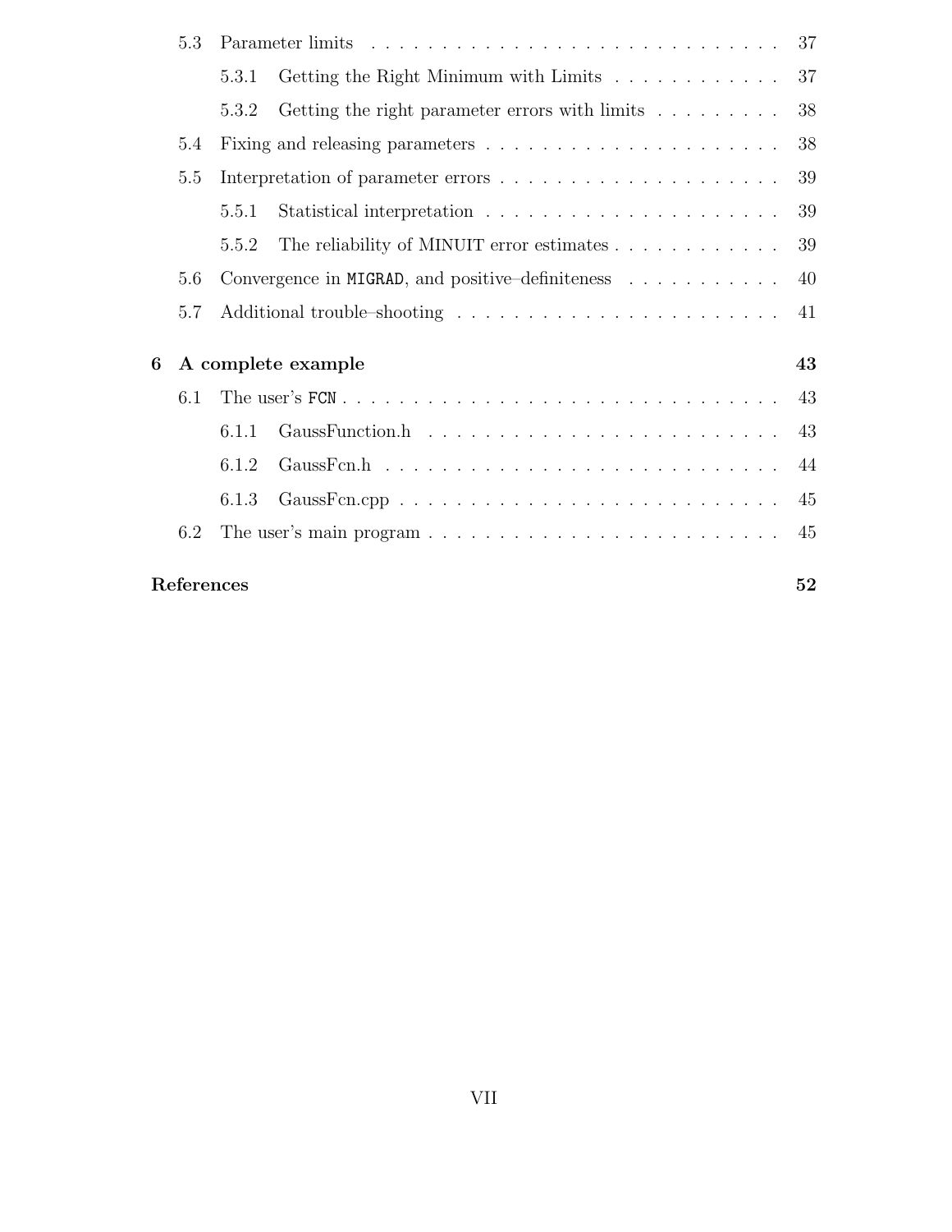5.3 Parameter limits . . . . . . . . . . . . . . . . . . . . . . . . . . . . 37

5.3.1 Getting the Right Minimum with Limits . . . . . . . . . . . . 37

5.3.2 Getting the right parameter errors with limits . . . . . . . . . 38

5.4 Fixing and releasing parameters . . . . . . . . . . . . . . . . . . . . . 38

5.5 Interpretation of parameter errors . . . . . . . . . . . . . . . . . . . . 39

5.5.1 Statistical interpretation . . . . . . . . . . . . . . . . . . . . . 39

5.5.2 The reliability of MINUIT error estimates . . . . . . . . . . . . 39

5.6 Convergence in `MIGRAD`, and positive–definiteness . . . . . . . . . . . 40

5.7 Additional trouble–shooting . . . . . . . . . . . . . . . . . . . . . . . 41

**6 A complete example 43**

6.1 The user's `FCN` . . . . . . . . . . . . . . . . . . . . . . . . . . . . . 43

6.1.1 GaussFunction.h . . . . . . . . . . . . . . . . . . . . . . . . . 43

6.1.2 GaussFcn.h . . . . . . . . . . . . . . . . . . . . . . . . . . . . 44

6.1.3 GaussFcn.cpp . . . . . . . . . . . . . . . . . . . . . . . . . . . 45

6.2 The user's main program . . . . . . . . . . . . . . . . . . . . . . . . . 45

**References 52**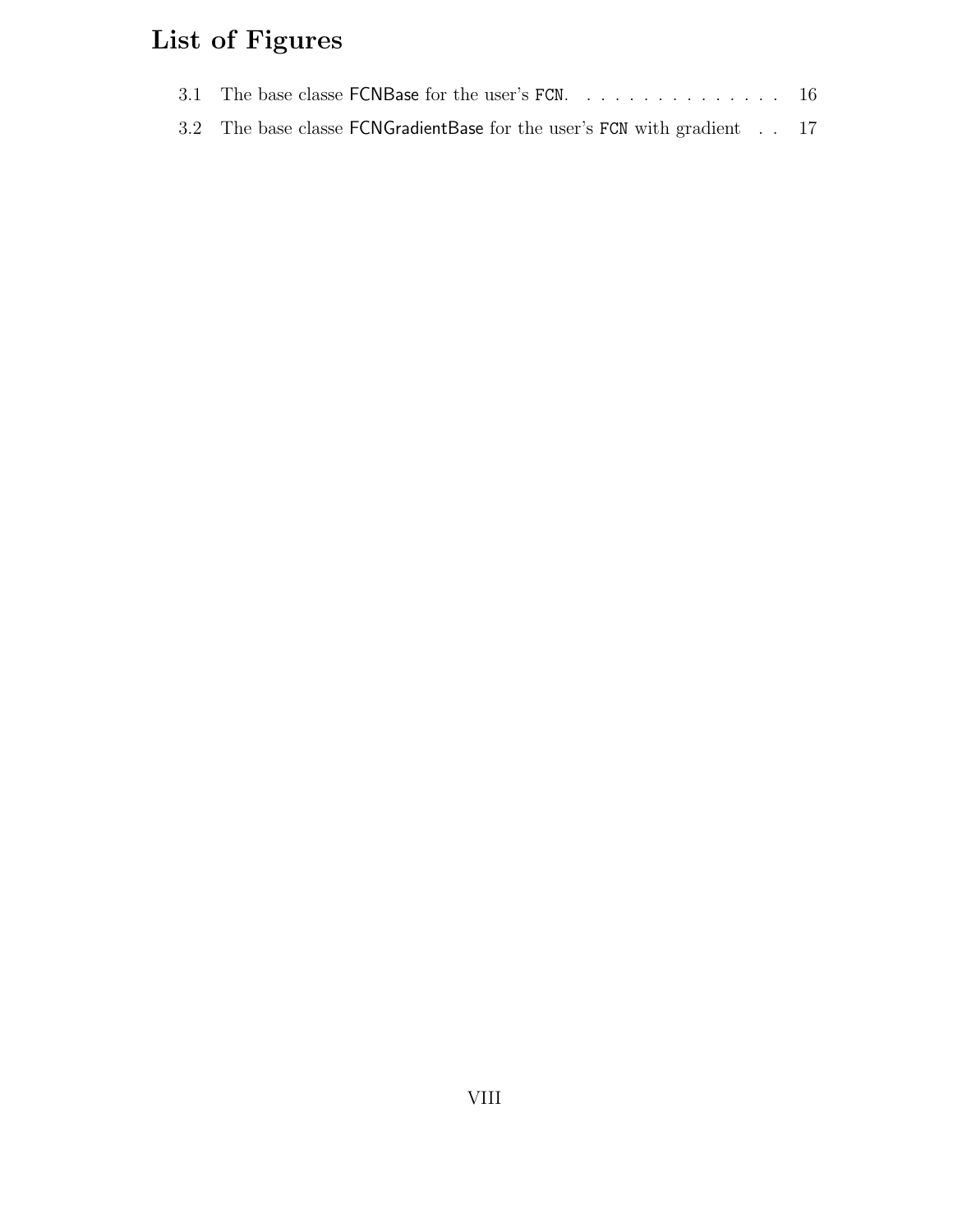# List of Figures

3.1 The base classe FCNBase for the user's `FCN`. . . . . . . . . . . . . . . . 16

3.2 The base classe FCNGradientBase for the user's `FCN` with gradient . . 17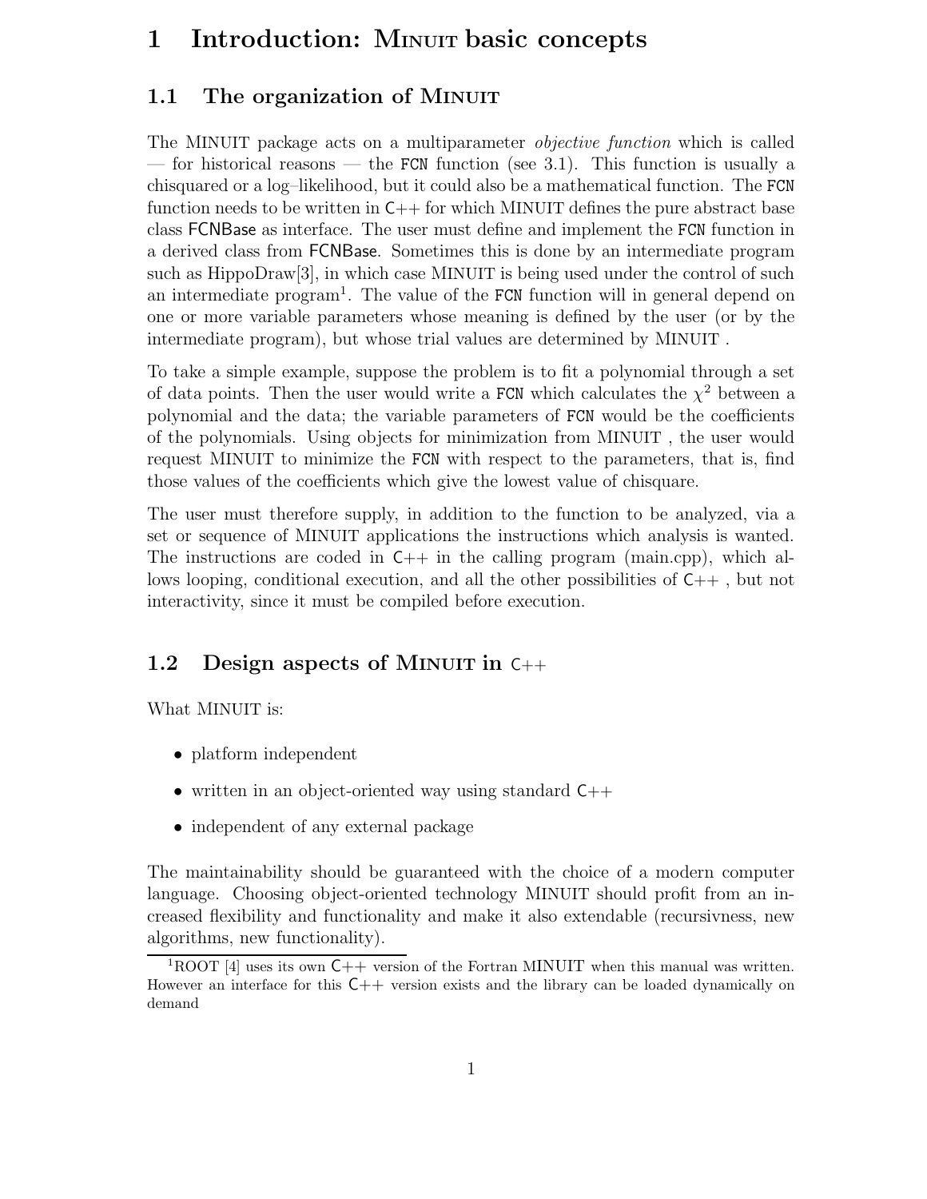# 1 Introduction: Minuit basic concepts

## 1.1 The organization of Minuit

The MINUIT package acts on a multiparameter *objective function* which is called — for historical reasons — the FCN function (see 3.1). This function is usually a chisquared or a log–likelihood, but it could also be a mathematical function. The FCN function needs to be written in C++ for which MINUIT defines the pure abstract base class FCNBase as interface. The user must define and implement the FCN function in a derived class from FCNBase. Sometimes this is done by an intermediate program such as HippoDraw[3], in which case MINUIT is being used under the control of such an intermediate program[1]. The value of the FCN function will in general depend on one or more variable parameters whose meaning is defined by the user (or by the intermediate program), but whose trial values are determined by MINUIT .

To take a simple example, suppose the problem is to fit a polynomial through a set of data points. Then the user would write a FCN which calculates the $\chi^2$ between a polynomial and the data; the variable parameters of FCN would be the coefficients of the polynomials. Using objects for minimization from MINUIT , the user would request MINUIT to minimize the FCN with respect to the parameters, that is, find those values of the coefficients which give the lowest value of chisquare.

The user must therefore supply, in addition to the function to be analyzed, via a set or sequence of MINUIT applications the instructions which analysis is wanted. The instructions are coded in C++ in the calling program (main.cpp), which allows looping, conditional execution, and all the other possibilities of C++ , but not interactivity, since it must be compiled before execution.

## 1.2 Design aspects of Minuit in C++

What MINUIT is:

- platform independent
- written in an object-oriented way using standard C++
- independent of any external package

The maintainability should be guaranteed with the choice of a modern computer language. Choosing object-oriented technology MINUIT should profit from an increased flexibility and functionality and make it also extendable (recursivness, new algorithms, new functionality).

[1] ROOT [4] uses its own C++ version of the Fortran MINUIT when this manual was written. However an interface for this C++ version exists and the library can be loaded dynamically on demand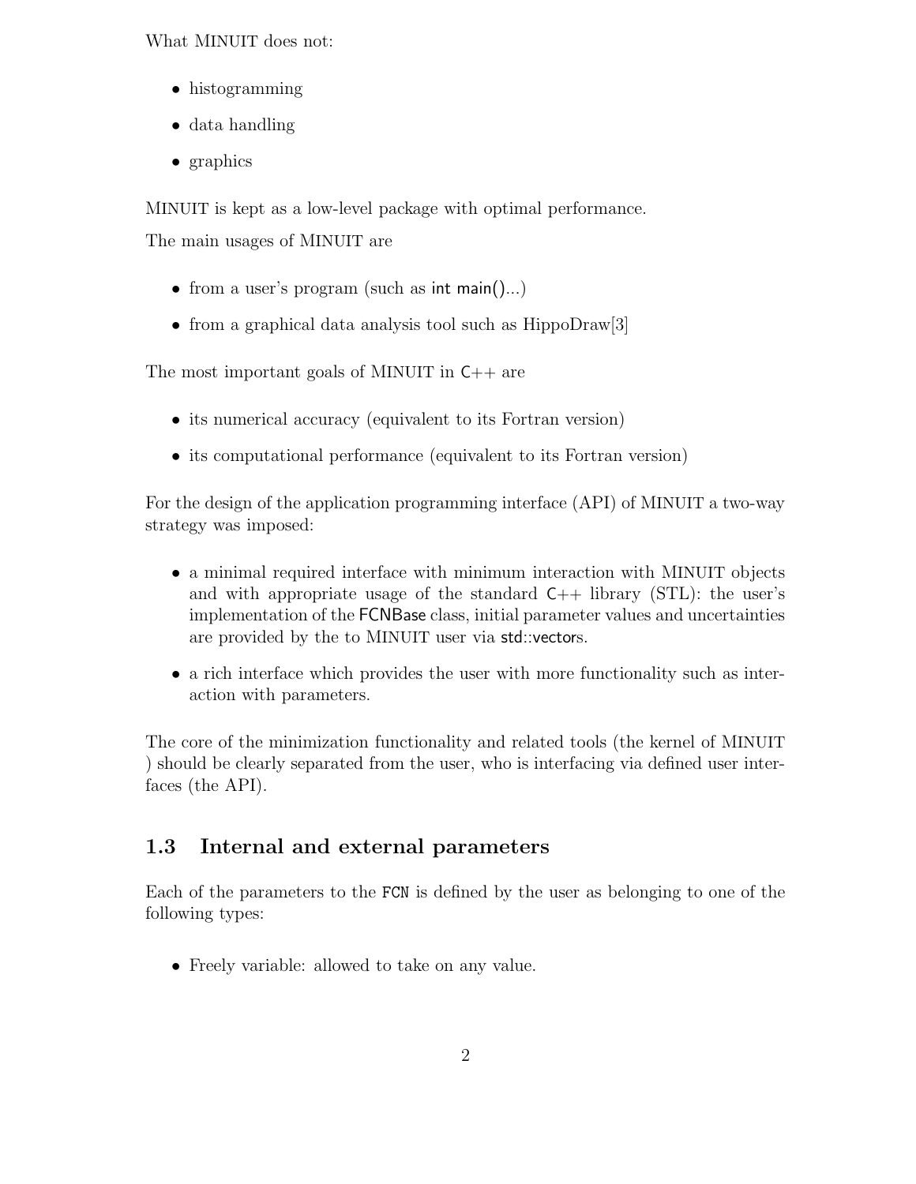What MINUIT does not:

- histogramming
- data handling
- graphics

MINUIT is kept as a low-level package with optimal performance.

The main usages of MINUIT are

- from a user's program (such as `int main()`...)
- from a graphical data analysis tool such as HippoDraw[3]

The most important goals of MINUIT in C++ are

- its numerical accuracy (equivalent to its Fortran version)
- its computational performance (equivalent to its Fortran version)

For the design of the application programming interface (API) of MINUIT a two-way strategy was imposed:

- a minimal required interface with minimum interaction with MINUIT objects and with appropriate usage of the standard C++ library (STL): the user's implementation of the FCNBase class, initial parameter values and uncertainties are provided by the to MINUIT user via std::vectors.
- a rich interface which provides the user with more functionality such as interaction with parameters.

The core of the minimization functionality and related tools (the kernel of MINUIT ) should be clearly separated from the user, who is interfacing via defined user interfaces (the API).

## 1.3 Internal and external parameters

Each of the parameters to the `FCN` is defined by the user as belonging to one of the following types:

- Freely variable: allowed to take on any value.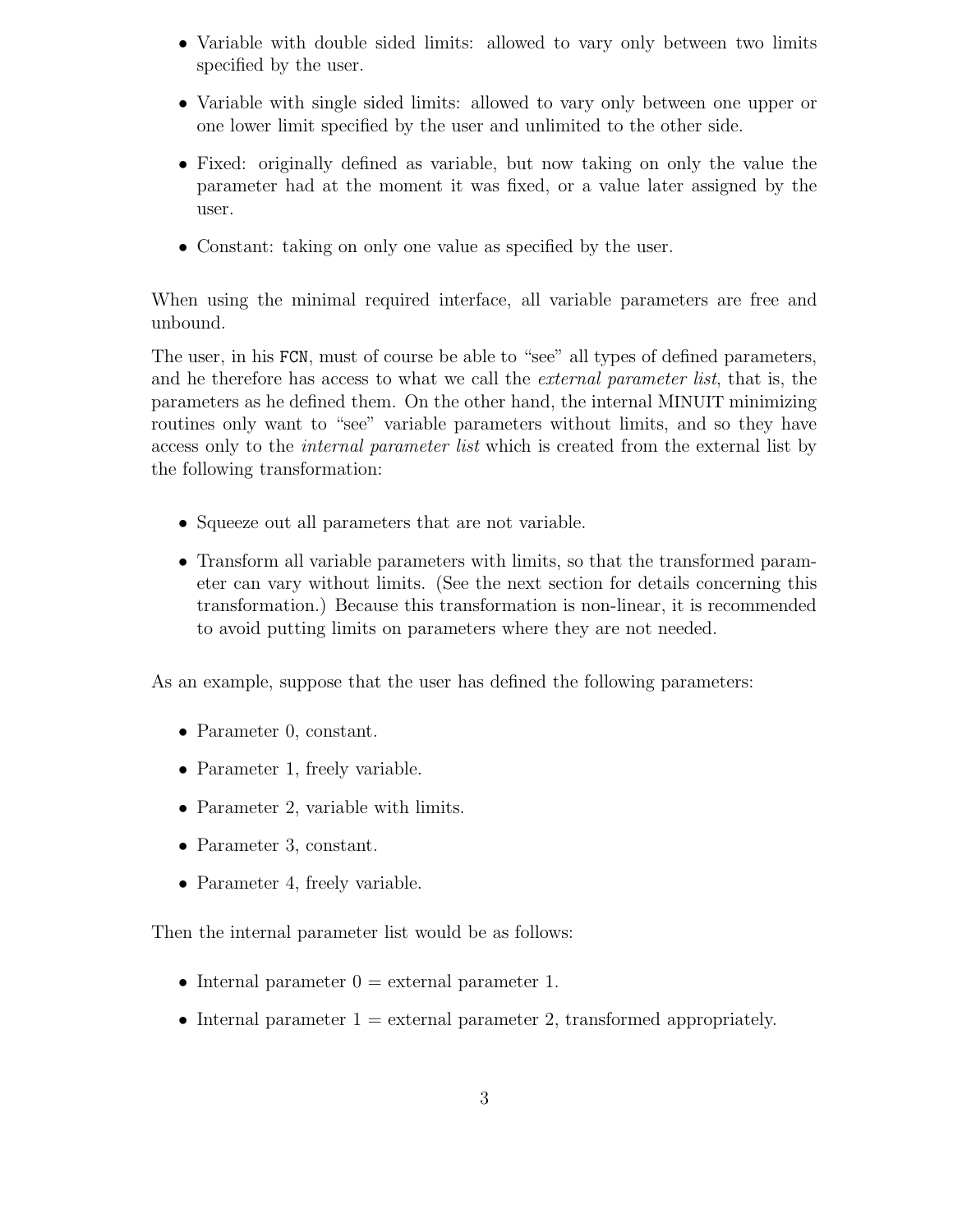- Variable with double sided limits: allowed to vary only between two limits specified by the user.
- Variable with single sided limits: allowed to vary only between one upper or one lower limit specified by the user and unlimited to the other side.
- Fixed: originally defined as variable, but now taking on only the value the parameter had at the moment it was fixed, or a value later assigned by the user.
- Constant: taking on only one value as specified by the user.

When using the minimal required interface, all variable parameters are free and unbound.

The user, in his `FCN`, must of course be able to "see" all types of defined parameters, and he therefore has access to what we call the *external parameter list*, that is, the parameters as he defined them. On the other hand, the internal MINUIT minimizing routines only want to "see" variable parameters without limits, and so they have access only to the *internal parameter list* which is created from the external list by the following transformation:

- Squeeze out all parameters that are not variable.
- Transform all variable parameters with limits, so that the transformed parameter can vary without limits. (See the next section for details concerning this transformation.) Because this transformation is non-linear, it is recommended to avoid putting limits on parameters where they are not needed.

As an example, suppose that the user has defined the following parameters:

- Parameter 0, constant.
- Parameter 1, freely variable.
- Parameter 2, variable with limits.
- Parameter 3, constant.
- Parameter 4, freely variable.

Then the internal parameter list would be as follows:

- Internal parameter 0 = external parameter 1.
- Internal parameter 1 = external parameter 2, transformed appropriately.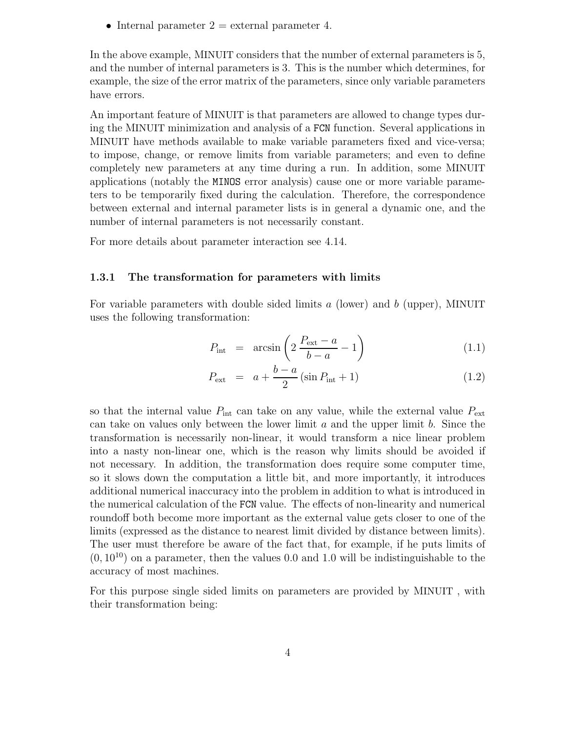- Internal parameter 2 = external parameter 4.

In the above example, MINUIT considers that the number of external parameters is 5, and the number of internal parameters is 3. This is the number which determines, for example, the size of the error matrix of the parameters, since only variable parameters have errors.

An important feature of MINUIT is that parameters are allowed to change types during the MINUIT minimization and analysis of a `FCN` function. Several applications in MINUIT have methods available to make variable parameters fixed and vice-versa; to impose, change, or remove limits from variable parameters; and even to define completely new parameters at any time during a run. In addition, some MINUIT applications (notably the `MINOS` error analysis) cause one or more variable parameters to be temporarily fixed during the calculation. Therefore, the correspondence between external and internal parameter lists is in general a dynamic one, and the number of internal parameters is not necessarily constant.

For more details about parameter interaction see 4.14.

### 1.3.1 The transformation for parameters with limits

For variable parameters with double sided limits $a$ (lower) and $b$ (upper), MINUIT uses the following transformation:

$$P_{\mathrm{int}} = \arcsin\left(2\,\frac{P_{\mathrm{ext}} - a}{b - a} - 1\right) \tag{1.1}$$

$$P_{\mathrm{ext}} = a + \frac{b - a}{2}\left(\sin P_{\mathrm{int}} + 1\right) \tag{1.2}$$

so that the internal value $P_{\mathrm{int}}$ can take on any value, while the external value $P_{\mathrm{ext}}$ can take on values only between the lower limit $a$ and the upper limit $b$. Since the transformation is necessarily non-linear, it would transform a nice linear problem into a nasty non-linear one, which is the reason why limits should be avoided if not necessary. In addition, the transformation does require some computer time, so it slows down the computation a little bit, and more importantly, it introduces additional numerical inaccuracy into the problem in addition to what is introduced in the numerical calculation of the `FCN` value. The effects of non-linearity and numerical roundoff both become more important as the external value gets closer to one of the limits (expressed as the distance to nearest limit divided by distance between limits). The user must therefore be aware of the fact that, for example, if he puts limits of $(0, 10^{10})$ on a parameter, then the values 0.0 and 1.0 will be indistinguishable to the accuracy of most machines.

For this purpose single sided limits on parameters are provided by MINUIT , with their transformation being: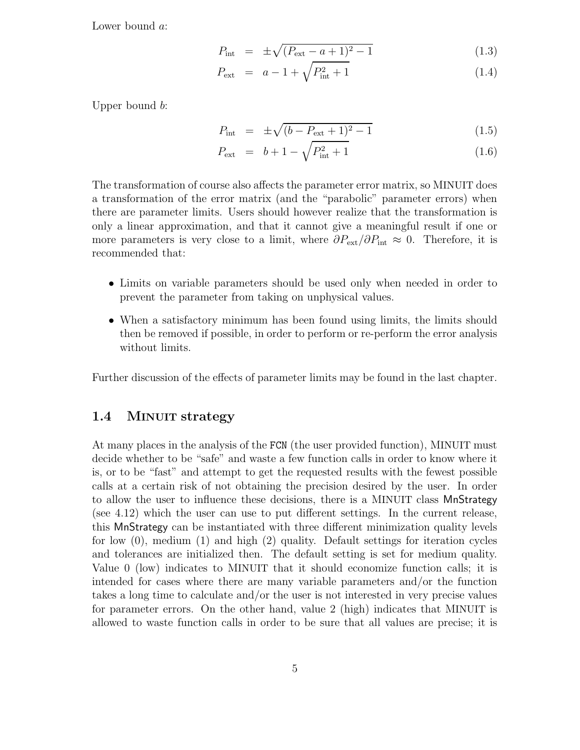Lower bound $a$:

$$P_{\text{int}} = \pm\sqrt{(P_{\text{ext}} - a + 1)^2 - 1} \tag{1.3}$$

$$P_{\text{ext}} = a - 1 + \sqrt{P_{\text{int}}^2 + 1} \tag{1.4}$$

Upper bound $b$:

$$P_{\text{int}} = \pm\sqrt{(b - P_{\text{ext}} + 1)^2 - 1} \tag{1.5}$$

$$P_{\text{ext}} = b + 1 - \sqrt{P_{\text{int}}^2 + 1} \tag{1.6}$$

The transformation of course also affects the parameter error matrix, so MINUIT does a transformation of the error matrix (and the "parabolic" parameter errors) when there are parameter limits. Users should however realize that the transformation is only a linear approximation, and that it cannot give a meaningful result if one or more parameters is very close to a limit, where $\partial P_{\text{ext}}/\partial P_{\text{int}} \approx 0$. Therefore, it is recommended that:

- Limits on variable parameters should be used only when needed in order to prevent the parameter from taking on unphysical values.
- When a satisfactory minimum has been found using limits, the limits should then be removed if possible, in order to perform or re-perform the error analysis without limits.

Further discussion of the effects of parameter limits may be found in the last chapter.

## 1.4 MINUIT strategy

At many places in the analysis of the `FCN` (the user provided function), MINUIT must decide whether to be "safe" and waste a few function calls in order to know where it is, or to be "fast" and attempt to get the requested results with the fewest possible calls at a certain risk of not obtaining the precision desired by the user. In order to allow the user to influence these decisions, there is a MINUIT class MnStrategy (see 4.12) which the user can use to put different settings. In the current release, this MnStrategy can be instantiated with three different minimization quality levels for low (0), medium (1) and high (2) quality. Default settings for iteration cycles and tolerances are initialized then. The default setting is set for medium quality. Value 0 (low) indicates to MINUIT that it should economize function calls; it is intended for cases where there are many variable parameters and/or the function takes a long time to calculate and/or the user is not interested in very precise values for parameter errors. On the other hand, value 2 (high) indicates that MINUIT is allowed to waste function calls in order to be sure that all values are precise; it is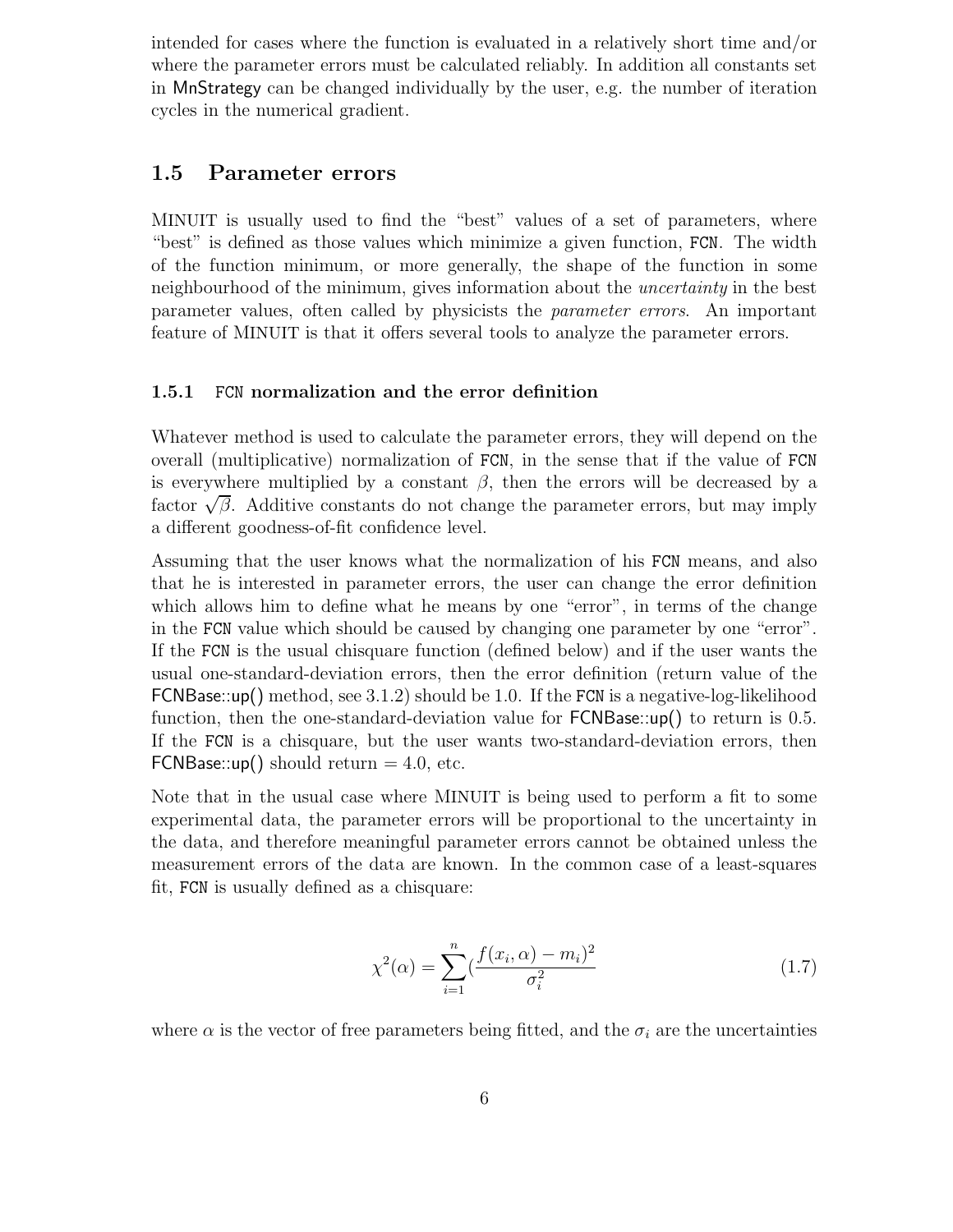intended for cases where the function is evaluated in a relatively short time and/or where the parameter errors must be calculated reliably. In addition all constants set in MnStrategy can be changed individually by the user, e.g. the number of iteration cycles in the numerical gradient.

## 1.5 Parameter errors

MINUIT is usually used to find the "best" values of a set of parameters, where "best" is defined as those values which minimize a given function, `FCN`. The width of the function minimum, or more generally, the shape of the function in some neighbourhood of the minimum, gives information about the *uncertainty* in the best parameter values, often called by physicists the *parameter errors*. An important feature of MINUIT is that it offers several tools to analyze the parameter errors.

### 1.5.1 `FCN` normalization and the error definition

Whatever method is used to calculate the parameter errors, they will depend on the overall (multiplicative) normalization of `FCN`, in the sense that if the value of `FCN` is everywhere multiplied by a constant $\beta$, then the errors will be decreased by a factor $\sqrt{\beta}$. Additive constants do not change the parameter errors, but may imply a different goodness-of-fit confidence level.

Assuming that the user knows what the normalization of his `FCN` means, and also that he is interested in parameter errors, the user can change the error definition which allows him to define what he means by one "error", in terms of the change in the `FCN` value which should be caused by changing one parameter by one "error". If the `FCN` is the usual chisquare function (defined below) and if the user wants the usual one-standard-deviation errors, then the error definition (return value of the FCNBase::up() method, see 3.1.2) should be 1.0. If the `FCN` is a negative-log-likelihood function, then the one-standard-deviation value for FCNBase::up() to return is 0.5. If the `FCN` is a chisquare, but the user wants two-standard-deviation errors, then FCNBase::up() should return = 4.0, etc.

Note that in the usual case where MINUIT is being used to perform a fit to some experimental data, the parameter errors will be proportional to the uncertainty in the data, and therefore meaningful parameter errors cannot be obtained unless the measurement errors of the data are known. In the common case of a least-squares fit, `FCN` is usually defined as a chisquare:

$$\chi^2(\alpha) = \sum_{i=1}^{n} (\frac{f(x_i, \alpha) - m_i)^2}{\sigma_i^2} \tag{1.7}$$

where $\alpha$ is the vector of free parameters being fitted, and the $\sigma_i$ are the uncertainties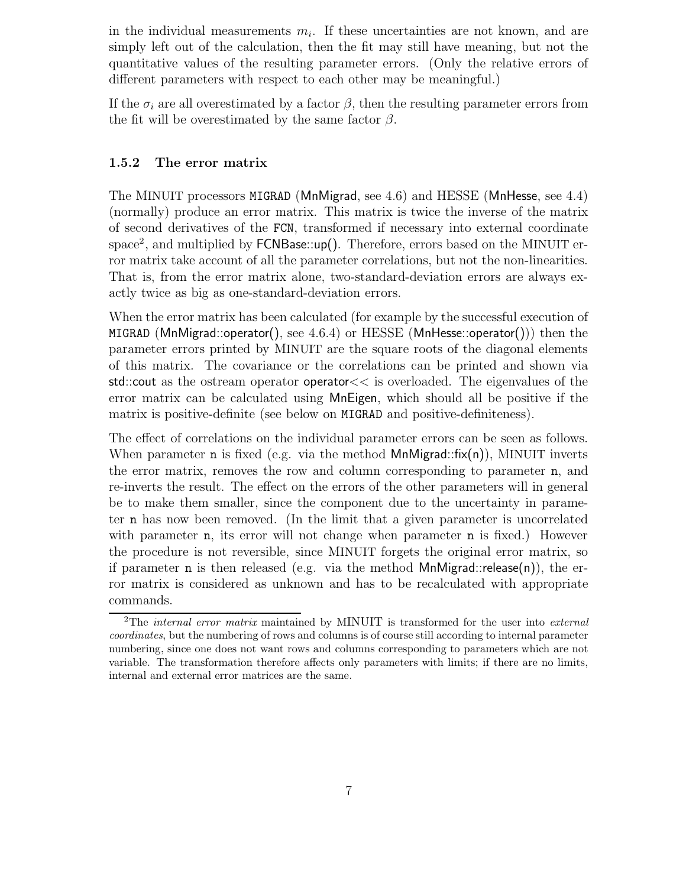in the individual measurements $m_i$. If these uncertainties are not known, and are simply left out of the calculation, then the fit may still have meaning, but not the quantitative values of the resulting parameter errors. (Only the relative errors of different parameters with respect to each other may be meaningful.)

If the $\sigma_i$ are all overestimated by a factor $\beta$, then the resulting parameter errors from the fit will be overestimated by the same factor $\beta$.

### 1.5.2 The error matrix

The MINUIT processors `MIGRAD` (MnMigrad, see 4.6) and HESSE (MnHesse, see 4.4) (normally) produce an error matrix. This matrix is twice the inverse of the matrix of second derivatives of the `FCN`, transformed if necessary into external coordinate space[2], and multiplied by FCNBase::up(). Therefore, errors based on the MINUIT error matrix take account of all the parameter correlations, but not the non-linearities. That is, from the error matrix alone, two-standard-deviation errors are always exactly twice as big as one-standard-deviation errors.

When the error matrix has been calculated (for example by the successful execution of `MIGRAD` (MnMigrad::operator(), see 4.6.4) or HESSE (MnHesse::operator())) then the parameter errors printed by MINUIT are the square roots of the diagonal elements of this matrix. The covariance or the correlations can be printed and shown via std::cout as the ostream operator operator<< is overloaded. The eigenvalues of the error matrix can be calculated using MnEigen, which should all be positive if the matrix is positive-definite (see below on `MIGRAD` and positive-definiteness).

The effect of correlations on the individual parameter errors can be seen as follows. When parameter `n` is fixed (e.g. via the method MnMigrad::fix(n)), MINUIT inverts the error matrix, removes the row and column corresponding to parameter `n`, and re-inverts the result. The effect on the errors of the other parameters will in general be to make them smaller, since the component due to the uncertainty in parameter `n` has now been removed. (In the limit that a given parameter is uncorrelated with parameter `n`, its error will not change when parameter `n` is fixed.) However the procedure is not reversible, since MINUIT forgets the original error matrix, so if parameter `n` is then released (e.g. via the method MnMigrad::release(n)), the error matrix is considered as unknown and has to be recalculated with appropriate commands.

[2] The *internal error matrix* maintained by MINUIT is transformed for the user into *external coordinates*, but the numbering of rows and columns is of course still according to internal parameter numbering, since one does not want rows and columns corresponding to parameters which are not variable. The transformation therefore affects only parameters with limits; if there are no limits, internal and external error matrices are the same.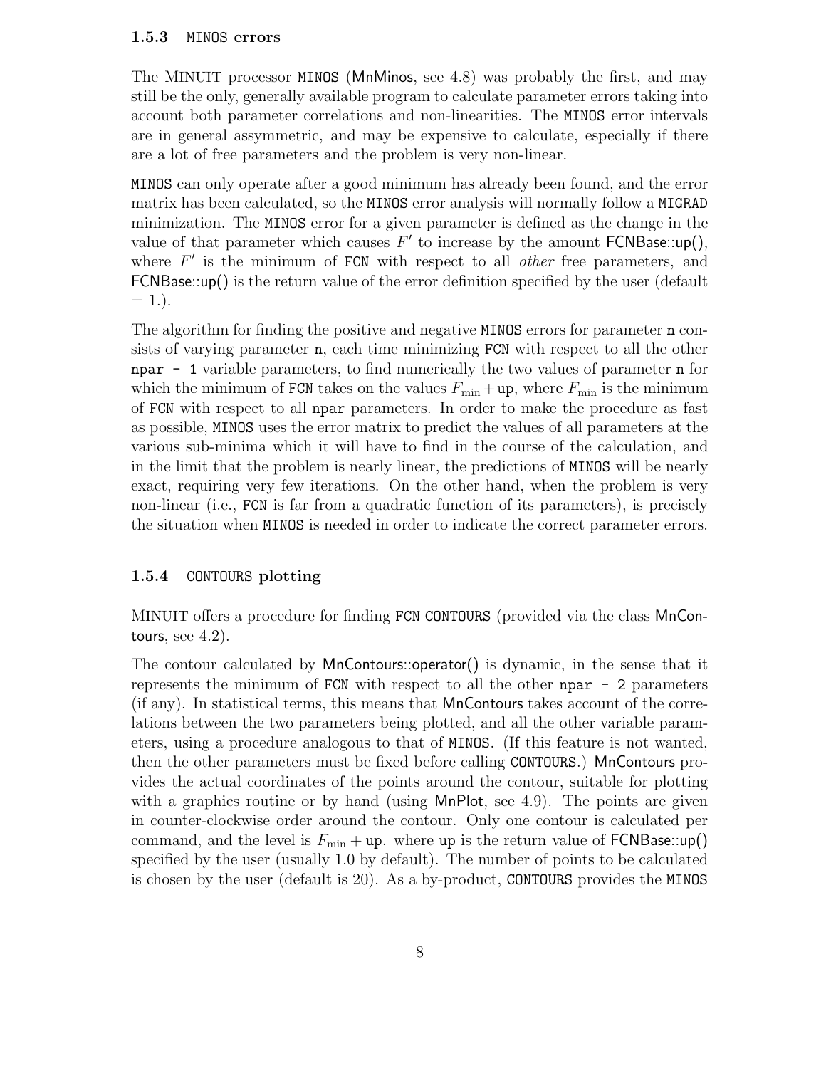### 1.5.3 MINOS errors

The MINUIT processor MINOS (MnMinos, see 4.8) was probably the first, and may still be the only, generally available program to calculate parameter errors taking into account both parameter correlations and non-linearities. The MINOS error intervals are in general assymmetric, and may be expensive to calculate, especially if there are a lot of free parameters and the problem is very non-linear.

MINOS can only operate after a good minimum has already been found, and the error matrix has been calculated, so the MINOS error analysis will normally follow a MIGRAD minimization. The MINOS error for a given parameter is defined as the change in the value of that parameter which causes $F'$ to increase by the amount FCNBase::up(), where $F'$ is the minimum of FCN with respect to all *other* free parameters, and FCNBase::up() is the return value of the error definition specified by the user (default = 1.).

The algorithm for finding the positive and negative MINOS errors for parameter n consists of varying parameter n, each time minimizing FCN with respect to all the other npar - 1 variable parameters, to find numerically the two values of parameter n for which the minimum of FCN takes on the values $F_{\min} + \mathtt{up}$, where $F_{\min}$ is the minimum of FCN with respect to all npar parameters. In order to make the procedure as fast as possible, MINOS uses the error matrix to predict the values of all parameters at the various sub-minima which it will have to find in the course of the calculation, and in the limit that the problem is nearly linear, the predictions of MINOS will be nearly exact, requiring very few iterations. On the other hand, when the problem is very non-linear (i.e., FCN is far from a quadratic function of its parameters), is precisely the situation when MINOS is needed in order to indicate the correct parameter errors.

### 1.5.4 CONTOURS plotting

MINUIT offers a procedure for finding FCN CONTOURS (provided via the class MnContours, see 4.2).

The contour calculated by MnContours::operator() is dynamic, in the sense that it represents the minimum of FCN with respect to all the other npar - 2 parameters (if any). In statistical terms, this means that MnContours takes account of the correlations between the two parameters being plotted, and all the other variable parameters, using a procedure analogous to that of MINOS. (If this feature is not wanted, then the other parameters must be fixed before calling CONTOURS.) MnContours provides the actual coordinates of the points around the contour, suitable for plotting with a graphics routine or by hand (using MnPlot, see 4.9). The points are given in counter-clockwise order around the contour. Only one contour is calculated per command, and the level is $F_{\min} + \mathtt{up}$. where up is the return value of FCNBase::up() specified by the user (usually 1.0 by default). The number of points to be calculated is chosen by the user (default is 20). As a by-product, CONTOURS provides the MINOS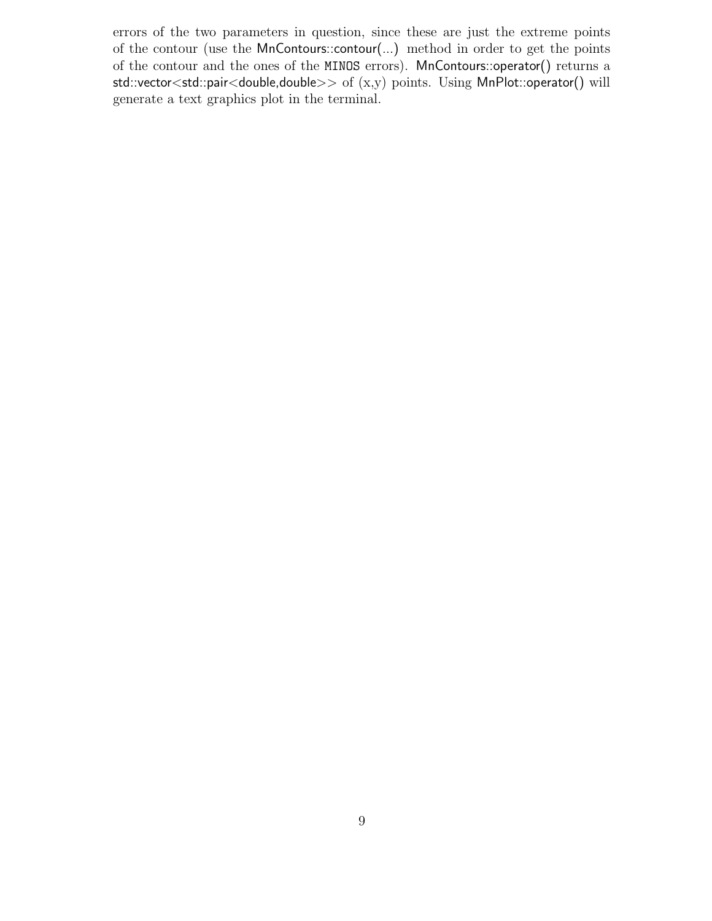errors of the two parameters in question, since these are just the extreme points of the contour (use the MnContours::contour(...) method in order to get the points of the contour and the ones of the MINOS errors). MnContours::operator() returns a std::vector<std::pair<double,double>> of (x,y) points. Using MnPlot::operator() will generate a text graphics plot in the terminal.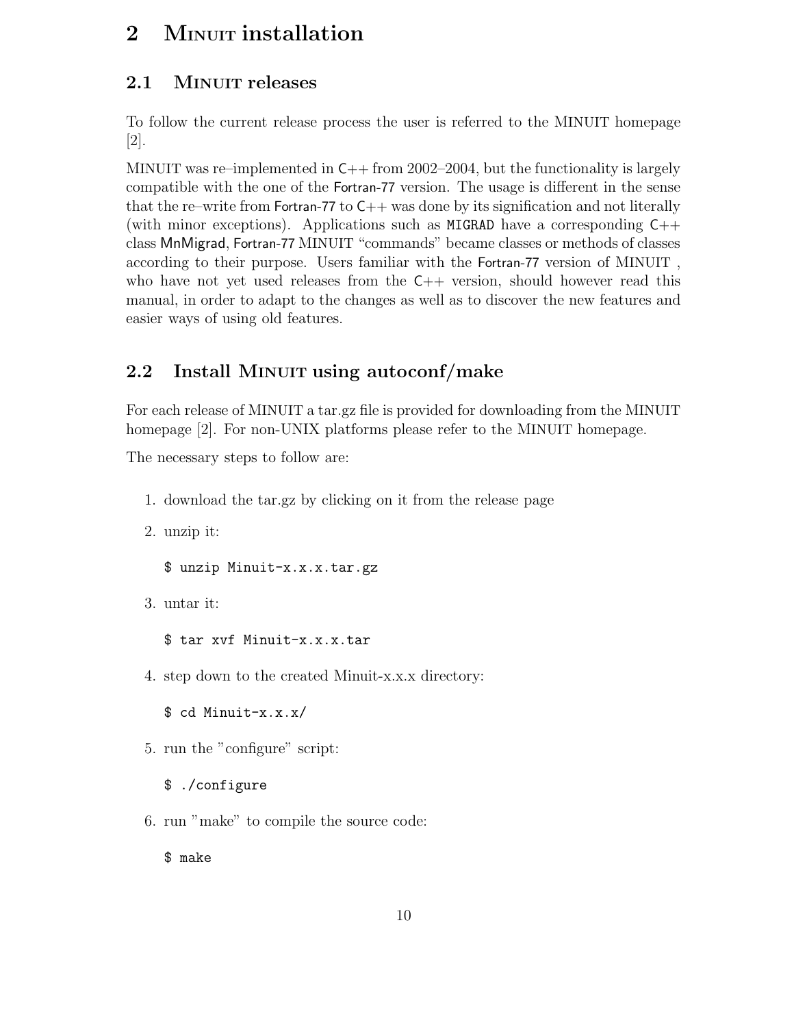# 2 Minuit installation

## 2.1 Minuit releases

To follow the current release process the user is referred to the MINUIT homepage [2].

MINUIT was re–implemented in C++ from 2002–2004, but the functionality is largely compatible with the one of the Fortran-77 version. The usage is different in the sense that the re–write from Fortran-77 to C++ was done by its signification and not literally (with minor exceptions). Applications such as `MIGRAD` have a corresponding C++ class MnMigrad, Fortran-77 MINUIT "commands" became classes or methods of classes according to their purpose. Users familiar with the Fortran-77 version of MINUIT , who have not yet used releases from the C++ version, should however read this manual, in order to adapt to the changes as well as to discover the new features and easier ways of using old features.

## 2.2 Install Minuit using autoconf/make

For each release of MINUIT a tar.gz file is provided for downloading from the MINUIT homepage [2]. For non-UNIX platforms please refer to the MINUIT homepage.

The necessary steps to follow are:

1. download the tar.gz by clicking on it from the release page

2. unzip it:

   ```
   $ unzip Minuit-x.x.x.tar.gz
   ```

3. untar it:

   ```
   $ tar xvf Minuit-x.x.x.tar
   ```

4. step down to the created Minuit-x.x.x directory:

   ```
   $ cd Minuit-x.x.x/
   ```

5. run the "configure" script:

   ```
   $ ./configure
   ```

6. run "make" to compile the source code:

   ```
   $ make
   ```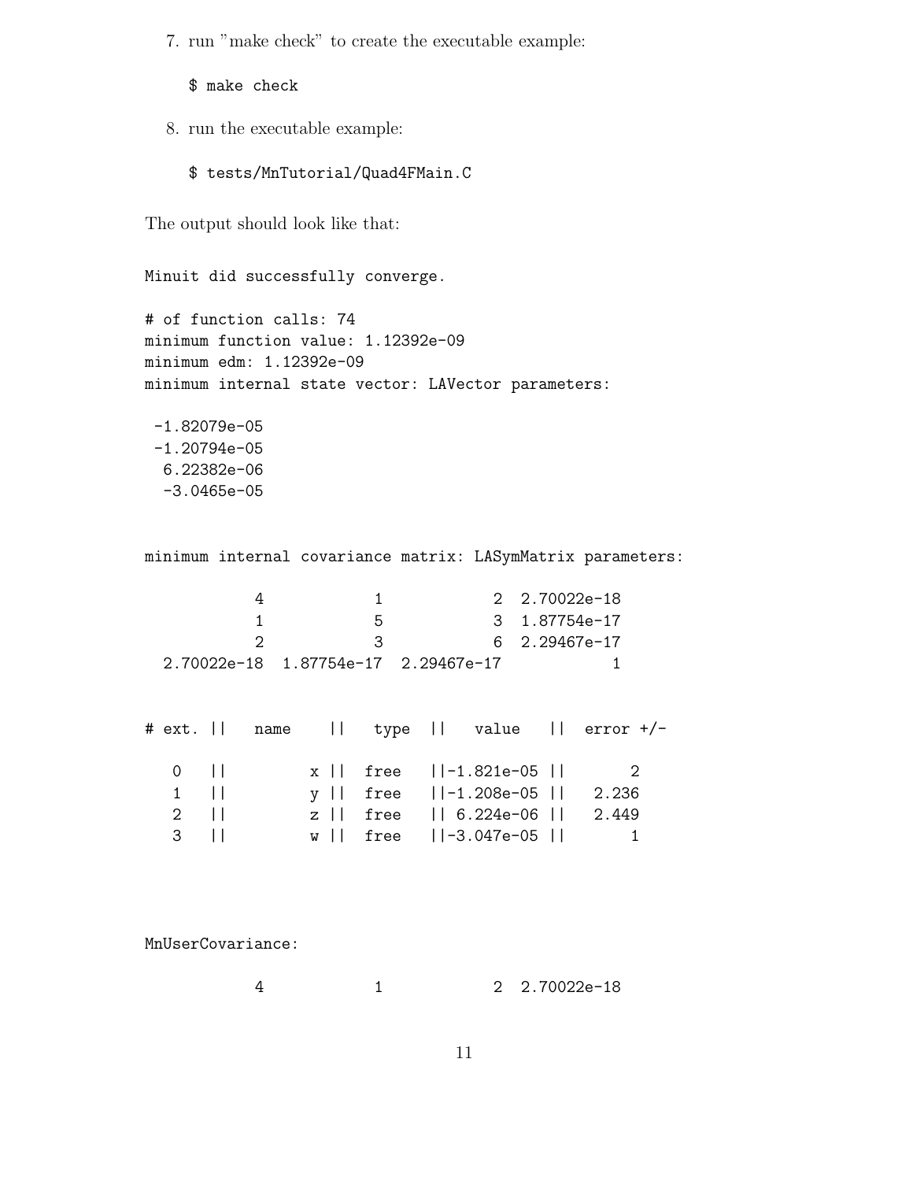7. run "make check" to create the executable example:

   ```
   $ make check
   ```

8. run the executable example:

   ```
   $ tests/MnTutorial/Quad4FMain.C
   ```

The output should look like that:

```
Minuit did successfully converge.

# of function calls: 74
minimum function value: 1.12392e-09
minimum edm: 1.12392e-09
minimum internal state vector: LAVector parameters:

 -1.82079e-05
 -1.20794e-05
  6.22382e-06
  -3.0465e-05


minimum internal covariance matrix: LASymMatrix parameters:

           4            1            2  2.70022e-18
           1            5            3  1.87754e-17
           2            3            6  2.29467e-17
  2.70022e-18  1.87754e-17  2.29467e-17            1


# ext. ||   name    ||   type  ||   value   ||  error +/-

   0   ||         x ||  free   ||-1.821e-05 ||       2
   1   ||         y ||  free   ||-1.208e-05 ||   2.236
   2   ||         z ||  free   || 6.224e-06 ||   2.449
   3   ||         w ||  free   ||-3.047e-05 ||       1




MnUserCovariance:

           4            1            2  2.70022e-18
```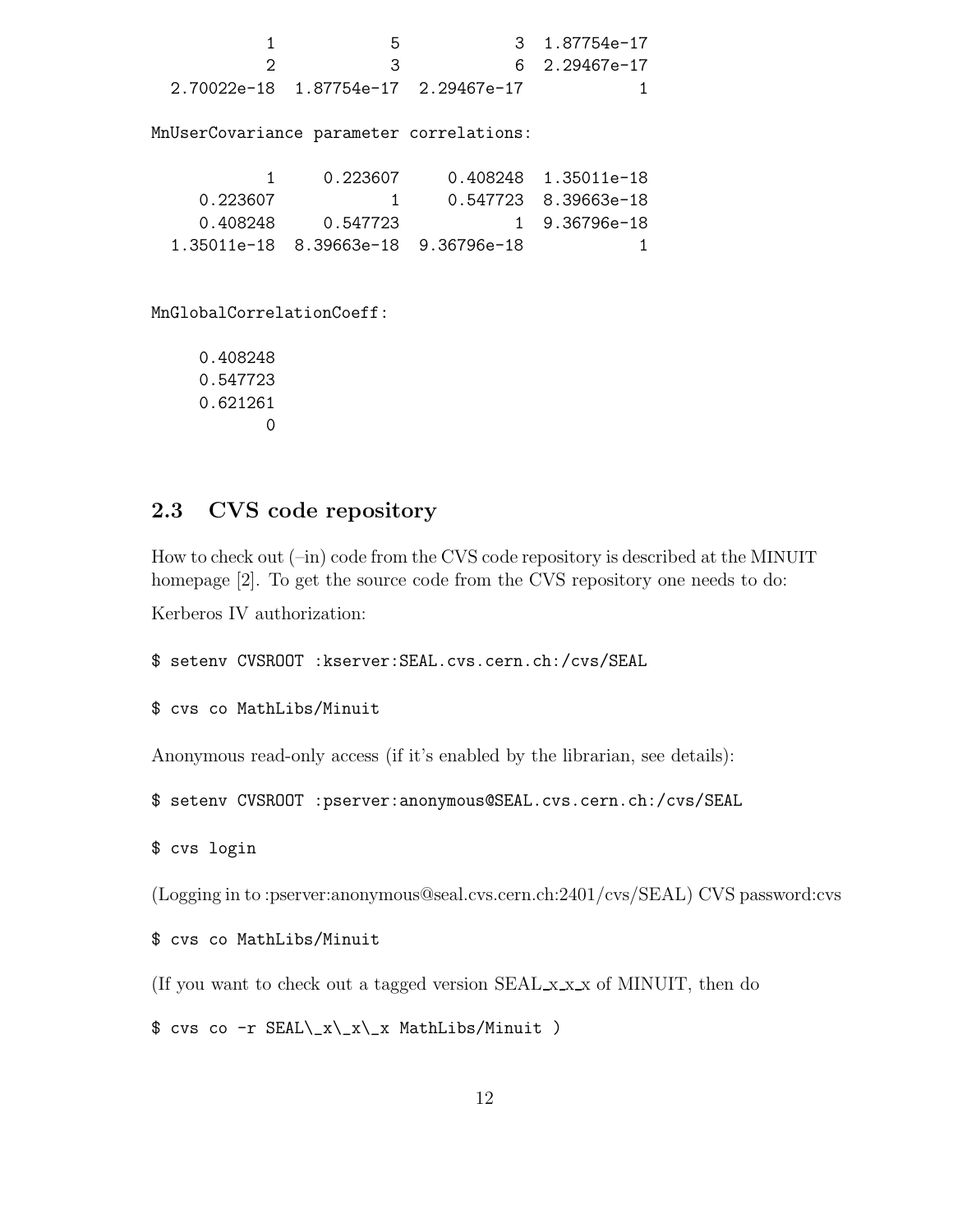```
          1            5            3  1.87754e-17
          2            3            6  2.29467e-17
 2.70022e-18  1.87754e-17  2.29467e-17            1

MnUserCovariance parameter correlations:

          1     0.223607     0.408248  1.35011e-18
   0.223607            1     0.547723  8.39663e-18
   0.408248     0.547723            1  9.36796e-18
 1.35011e-18  8.39663e-18  9.36796e-18            1


MnGlobalCorrelationCoeff:

   0.408248
   0.547723
   0.621261
          0
```

### 2.3 CVS code repository

How to check out (–in) code from the CVS code repository is described at the MINUIT homepage [2]. To get the source code from the CVS repository one needs to do:

Kerberos IV authorization:

```
$ setenv CVSROOT :kserver:SEAL.cvs.cern.ch:/cvs/SEAL

$ cvs co MathLibs/Minuit
```

Anonymous read-only access (if it's enabled by the librarian, see details):

```
$ setenv CVSROOT :pserver:anonymous@SEAL.cvs.cern.ch:/cvs/SEAL

$ cvs login
```

(Logging in to :pserver:anonymous@seal.cvs.cern.ch:2401/cvs/SEAL) CVS password:cvs

```
$ cvs co MathLibs/Minuit
```

(If you want to check out a tagged version SEAL_x_x_x of MINUIT, then do

```
$ cvs co -r SEAL\_x\_x\_x MathLibs/Minuit )
```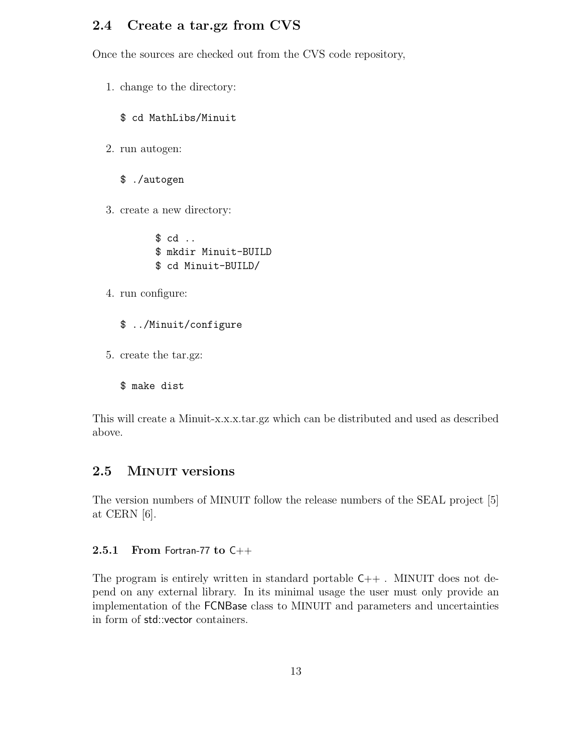## 2.4 Create a tar.gz from CVS

Once the sources are checked out from the CVS code repository,

1. change to the directory:

   ```
   $ cd MathLibs/Minuit
   ```

2. run autogen:

   ```
   $ ./autogen
   ```

3. create a new directory:

   ```
   $ cd ..
   $ mkdir Minuit-BUILD
   $ cd Minuit-BUILD/
   ```

4. run configure:

   ```
   $ ../Minuit/configure
   ```

5. create the tar.gz:

   ```
   $ make dist
   ```

This will create a Minuit-x.x.x.tar.gz which can be distributed and used as described above.

## 2.5 MINUIT versions

The version numbers of MINUIT follow the release numbers of the SEAL project [5] at CERN [6].

### 2.5.1 From Fortran-77 to C++

The program is entirely written in standard portable C++ . MINUIT does not depend on any external library. In its minimal usage the user must only provide an implementation of the FCNBase class to MINUIT and parameters and uncertainties in form of std::vector containers.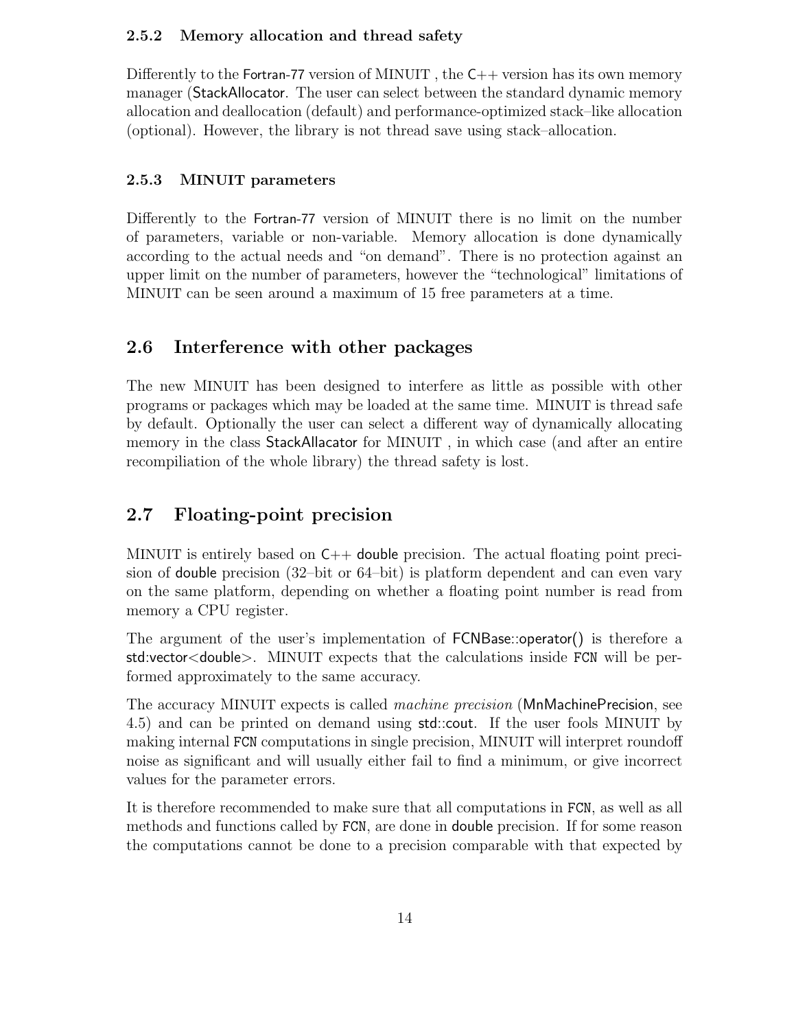### 2.5.2 Memory allocation and thread safety

Differently to the Fortran-77 version of MINUIT , the C++ version has its own memory manager (StackAllocator. The user can select between the standard dynamic memory allocation and deallocation (default) and performance-optimized stack–like allocation (optional). However, the library is not thread save using stack–allocation.

### 2.5.3 MINUIT parameters

Differently to the Fortran-77 version of MINUIT there is no limit on the number of parameters, variable or non-variable. Memory allocation is done dynamically according to the actual needs and "on demand". There is no protection against an upper limit on the number of parameters, however the "technological" limitations of MINUIT can be seen around a maximum of 15 free parameters at a time.

## 2.6 Interference with other packages

The new MINUIT has been designed to interfere as little as possible with other programs or packages which may be loaded at the same time. MINUIT is thread safe by default. Optionally the user can select a different way of dynamically allocating memory in the class StackAllacator for MINUIT , in which case (and after an entire recompiliation of the whole library) the thread safety is lost.

## 2.7 Floating-point precision

MINUIT is entirely based on C++ double precision. The actual floating point precision of double precision (32–bit or 64–bit) is platform dependent and can even vary on the same platform, depending on whether a floating point number is read from memory a CPU register.

The argument of the user's implementation of FCNBase::operator() is therefore a std:vector<double>. MINUIT expects that the calculations inside FCN will be performed approximately to the same accuracy.

The accuracy MINUIT expects is called *machine precision* (MnMachinePrecision, see 4.5) and can be printed on demand using std::cout. If the user fools MINUIT by making internal FCN computations in single precision, MINUIT will interpret roundoff noise as significant and will usually either fail to find a minimum, or give incorrect values for the parameter errors.

It is therefore recommended to make sure that all computations in FCN, as well as all methods and functions called by FCN, are done in double precision. If for some reason the computations cannot be done to a precision comparable with that expected by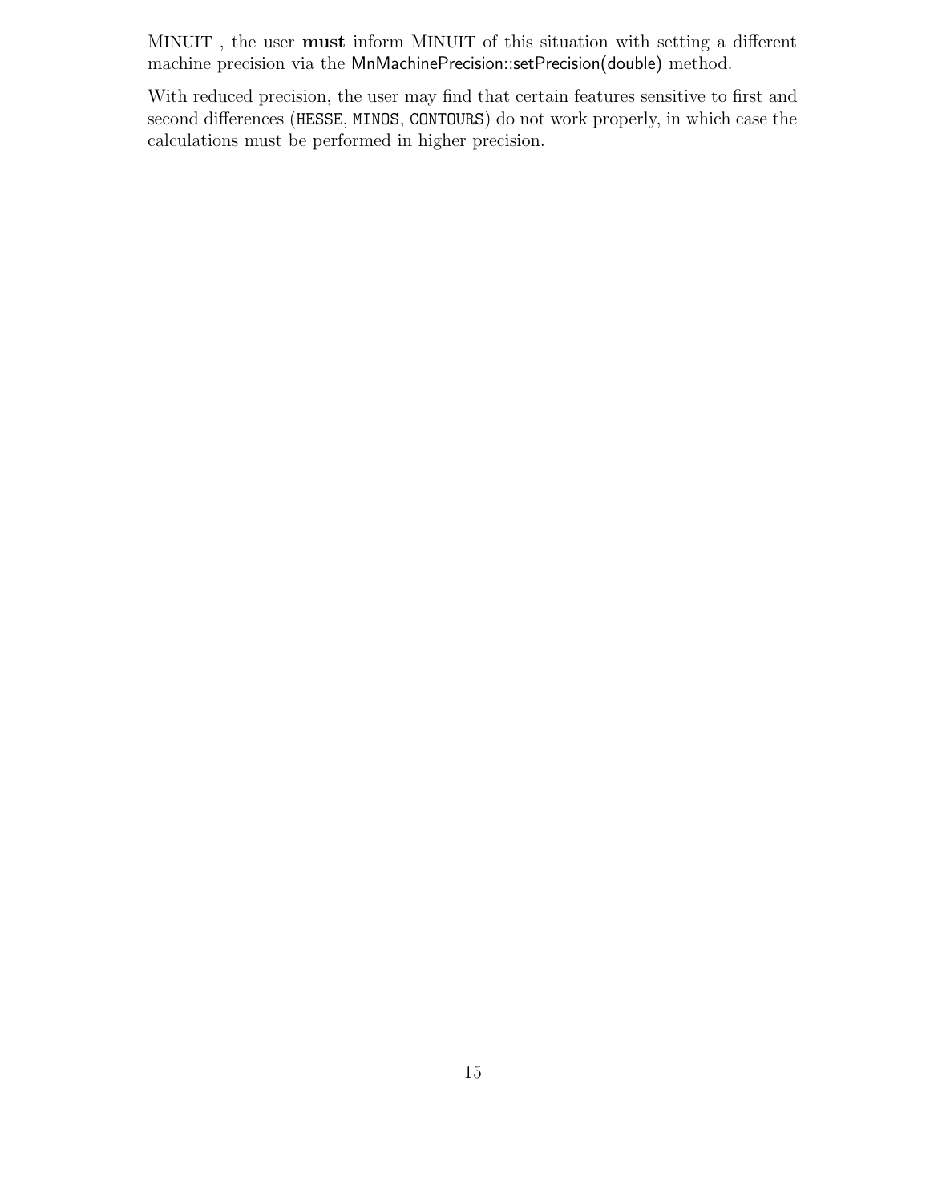MINUIT , the user **must** inform MINUIT of this situation with setting a different machine precision via the MnMachinePrecision::setPrecision(double) method.

With reduced precision, the user may find that certain features sensitive to first and second differences (`HESSE`, `MINOS`, `CONTOURS`) do not work properly, in which case the calculations must be performed in higher precision.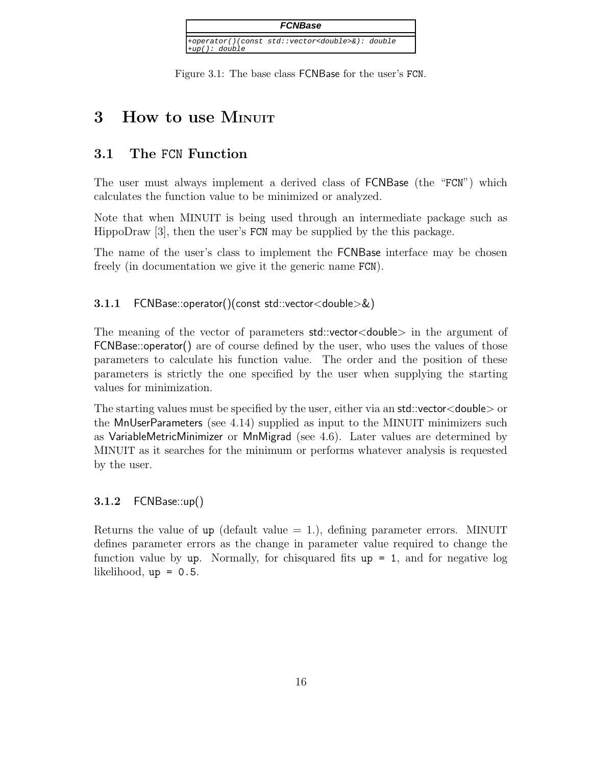| FCNBase |
| --- |
| +operator()(const std::vector<double>&): double<br>+up(): double |

Figure 3.1: The base class FCNBase for the user's FCN.

# 3 How to use MINUIT

## 3.1 The FCN Function

The user must always implement a derived class of FCNBase (the "FCN") which calculates the function value to be minimized or analyzed.

Note that when MINUIT is being used through an intermediate package such as HippoDraw [3], then the user's FCN may be supplied by the this package.

The name of the user's class to implement the FCNBase interface may be chosen freely (in documentation we give it the generic name FCN).

### 3.1.1 FCNBase::operator()(const std::vector<double>&)

The meaning of the vector of parameters std::vector<double> in the argument of FCNBase::operator() are of course defined by the user, who uses the values of those parameters to calculate his function value. The order and the position of these parameters is strictly the one specified by the user when supplying the starting values for minimization.

The starting values must be specified by the user, either via an std::vector<double> or the MnUserParameters (see 4.14) supplied as input to the MINUIT minimizers such as VariableMetricMinimizer or MnMigrad (see 4.6). Later values are determined by MINUIT as it searches for the minimum or performs whatever analysis is requested by the user.

### 3.1.2 FCNBase::up()

Returns the value of `up` (default value = 1.), defining parameter errors. MINUIT defines parameter errors as the change in parameter value required to change the function value by `up`. Normally, for chisquared fits `up = 1`, and for negative log likelihood, `up = 0.5`.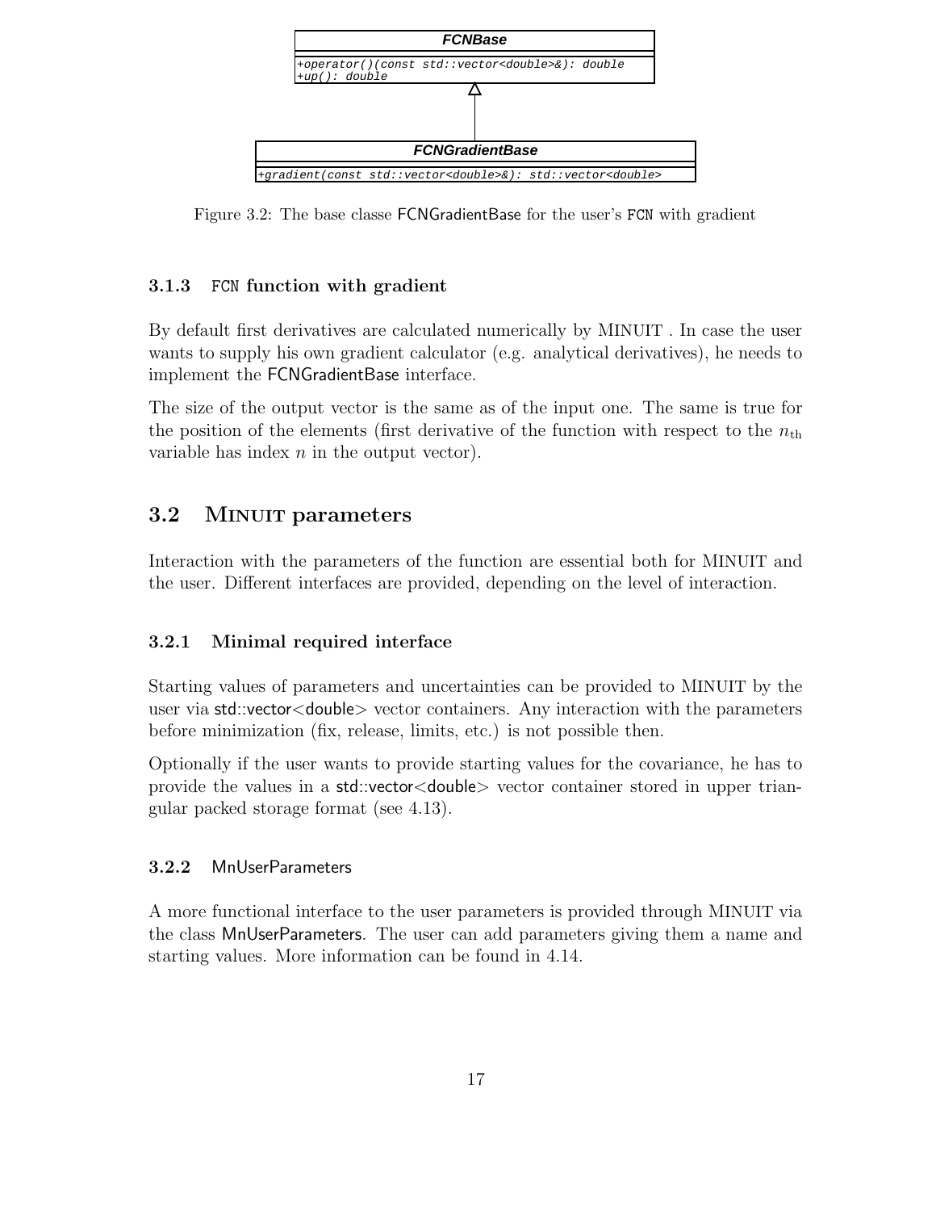| FCNBase |
| --- |
| +operator()(const std::vector<double>&): double<br>+up(): double |

| FCNGradientBase |
| --- |
| +gradient(const std::vector<double>&): std::vector<double> |

Figure 3.2: The base classe FCNGradientBase for the user's FCN with gradient

### 3.1.3 FCN function with gradient

By default first derivatives are calculated numerically by MINUIT . In case the user wants to supply his own gradient calculator (e.g. analytical derivatives), he needs to implement the FCNGradientBase interface.

The size of the output vector is the same as of the input one. The same is true for the position of the elements (first derivative of the function with respect to the $n_{\mathrm{th}}$ variable has index $n$ in the output vector).

## 3.2 MINUIT parameters

Interaction with the parameters of the function are essential both for MINUIT and the user. Different interfaces are provided, depending on the level of interaction.

### 3.2.1 Minimal required interface

Starting values of parameters and uncertainties can be provided to MINUIT by the user via std::vector<double> vector containers. Any interaction with the parameters before minimization (fix, release, limits, etc.) is not possible then.

Optionally if the user wants to provide starting values for the covariance, he has to provide the values in a std::vector<double> vector container stored in upper triangular packed storage format (see 4.13).

### 3.2.2 MnUserParameters

A more functional interface to the user parameters is provided through MINUIT via the class MnUserParameters. The user can add parameters giving them a name and starting values. More information can be found in 4.14.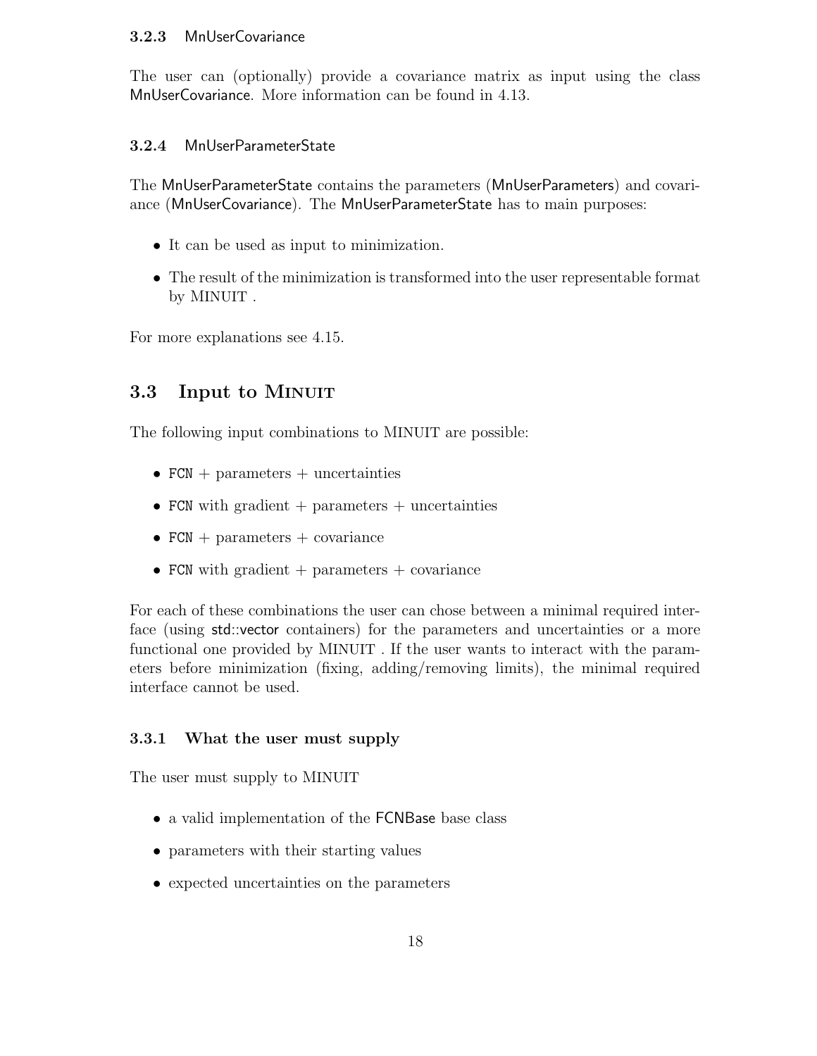### 3.2.3 MnUserCovariance

The user can (optionally) provide a covariance matrix as input using the class MnUserCovariance. More information can be found in 4.13.

### 3.2.4 MnUserParameterState

The MnUserParameterState contains the parameters (MnUserParameters) and covariance (MnUserCovariance). The MnUserParameterState has to main purposes:

- It can be used as input to minimization.
- The result of the minimization is transformed into the user representable format by MINUIT .

For more explanations see 4.15.

## 3.3 Input to Minuit

The following input combinations to MINUIT are possible:

- FCN + parameters + uncertainties
- FCN with gradient + parameters + uncertainties
- FCN + parameters + covariance
- FCN with gradient + parameters + covariance

For each of these combinations the user can chose between a minimal required interface (using std::vector containers) for the parameters and uncertainties or a more functional one provided by MINUIT . If the user wants to interact with the parameters before minimization (fixing, adding/removing limits), the minimal required interface cannot be used.

### 3.3.1 What the user must supply

The user must supply to MINUIT

- a valid implementation of the FCNBase base class
- parameters with their starting values
- expected uncertainties on the parameters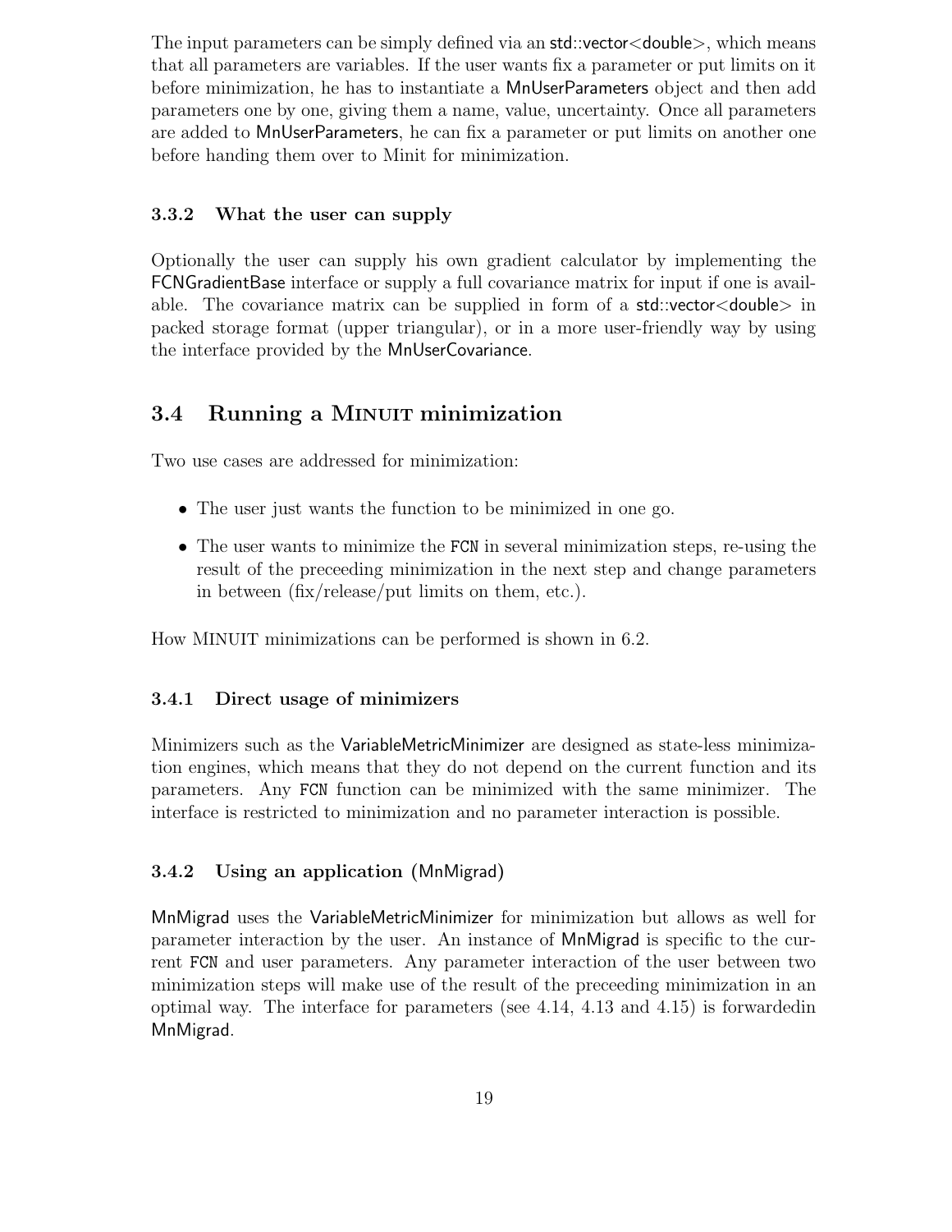The input parameters can be simply defined via an std::vector<double>, which means that all parameters are variables. If the user wants fix a parameter or put limits on it before minimization, he has to instantiate a MnUserParameters object and then add parameters one by one, giving them a name, value, uncertainty. Once all parameters are added to MnUserParameters, he can fix a parameter or put limits on another one before handing them over to Minit for minimization.

### 3.3.2 What the user can supply

Optionally the user can supply his own gradient calculator by implementing the FCNGradientBase interface or supply a full covariance matrix for input if one is available. The covariance matrix can be supplied in form of a std::vector<double> in packed storage format (upper triangular), or in a more user-friendly way by using the interface provided by the MnUserCovariance.

## 3.4 Running a Minuit minimization

Two use cases are addressed for minimization:

- The user just wants the function to be minimized in one go.
- The user wants to minimize the FCN in several minimization steps, re-using the result of the preceeding minimization in the next step and change parameters in between (fix/release/put limits on them, etc.).

How MINUIT minimizations can be performed is shown in 6.2.

### 3.4.1 Direct usage of minimizers

Minimizers such as the VariableMetricMinimizer are designed as state-less minimization engines, which means that they do not depend on the current function and its parameters. Any FCN function can be minimized with the same minimizer. The interface is restricted to minimization and no parameter interaction is possible.

### 3.4.2 Using an application (MnMigrad)

MnMigrad uses the VariableMetricMinimizer for minimization but allows as well for parameter interaction by the user. An instance of MnMigrad is specific to the current FCN and user parameters. Any parameter interaction of the user between two minimization steps will make use of the result of the preceeding minimization in an optimal way. The interface for parameters (see 4.14, 4.13 and 4.15) is forwardedin MnMigrad.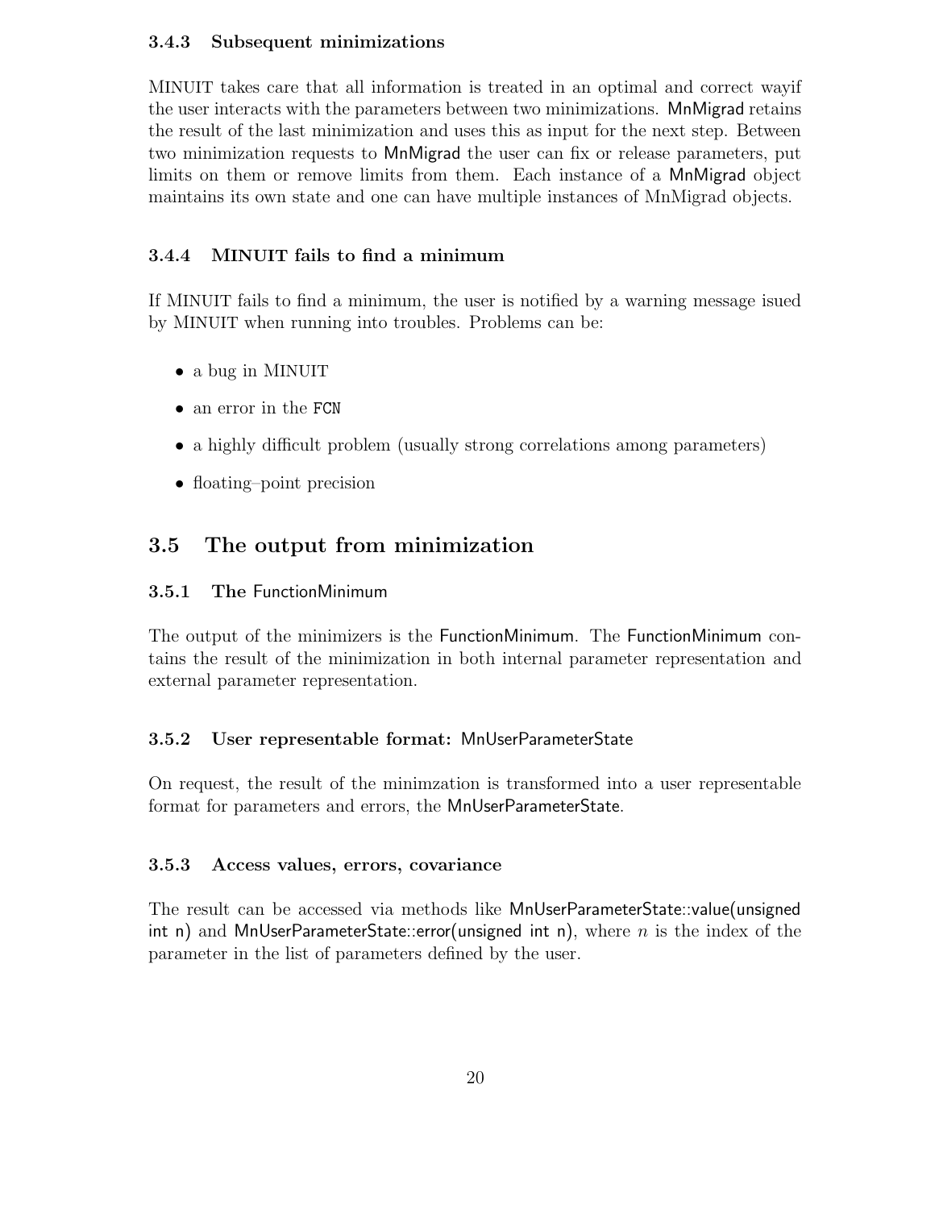### 3.4.3 Subsequent minimizations

MINUIT takes care that all information is treated in an optimal and correct wayif the user interacts with the parameters between two minimizations. MnMigrad retains the result of the last minimization and uses this as input for the next step. Between two minimization requests to MnMigrad the user can fix or release parameters, put limits on them or remove limits from them. Each instance of a MnMigrad object maintains its own state and one can have multiple instances of MnMigrad objects.

### 3.4.4 MINUIT fails to find a minimum

If MINUIT fails to find a minimum, the user is notified by a warning message isued by MINUIT when running into troubles. Problems can be:

- a bug in MINUIT
- an error in the FCN
- a highly difficult problem (usually strong correlations among parameters)
- floating–point precision

## 3.5 The output from minimization

### 3.5.1 The FunctionMinimum

The output of the minimizers is the FunctionMinimum. The FunctionMinimum contains the result of the minimization in both internal parameter representation and external parameter representation.

### 3.5.2 User representable format: MnUserParameterState

On request, the result of the minimzation is transformed into a user representable format for parameters and errors, the MnUserParameterState.

### 3.5.3 Access values, errors, covariance

The result can be accessed via methods like MnUserParameterState::value(unsigned int n) and MnUserParameterState::error(unsigned int n), where $n$ is the index of the parameter in the list of parameters defined by the user.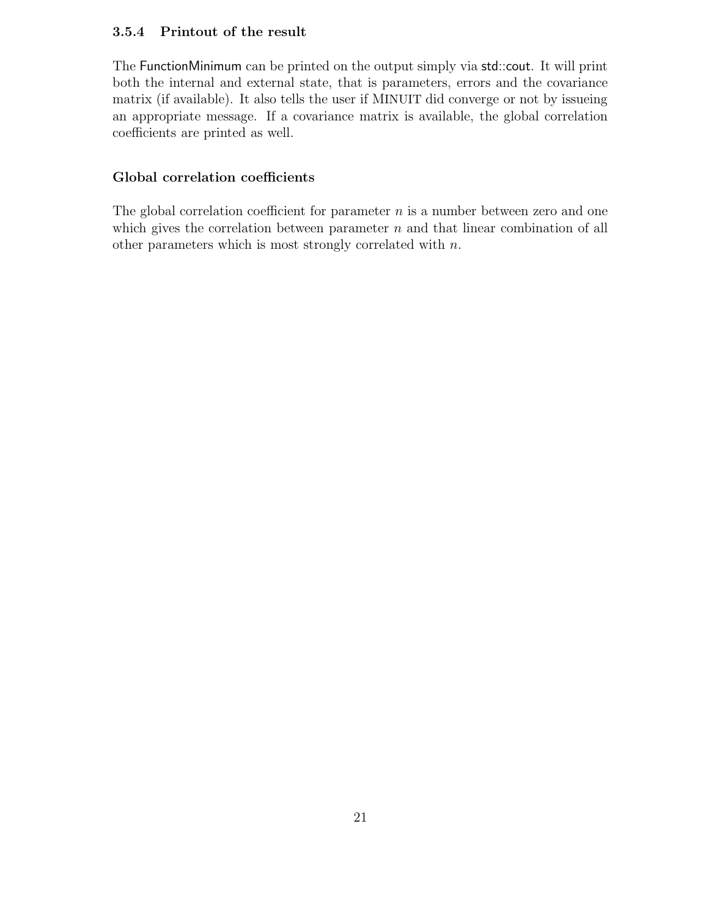### 3.5.4 Printout of the result

The FunctionMinimum can be printed on the output simply via std::cout. It will print both the internal and external state, that is parameters, errors and the covariance matrix (if available). It also tells the user if MINUIT did converge or not by issueing an appropriate message. If a covariance matrix is available, the global correlation coefficients are printed as well.

#### Global correlation coefficients

The global correlation coefficient for parameter $n$ is a number between zero and one which gives the correlation between parameter $n$ and that linear combination of all other parameters which is most strongly correlated with $n$.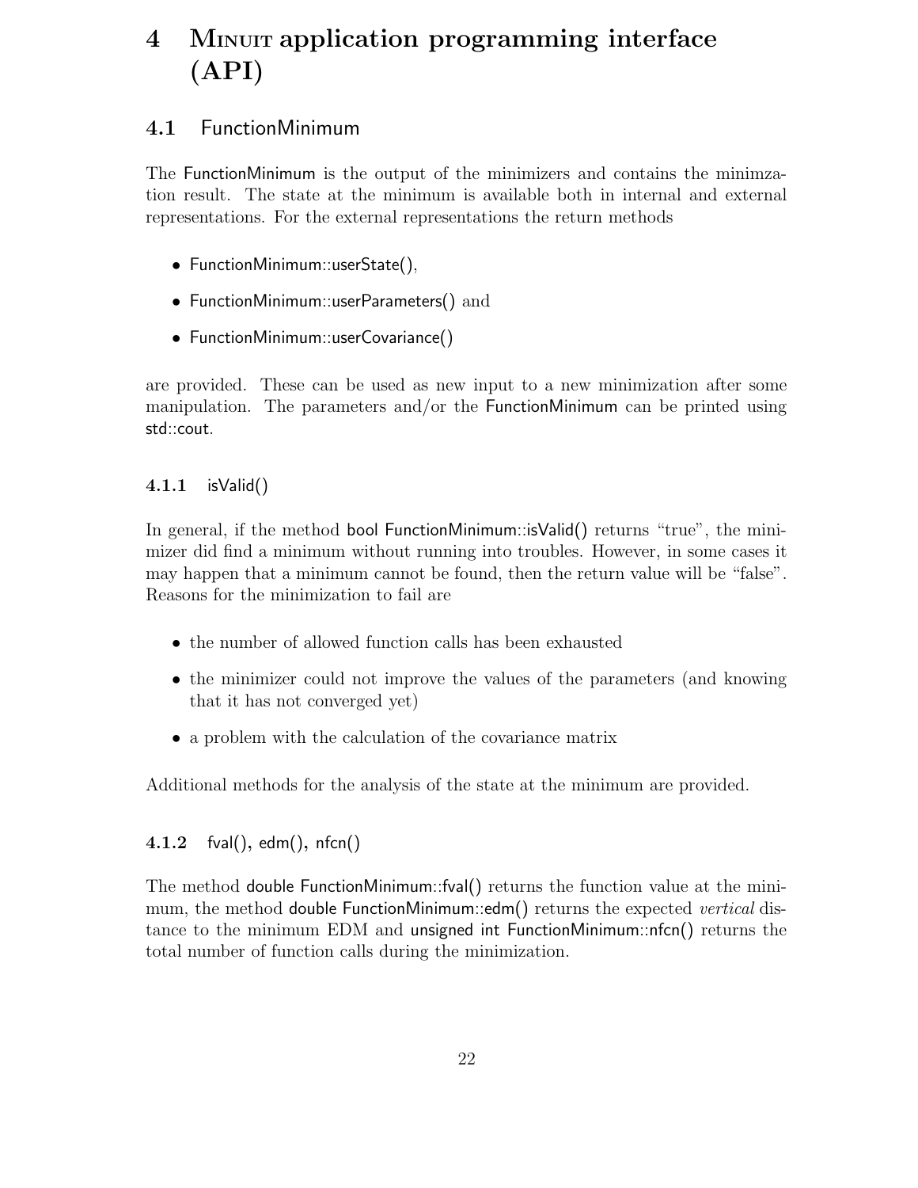# 4 Minuit application programming interface (API)

## 4.1 FunctionMinimum

The FunctionMinimum is the output of the minimizers and contains the minimzation result. The state at the minimum is available both in internal and external representations. For the external representations the return methods

- FunctionMinimum::userState(),
- FunctionMinimum::userParameters() and
- FunctionMinimum::userCovariance()

are provided. These can be used as new input to a new minimization after some manipulation. The parameters and/or the FunctionMinimum can be printed using std::cout.

### 4.1.1 isValid()

In general, if the method bool FunctionMinimum::isValid() returns "true", the minimizer did find a minimum without running into troubles. However, in some cases it may happen that a minimum cannot be found, then the return value will be "false". Reasons for the minimization to fail are

- the number of allowed function calls has been exhausted
- the minimizer could not improve the values of the parameters (and knowing that it has not converged yet)
- a problem with the calculation of the covariance matrix

Additional methods for the analysis of the state at the minimum are provided.

### 4.1.2 fval(), edm(), nfcn()

The method double FunctionMinimum::fval() returns the function value at the minimum, the method double FunctionMinimum::edm() returns the expected *vertical* distance to the minimum EDM and unsigned int FunctionMinimum::nfcn() returns the total number of function calls during the minimization.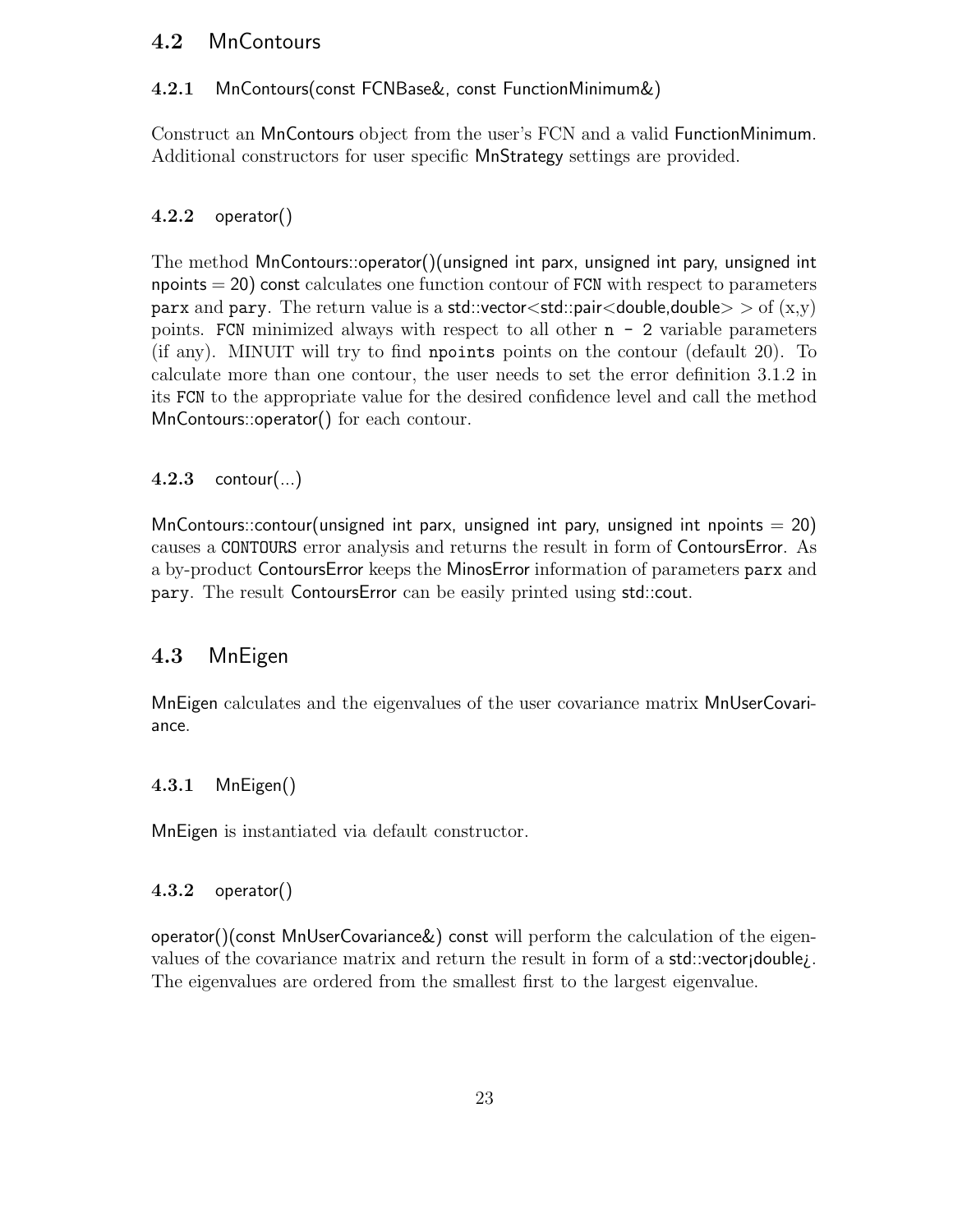## 4.2 MnContours

### 4.2.1 MnContours(const FCNBase&, const FunctionMinimum&)

Construct an MnContours object from the user's FCN and a valid FunctionMinimum. Additional constructors for user specific MnStrategy settings are provided.

### 4.2.2 operator()

The method MnContours::operator()(unsigned int parx, unsigned int pary, unsigned int npoints = 20) const calculates one function contour of `FCN` with respect to parameters `parx` and `pary`. The return value is a std::vector<std::pair<double,double> > of (x,y) points. `FCN` minimized always with respect to all other `n - 2` variable parameters (if any). MINUIT will try to find `npoints` points on the contour (default 20). To calculate more than one contour, the user needs to set the error definition 3.1.2 in its `FCN` to the appropriate value for the desired confidence level and call the method MnContours::operator() for each contour.

### 4.2.3 contour(...)

MnContours::contour(unsigned int parx, unsigned int pary, unsigned int npoints = 20) causes a `CONTOURS` error analysis and returns the result in form of ContoursError. As a by-product ContoursError keeps the MinosError information of parameters `parx` and `pary`. The result ContoursError can be easily printed using std::cout.

## 4.3 MnEigen

MnEigen calculates and the eigenvalues of the user covariance matrix MnUserCovariance.

### 4.3.1 MnEigen()

MnEigen is instantiated via default constructor.

### 4.3.2 operator()

operator()(const MnUserCovariance&) const will perform the calculation of the eigenvalues of the covariance matrix and return the result in form of a std::vector¡double¿. The eigenvalues are ordered from the smallest first to the largest eigenvalue.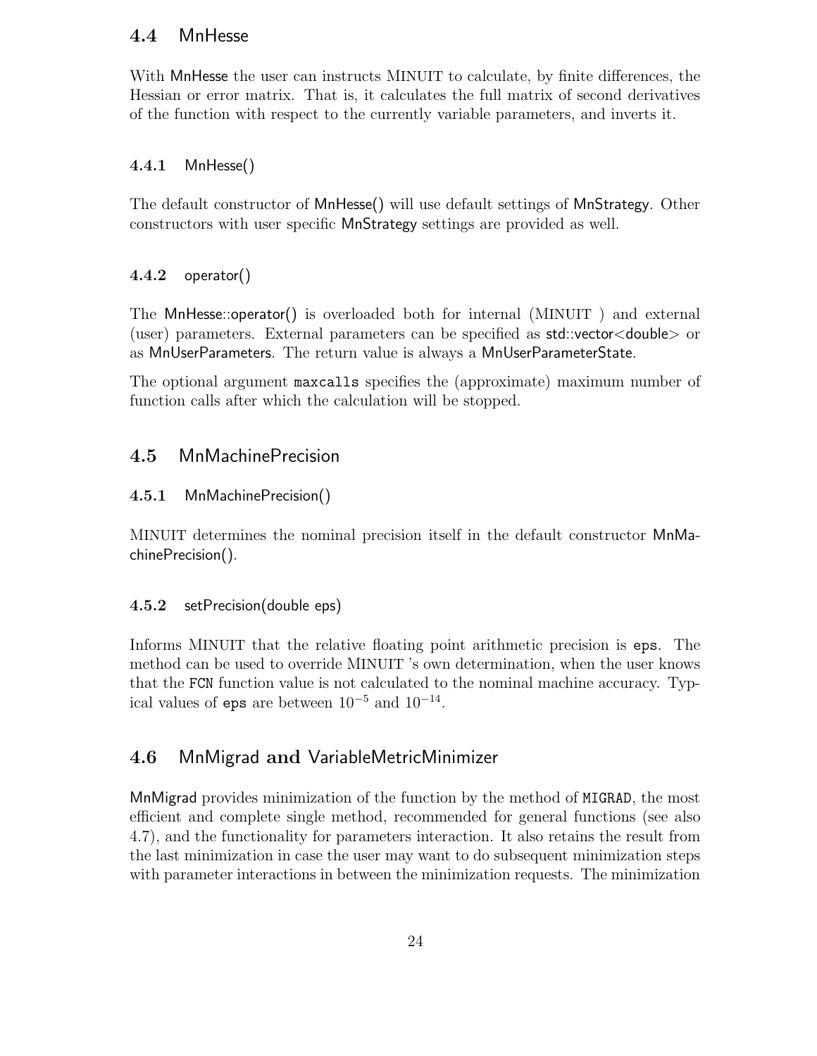## 4.4 MnHesse

With MnHesse the user can instructs MINUIT to calculate, by finite differences, the Hessian or error matrix. That is, it calculates the full matrix of second derivatives of the function with respect to the currently variable parameters, and inverts it.

### 4.4.1 MnHesse()

The default constructor of MnHesse() will use default settings of MnStrategy. Other constructors with user specific MnStrategy settings are provided as well.

### 4.4.2 operator()

The MnHesse::operator() is overloaded both for internal (MINUIT ) and external (user) parameters. External parameters can be specified as std::vector<double> or as MnUserParameters. The return value is always a MnUserParameterState.

The optional argument `maxcalls` specifies the (approximate) maximum number of function calls after which the calculation will be stopped.

## 4.5 MnMachinePrecision

### 4.5.1 MnMachinePrecision()

MINUIT determines the nominal precision itself in the default constructor MnMachinePrecision().

### 4.5.2 setPrecision(double eps)

Informs MINUIT that the relative floating point arithmetic precision is `eps`. The method can be used to override MINUIT 's own determination, when the user knows that the `FCN` function value is not calculated to the nominal machine accuracy. Typical values of `eps` are between $10^{-5}$ and $10^{-14}$.

## 4.6 MnMigrad and VariableMetricMinimizer

MnMigrad provides minimization of the function by the method of `MIGRAD`, the most efficient and complete single method, recommended for general functions (see also 4.7), and the functionality for parameters interaction. It also retains the result from the last minimization in case the user may want to do subsequent minimization steps with parameter interactions in between the minimization requests. The minimization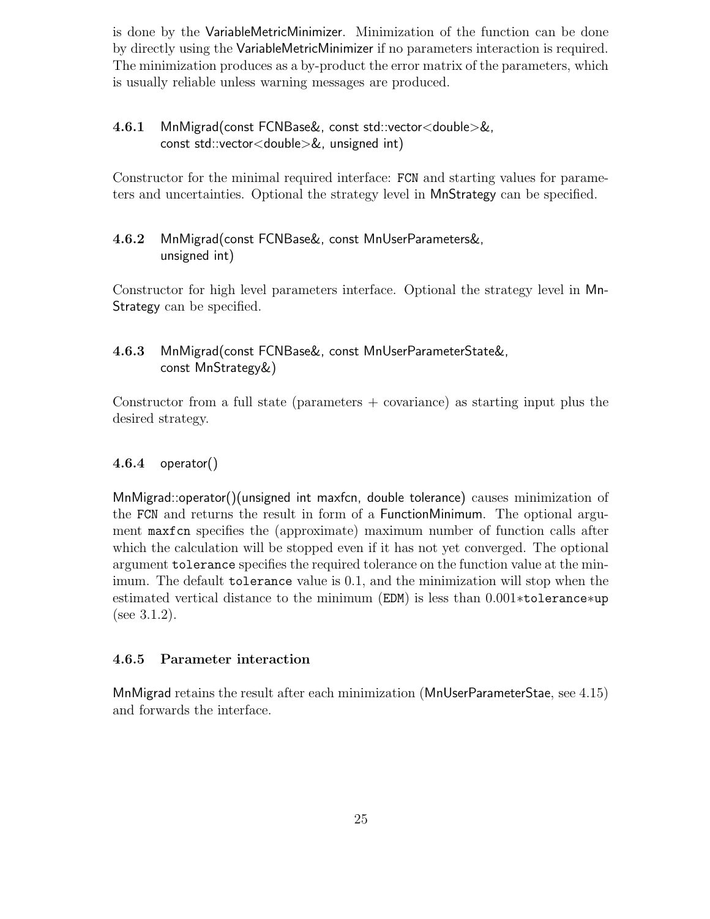is done by the VariableMetricMinimizer. Minimization of the function can be done by directly using the VariableMetricMinimizer if no parameters interaction is required. The minimization produces as a by-product the error matrix of the parameters, which is usually reliable unless warning messages are produced.

### 4.6.1 MnMigrad(const FCNBase&, const std::vector<double>&, const std::vector<double>&, unsigned int)

Constructor for the minimal required interface: FCN and starting values for parameters and uncertainties. Optional the strategy level in MnStrategy can be specified.

### 4.6.2 MnMigrad(const FCNBase&, const MnUserParameters&, unsigned int)

Constructor for high level parameters interface. Optional the strategy level in MnStrategy can be specified.

### 4.6.3 MnMigrad(const FCNBase&, const MnUserParameterState&, const MnStrategy&)

Constructor from a full state (parameters + covariance) as starting input plus the desired strategy.

### 4.6.4 operator()

MnMigrad::operator()(unsigned int maxfcn, double tolerance) causes minimization of the `FCN` and returns the result in form of a FunctionMinimum. The optional argument `maxfcn` specifies the (approximate) maximum number of function calls after which the calculation will be stopped even if it has not yet converged. The optional argument `tolerance` specifies the required tolerance on the function value at the minimum. The default `tolerance` value is 0.1, and the minimization will stop when the estimated vertical distance to the minimum (`EDM`) is less than 0.001*`tolerance`*`up` (see 3.1.2).

### 4.6.5 Parameter interaction

MnMigrad retains the result after each minimization (MnUserParameterStae, see 4.15) and forwards the interface.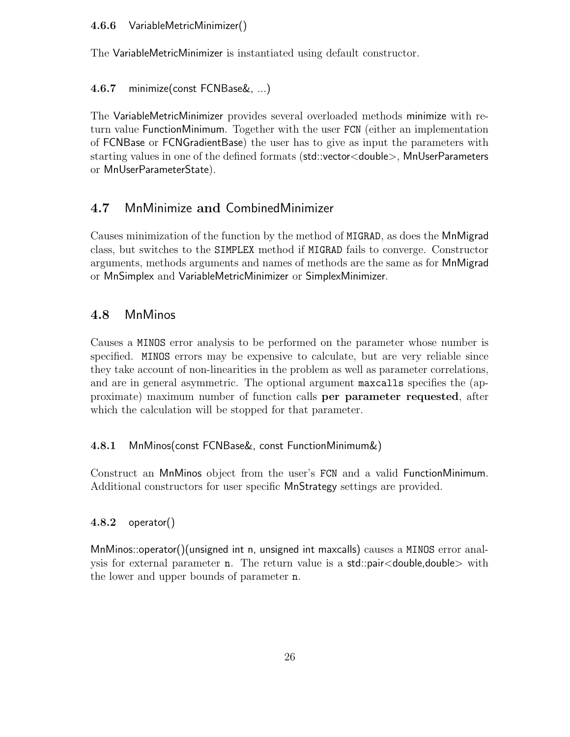#### 4.6.6 VariableMetricMinimizer()

The VariableMetricMinimizer is instantiated using default constructor.

#### 4.6.7 minimize(const FCNBase&, ...)

The VariableMetricMinimizer provides several overloaded methods minimize with return value FunctionMinimum. Together with the user FCN (either an implementation of FCNBase or FCNGradientBase) the user has to give as input the parameters with starting values in one of the defined formats (std::vector<double>, MnUserParameters or MnUserParameterState).

### 4.7 MnMinimize and CombinedMinimizer

Causes minimization of the function by the method of MIGRAD, as does the MnMigrad class, but switches to the SIMPLEX method if MIGRAD fails to converge. Constructor arguments, methods arguments and names of methods are the same as for MnMigrad or MnSimplex and VariableMetricMinimizer or SimplexMinimizer.

### 4.8 MnMinos

Causes a MINOS error analysis to be performed on the parameter whose number is specified. MINOS errors may be expensive to calculate, but are very reliable since they take account of non-linearities in the problem as well as parameter correlations, and are in general asymmetric. The optional argument maxcalls specifies the (approximate) maximum number of function calls **per parameter requested**, after which the calculation will be stopped for that parameter.

#### 4.8.1 MnMinos(const FCNBase&, const FunctionMinimum&)

Construct an MnMinos object from the user's FCN and a valid FunctionMinimum. Additional constructors for user specific MnStrategy settings are provided.

#### 4.8.2 operator()

MnMinos::operator()(unsigned int n, unsigned int maxcalls) causes a MINOS error analysis for external parameter n. The return value is a std::pair<double,double> with the lower and upper bounds of parameter n.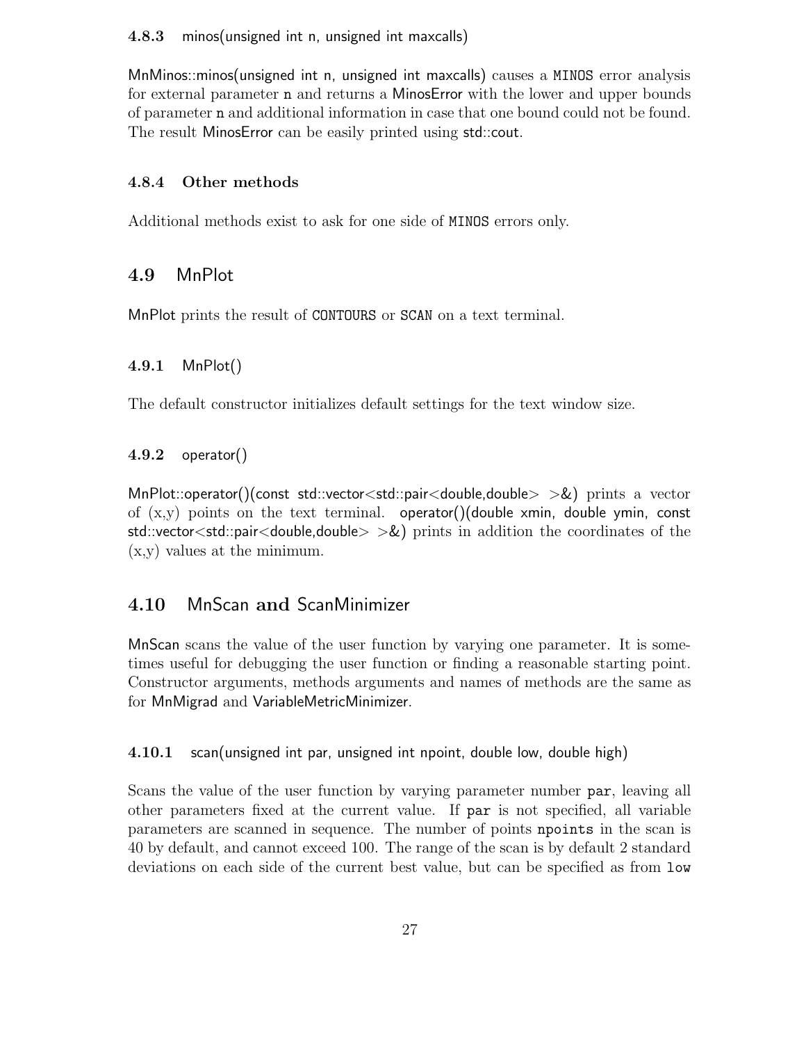#### 4.8.3 minos(unsigned int n, unsigned int maxcalls)

MnMinos::minos(unsigned int n, unsigned int maxcalls) causes a MINOS error analysis for external parameter n and returns a MinosError with the lower and upper bounds of parameter n and additional information in case that one bound could not be found. The result MinosError can be easily printed using std::cout.

#### 4.8.4 Other methods

Additional methods exist to ask for one side of MINOS errors only.

### 4.9 MnPlot

MnPlot prints the result of CONTOURS or SCAN on a text terminal.

#### 4.9.1 MnPlot()

The default constructor initializes default settings for the text window size.

#### 4.9.2 operator()

MnPlot::operator()(const std::vector<std::pair<double,double> >&) prints a vector of (x,y) points on the text terminal. operator()(double xmin, double ymin, const std::vector<std::pair<double,double> >&) prints in addition the coordinates of the (x,y) values at the minimum.

### 4.10 MnScan and ScanMinimizer

MnScan scans the value of the user function by varying one parameter. It is sometimes useful for debugging the user function or finding a reasonable starting point. Constructor arguments, methods arguments and names of methods are the same as for MnMigrad and VariableMetricMinimizer.

#### 4.10.1 scan(unsigned int par, unsigned int npoint, double low, double high)

Scans the value of the user function by varying parameter number par, leaving all other parameters fixed at the current value. If par is not specified, all variable parameters are scanned in sequence. The number of points npoints in the scan is 40 by default, and cannot exceed 100. The range of the scan is by default 2 standard deviations on each side of the current best value, but can be specified as from low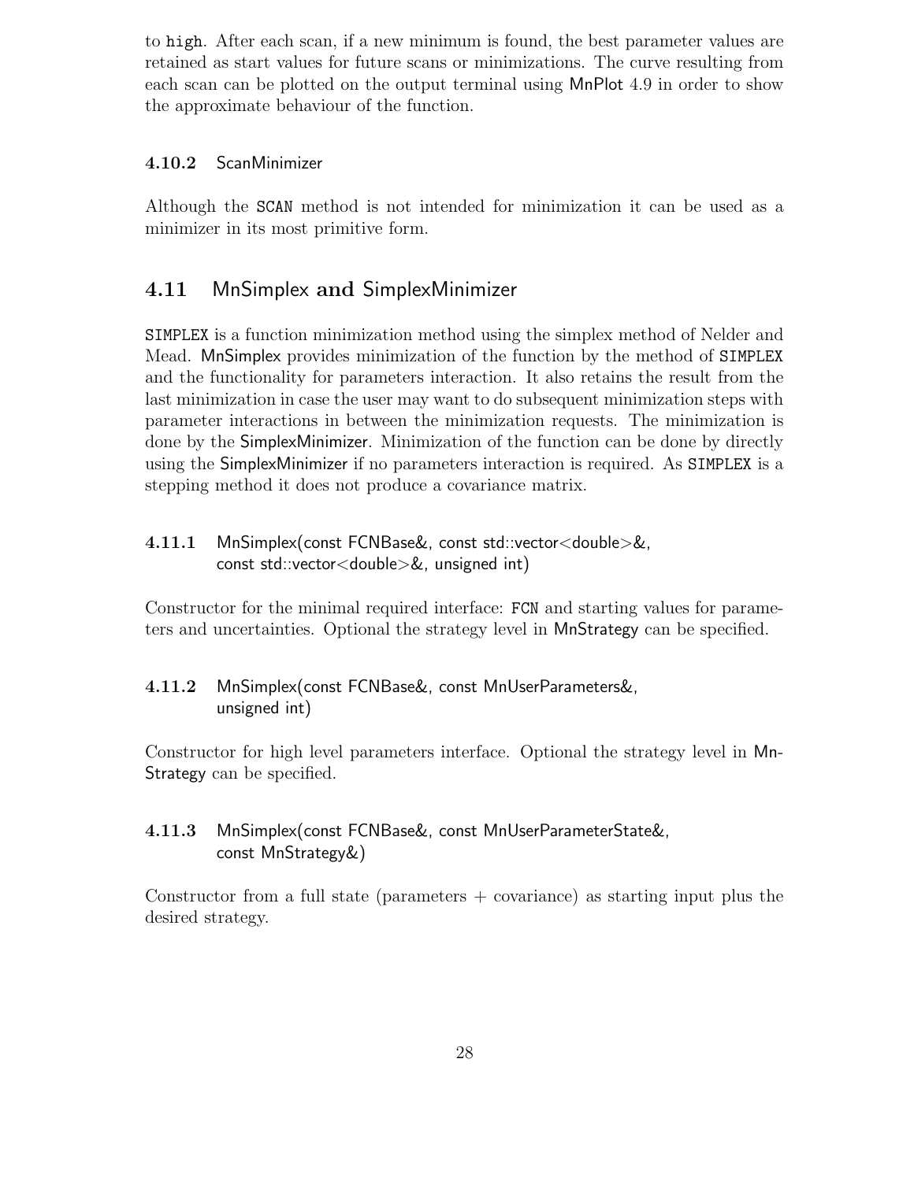to high. After each scan, if a new minimum is found, the best parameter values are retained as start values for future scans or minimizations. The curve resulting from each scan can be plotted on the output terminal using MnPlot 4.9 in order to show the approximate behaviour of the function.

### 4.10.2 ScanMinimizer

Although the SCAN method is not intended for minimization it can be used as a minimizer in its most primitive form.

## 4.11 MnSimplex and SimplexMinimizer

SIMPLEX is a function minimization method using the simplex method of Nelder and Mead. MnSimplex provides minimization of the function by the method of SIMPLEX and the functionality for parameters interaction. It also retains the result from the last minimization in case the user may want to do subsequent minimization steps with parameter interactions in between the minimization requests. The minimization is done by the SimplexMinimizer. Minimization of the function can be done by directly using the SimplexMinimizer if no parameters interaction is required. As SIMPLEX is a stepping method it does not produce a covariance matrix.

### 4.11.1 MnSimplex(const FCNBase&, const std::vector<double>&, const std::vector<double>&, unsigned int)

Constructor for the minimal required interface: FCN and starting values for parameters and uncertainties. Optional the strategy level in MnStrategy can be specified.

### 4.11.2 MnSimplex(const FCNBase&, const MnUserParameters&, unsigned int)

Constructor for high level parameters interface. Optional the strategy level in MnStrategy can be specified.

### 4.11.3 MnSimplex(const FCNBase&, const MnUserParameterState&, const MnStrategy&)

Constructor from a full state (parameters + covariance) as starting input plus the desired strategy.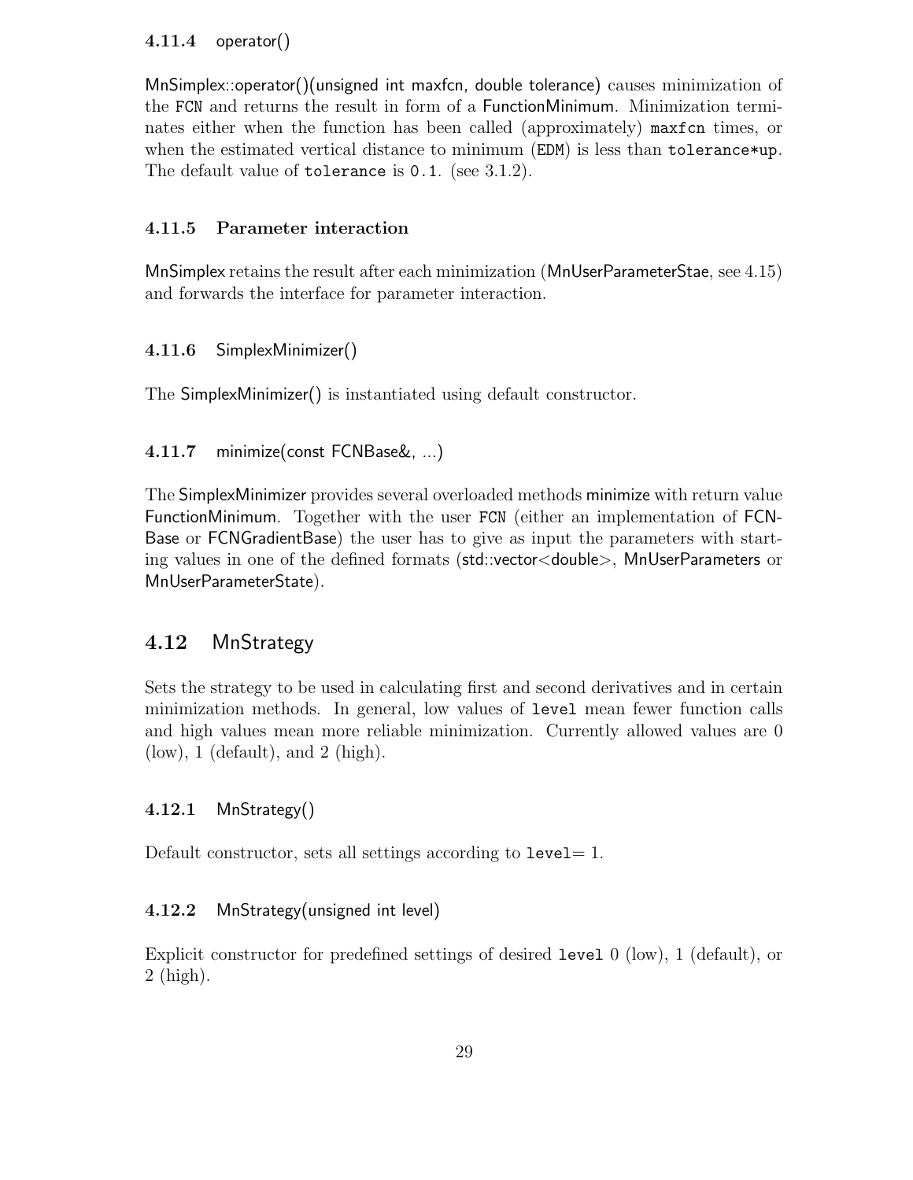#### 4.11.4 operator()

MnSimplex::operator()(unsigned int maxfcn, double tolerance) causes minimization of the `FCN` and returns the result in form of a FunctionMinimum. Minimization terminates either when the function has been called (approximately) `maxfcn` times, or when the estimated vertical distance to minimum (`EDM`) is less than `tolerance*up`. The default value of `tolerance` is `0.1`. (see 3.1.2).

#### 4.11.5 Parameter interaction

MnSimplex retains the result after each minimization (MnUserParameterStae, see 4.15) and forwards the interface for parameter interaction.

#### 4.11.6 SimplexMinimizer()

The SimplexMinimizer() is instantiated using default constructor.

#### 4.11.7 minimize(const FCNBase&, ...)

The SimplexMinimizer provides several overloaded methods minimize with return value FunctionMinimum. Together with the user `FCN` (either an implementation of FCNBase or FCNGradientBase) the user has to give as input the parameters with starting values in one of the defined formats (std::vector<double>, MnUserParameters or MnUserParameterState).

### 4.12 MnStrategy

Sets the strategy to be used in calculating first and second derivatives and in certain minimization methods. In general, low values of `level` mean fewer function calls and high values mean more reliable minimization. Currently allowed values are 0 (low), 1 (default), and 2 (high).

#### 4.12.1 MnStrategy()

Default constructor, sets all settings according to `level`= 1.

#### 4.12.2 MnStrategy(unsigned int level)

Explicit constructor for predefined settings of desired `level` 0 (low), 1 (default), or 2 (high).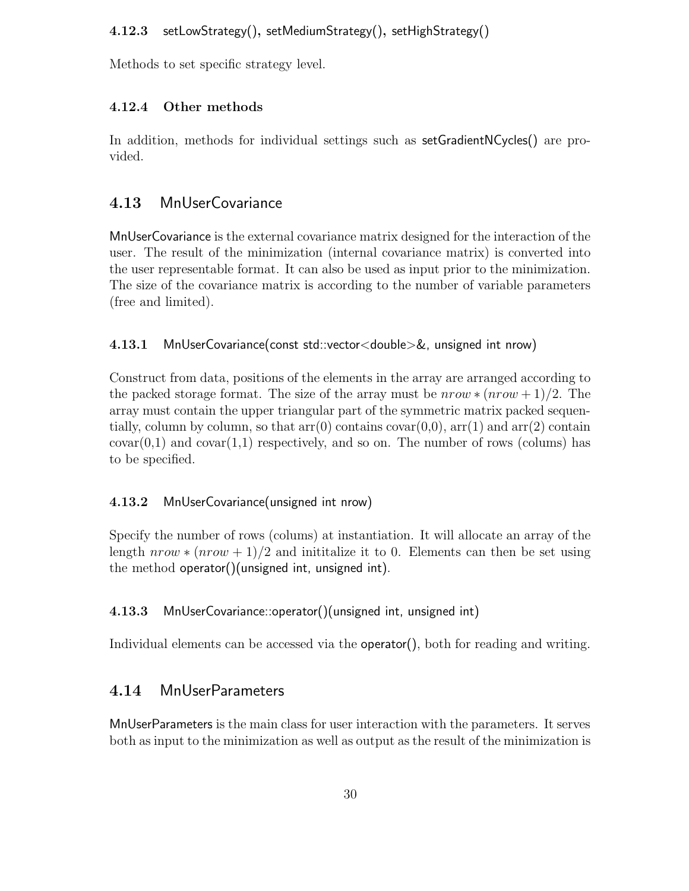#### 4.12.3 setLowStrategy(), setMediumStrategy(), setHighStrategy()

Methods to set specific strategy level.

#### 4.12.4 Other methods

In addition, methods for individual settings such as setGradientNCycles() are provided.

### 4.13 MnUserCovariance

MnUserCovariance is the external covariance matrix designed for the interaction of the user. The result of the minimization (internal covariance matrix) is converted into the user representable format. It can also be used as input prior to the minimization. The size of the covariance matrix is according to the number of variable parameters (free and limited).

#### 4.13.1 MnUserCovariance(const std::vector<double>&, unsigned int nrow)

Construct from data, positions of the elements in the array are arranged according to the packed storage format. The size of the array must be $nrow * (nrow + 1)/2$. The array must contain the upper triangular part of the symmetric matrix packed sequentially, column by column, so that arr(0) contains covar(0,0), arr(1) and arr(2) contain covar(0,1) and covar(1,1) respectively, and so on. The number of rows (colums) has to be specified.

#### 4.13.2 MnUserCovariance(unsigned int nrow)

Specify the number of rows (colums) at instantiation. It will allocate an array of the length $nrow * (nrow + 1)/2$ and inititalize it to 0. Elements can then be set using the method operator()(unsigned int, unsigned int).

#### 4.13.3 MnUserCovariance::operator()(unsigned int, unsigned int)

Individual elements can be accessed via the operator(), both for reading and writing.

### 4.14 MnUserParameters

MnUserParameters is the main class for user interaction with the parameters. It serves both as input to the minimization as well as output as the result of the minimization is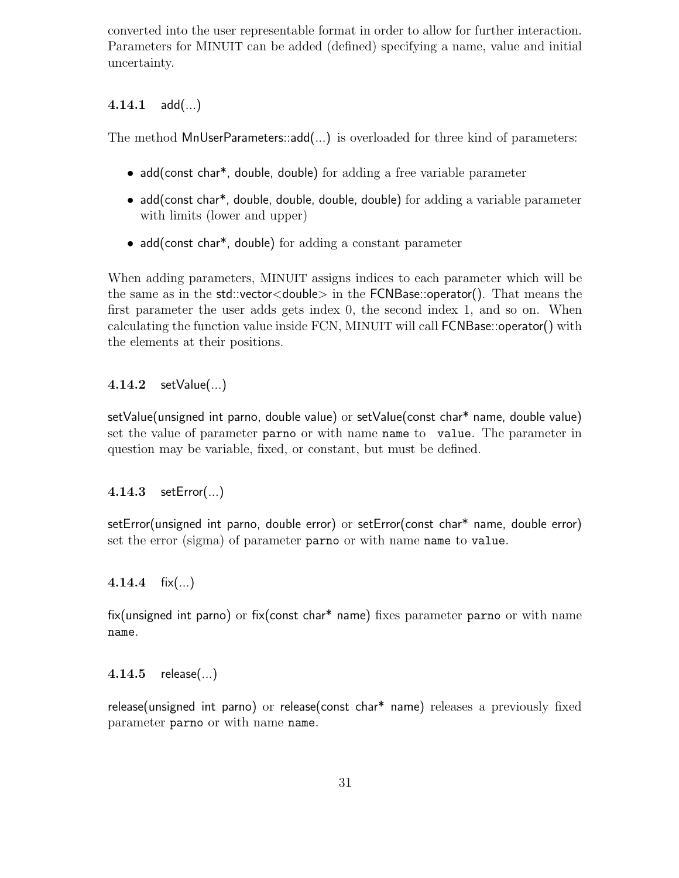converted into the user representable format in order to allow for further interaction. Parameters for MINUIT can be added (defined) specifying a name, value and initial uncertainty.

### 4.14.1 add(...)

The method MnUserParameters::add(...) is overloaded for three kind of parameters:

- add(const char*, double, double) for adding a free variable parameter
- add(const char*, double, double, double, double) for adding a variable parameter with limits (lower and upper)
- add(const char*, double) for adding a constant parameter

When adding parameters, MINUIT assigns indices to each parameter which will be the same as in the std::vector<double> in the FCNBase::operator(). That means the first parameter the user adds gets index 0, the second index 1, and so on. When calculating the function value inside FCN, MINUIT will call FCNBase::operator() with the elements at their positions.

### 4.14.2 setValue(...)

setValue(unsigned int parno, double value) or setValue(const char* name, double value) set the value of parameter `parno` or with name `name` to `value`. The parameter in question may be variable, fixed, or constant, but must be defined.

### 4.14.3 setError(...)

setError(unsigned int parno, double error) or setError(const char* name, double error) set the error (sigma) of parameter `parno` or with name `name` to `value`.

### 4.14.4 fix(...)

fix(unsigned int parno) or fix(const char* name) fixes parameter `parno` or with name `name`.

### 4.14.5 release(...)

release(unsigned int parno) or release(const char* name) releases a previously fixed parameter `parno` or with name `name`.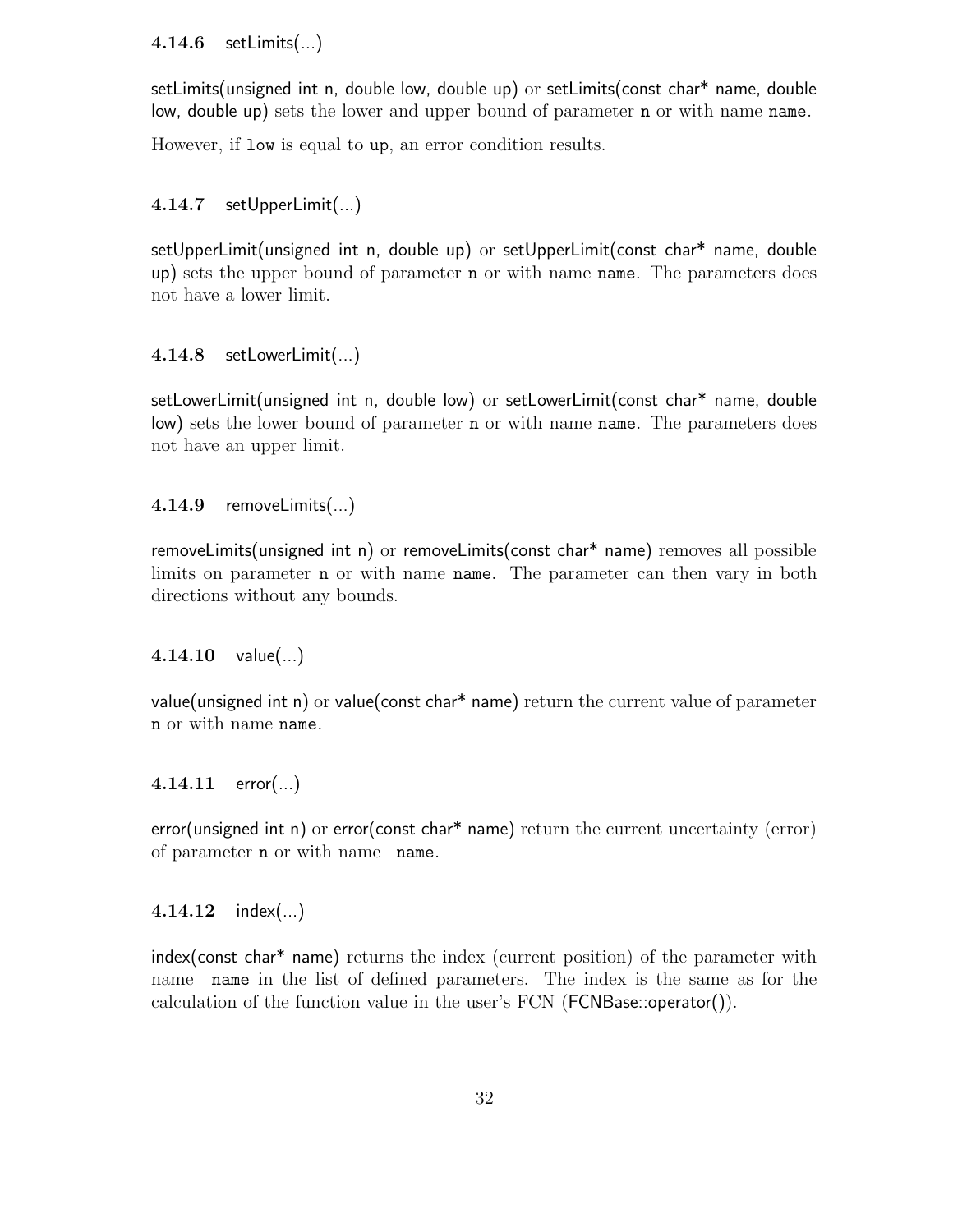### 4.14.6 setLimits(...)

setLimits(unsigned int n, double low, double up) or setLimits(const char* name, double low, double up) sets the lower and upper bound of parameter n or with name name.

However, if low is equal to up, an error condition results.

### 4.14.7 setUpperLimit(...)

setUpperLimit(unsigned int n, double up) or setUpperLimit(const char* name, double up) sets the upper bound of parameter n or with name name. The parameters does not have a lower limit.

### 4.14.8 setLowerLimit(...)

setLowerLimit(unsigned int n, double low) or setLowerLimit(const char* name, double low) sets the lower bound of parameter n or with name name. The parameters does not have an upper limit.

### 4.14.9 removeLimits(...)

removeLimits(unsigned int n) or removeLimits(const char* name) removes all possible limits on parameter n or with name name. The parameter can then vary in both directions without any bounds.

### 4.14.10 value(...)

value(unsigned int n) or value(const char* name) return the current value of parameter n or with name name.

### 4.14.11 error(...)

error(unsigned int n) or error(const char* name) return the current uncertainty (error) of parameter n or with name name.

### 4.14.12 index(...)

index(const char* name) returns the index (current position) of the parameter with name name in the list of defined parameters. The index is the same as for the calculation of the function value in the user's FCN (FCNBase::operator()).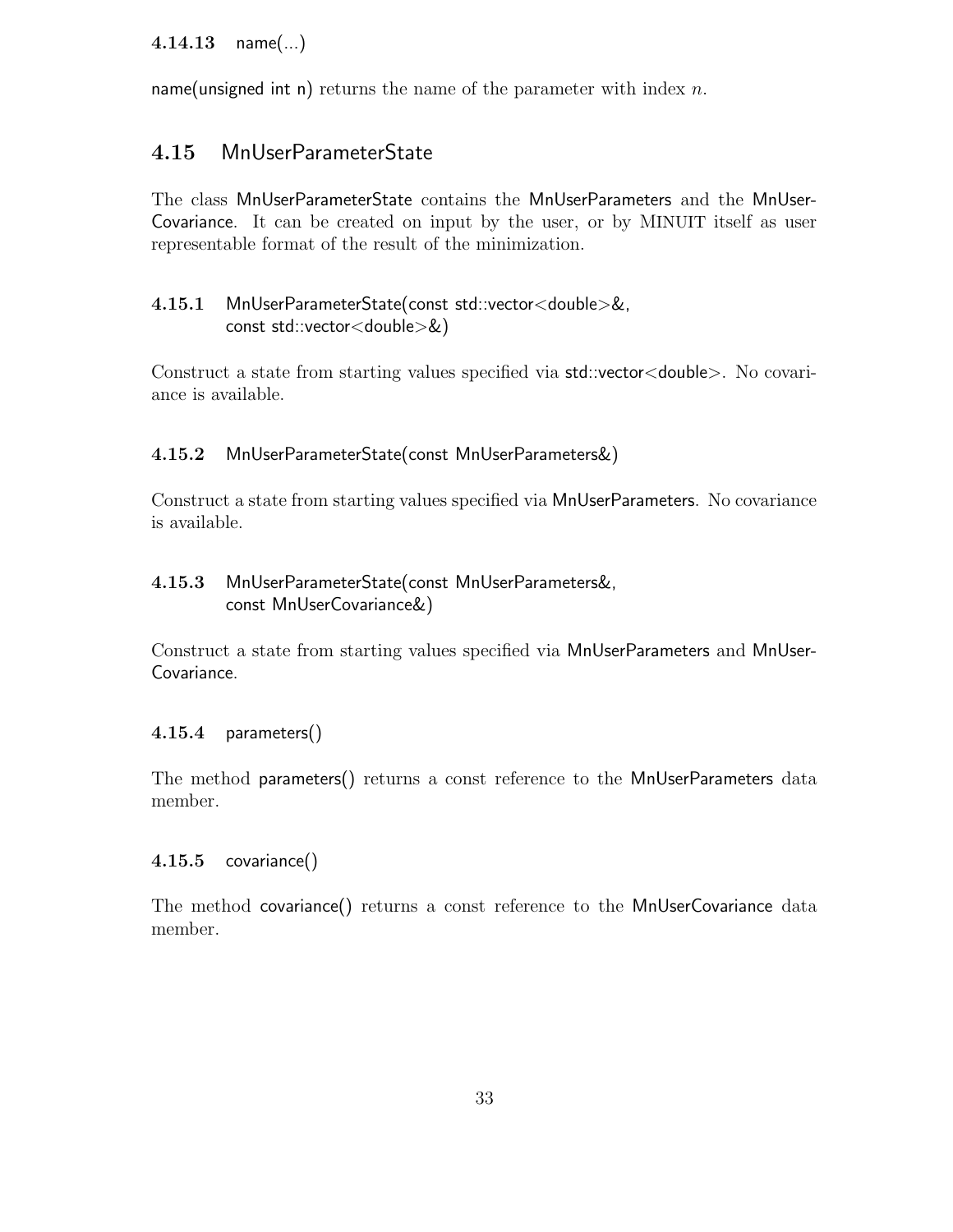#### 4.14.13 name(...)

name(unsigned int n) returns the name of the parameter with index $n$.

### 4.15 MnUserParameterState

The class MnUserParameterState contains the MnUserParameters and the MnUserCovariance. It can be created on input by the user, or by MINUIT itself as user representable format of the result of the minimization.

#### 4.15.1 MnUserParameterState(const std::vector<double>&, const std::vector<double>&)

Construct a state from starting values specified via std::vector<double>. No covariance is available.

#### 4.15.2 MnUserParameterState(const MnUserParameters&)

Construct a state from starting values specified via MnUserParameters. No covariance is available.

#### 4.15.3 MnUserParameterState(const MnUserParameters&, const MnUserCovariance&)

Construct a state from starting values specified via MnUserParameters and MnUserCovariance.

#### 4.15.4 parameters()

The method parameters() returns a const reference to the MnUserParameters data member.

#### 4.15.5 covariance()

The method covariance() returns a const reference to the MnUserCovariance data member.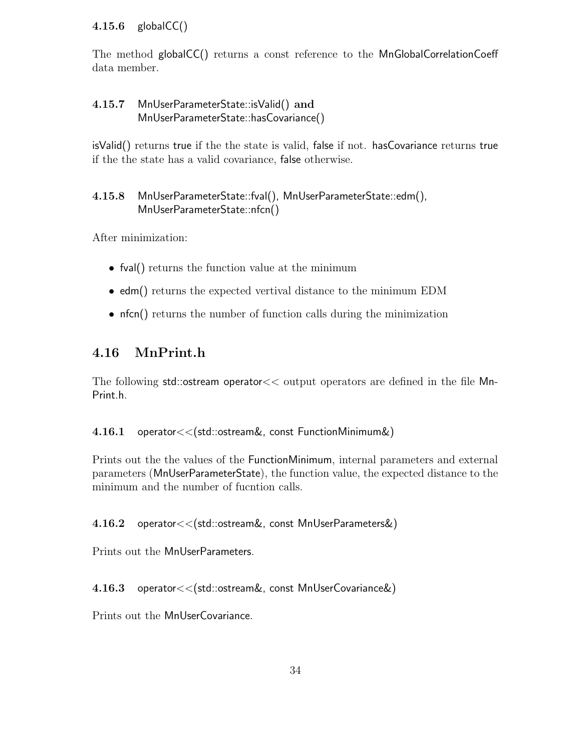#### 4.15.6 globalCC()

The method globalCC() returns a const reference to the MnGlobalCorrelationCoeff data member.

#### 4.15.7 MnUserParameterState::isValid() and MnUserParameterState::hasCovariance()

isValid() returns true if the the state is valid, false if not. hasCovariance returns true if the the state has a valid covariance, false otherwise.

#### 4.15.8 MnUserParameterState::fval(), MnUserParameterState::edm(), MnUserParameterState::nfcn()

After minimization:

- fval() returns the function value at the minimum
- edm() returns the expected vertival distance to the minimum EDM
- nfcn() returns the number of function calls during the minimization

## 4.16 MnPrint.h

The following std::ostream operator<< output operators are defined in the file MnPrint.h.

#### 4.16.1 operator<<(std::ostream&, const FunctionMinimum&)

Prints out the the values of the FunctionMinimum, internal parameters and external parameters (MnUserParameterState), the function value, the expected distance to the minimum and the number of fucntion calls.

#### 4.16.2 operator<<(std::ostream&, const MnUserParameters&)

Prints out the MnUserParameters.

#### 4.16.3 operator<<(std::ostream&, const MnUserCovariance&)

Prints out the MnUserCovariance.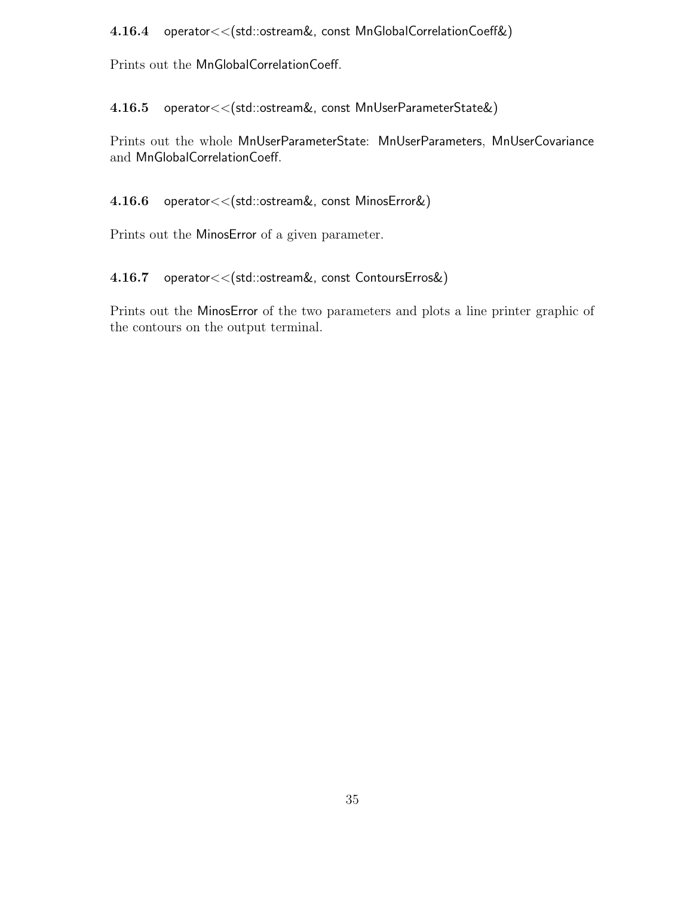#### 4.16.4 operator<<(std::ostream&, const MnGlobalCorrelationCoeff&)

Prints out the MnGlobalCorrelationCoeff.

#### 4.16.5 operator<<(std::ostream&, const MnUserParameterState&)

Prints out the whole MnUserParameterState: MnUserParameters, MnUserCovariance and MnGlobalCorrelationCoeff.

#### 4.16.6 operator<<(std::ostream&, const MinosError&)

Prints out the MinosError of a given parameter.

#### 4.16.7 operator<<(std::ostream&, const ContoursErros&)

Prints out the MinosError of the two parameters and plots a line printer graphic of the contours on the output terminal.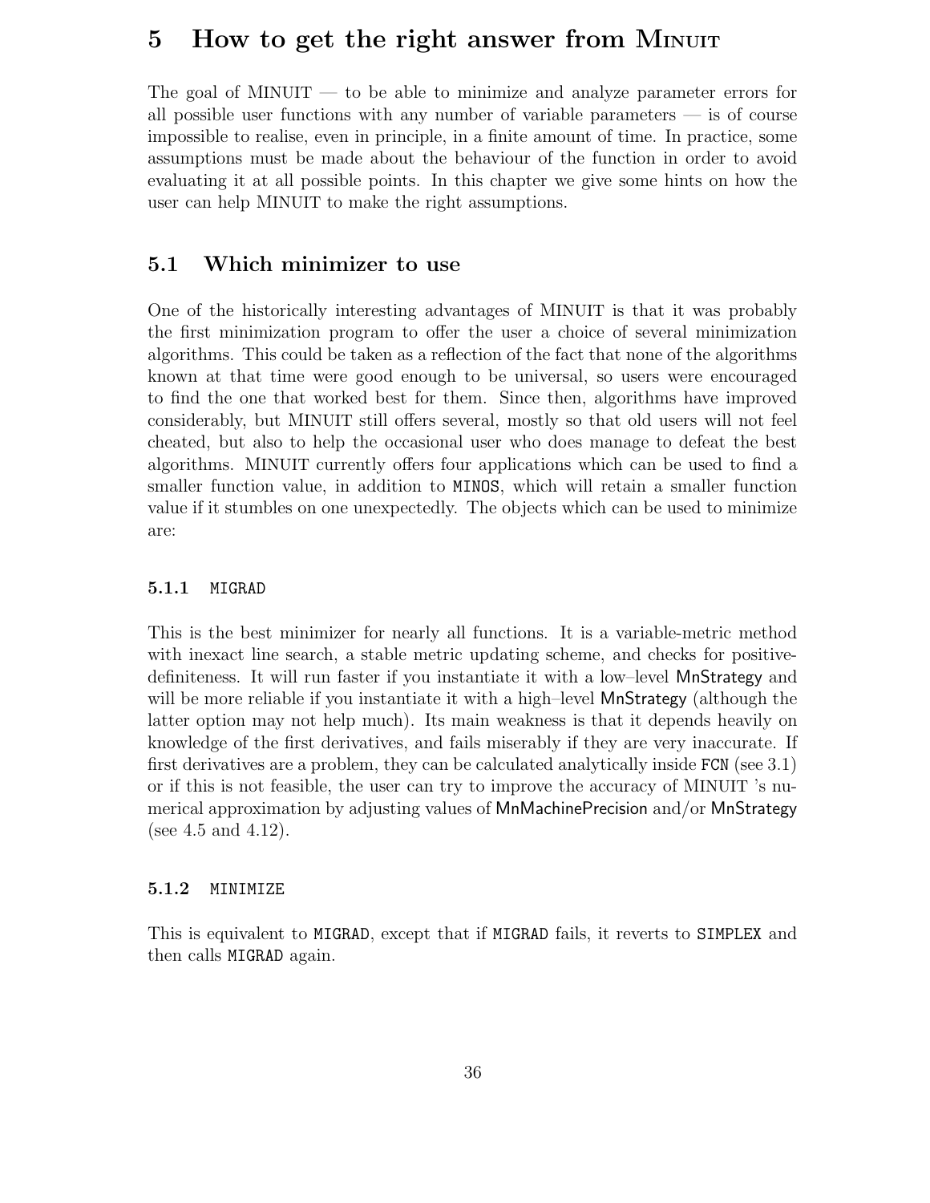# 5 How to get the right answer from MINUIT

The goal of MINUIT — to be able to minimize and analyze parameter errors for all possible user functions with any number of variable parameters — is of course impossible to realise, even in principle, in a finite amount of time. In practice, some assumptions must be made about the behaviour of the function in order to avoid evaluating it at all possible points. In this chapter we give some hints on how the user can help MINUIT to make the right assumptions.

## 5.1 Which minimizer to use

One of the historically interesting advantages of MINUIT is that it was probably the first minimization program to offer the user a choice of several minimization algorithms. This could be taken as a reflection of the fact that none of the algorithms known at that time were good enough to be universal, so users were encouraged to find the one that worked best for them. Since then, algorithms have improved considerably, but MINUIT still offers several, mostly so that old users will not feel cheated, but also to help the occasional user who does manage to defeat the best algorithms. MINUIT currently offers four applications which can be used to find a smaller function value, in addition to `MINOS`, which will retain a smaller function value if it stumbles on one unexpectedly. The objects which can be used to minimize are:

### 5.1.1 `MIGRAD`

This is the best minimizer for nearly all functions. It is a variable-metric method with inexact line search, a stable metric updating scheme, and checks for positive-definiteness. It will run faster if you instantiate it with a low–level MnStrategy and will be more reliable if you instantiate it with a high–level MnStrategy (although the latter option may not help much). Its main weakness is that it depends heavily on knowledge of the first derivatives, and fails miserably if they are very inaccurate. If first derivatives are a problem, they can be calculated analytically inside `FCN` (see 3.1) or if this is not feasible, the user can try to improve the accuracy of MINUIT 's numerical approximation by adjusting values of MnMachinePrecision and/or MnStrategy (see 4.5 and 4.12).

### 5.1.2 `MINIMIZE`

This is equivalent to `MIGRAD`, except that if `MIGRAD` fails, it reverts to `SIMPLEX` and then calls `MIGRAD` again.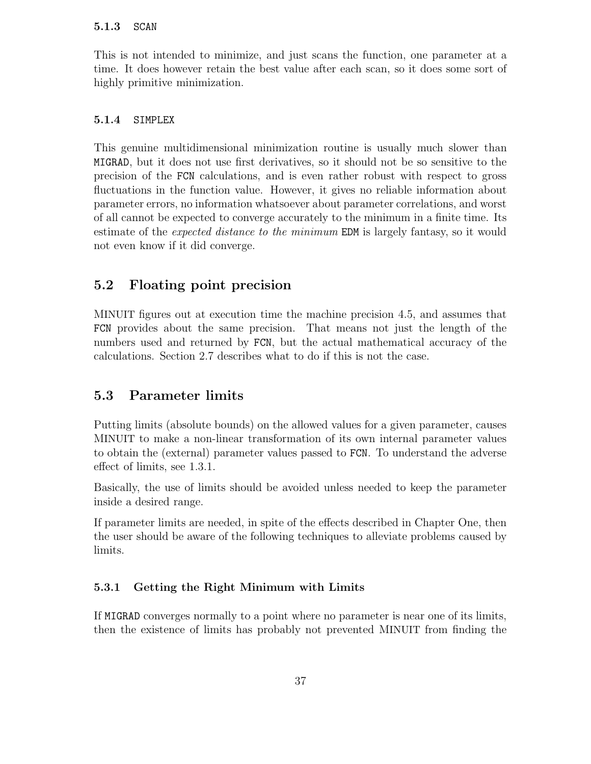### 5.1.3 SCAN

This is not intended to minimize, and just scans the function, one parameter at a time. It does however retain the best value after each scan, so it does some sort of highly primitive minimization.

### 5.1.4 SIMPLEX

This genuine multidimensional minimization routine is usually much slower than MIGRAD, but it does not use first derivatives, so it should not be so sensitive to the precision of the FCN calculations, and is even rather robust with respect to gross fluctuations in the function value. However, it gives no reliable information about parameter errors, no information whatsoever about parameter correlations, and worst of all cannot be expected to converge accurately to the minimum in a finite time. Its estimate of the *expected distance to the minimum* EDM is largely fantasy, so it would not even know if it did converge.

## 5.2 Floating point precision

MINUIT figures out at execution time the machine precision 4.5, and assumes that FCN provides about the same precision. That means not just the length of the numbers used and returned by FCN, but the actual mathematical accuracy of the calculations. Section 2.7 describes what to do if this is not the case.

## 5.3 Parameter limits

Putting limits (absolute bounds) on the allowed values for a given parameter, causes MINUIT to make a non-linear transformation of its own internal parameter values to obtain the (external) parameter values passed to FCN. To understand the adverse effect of limits, see 1.3.1.

Basically, the use of limits should be avoided unless needed to keep the parameter inside a desired range.

If parameter limits are needed, in spite of the effects described in Chapter One, then the user should be aware of the following techniques to alleviate problems caused by limits.

### 5.3.1 Getting the Right Minimum with Limits

If MIGRAD converges normally to a point where no parameter is near one of its limits, then the existence of limits has probably not prevented MINUIT from finding the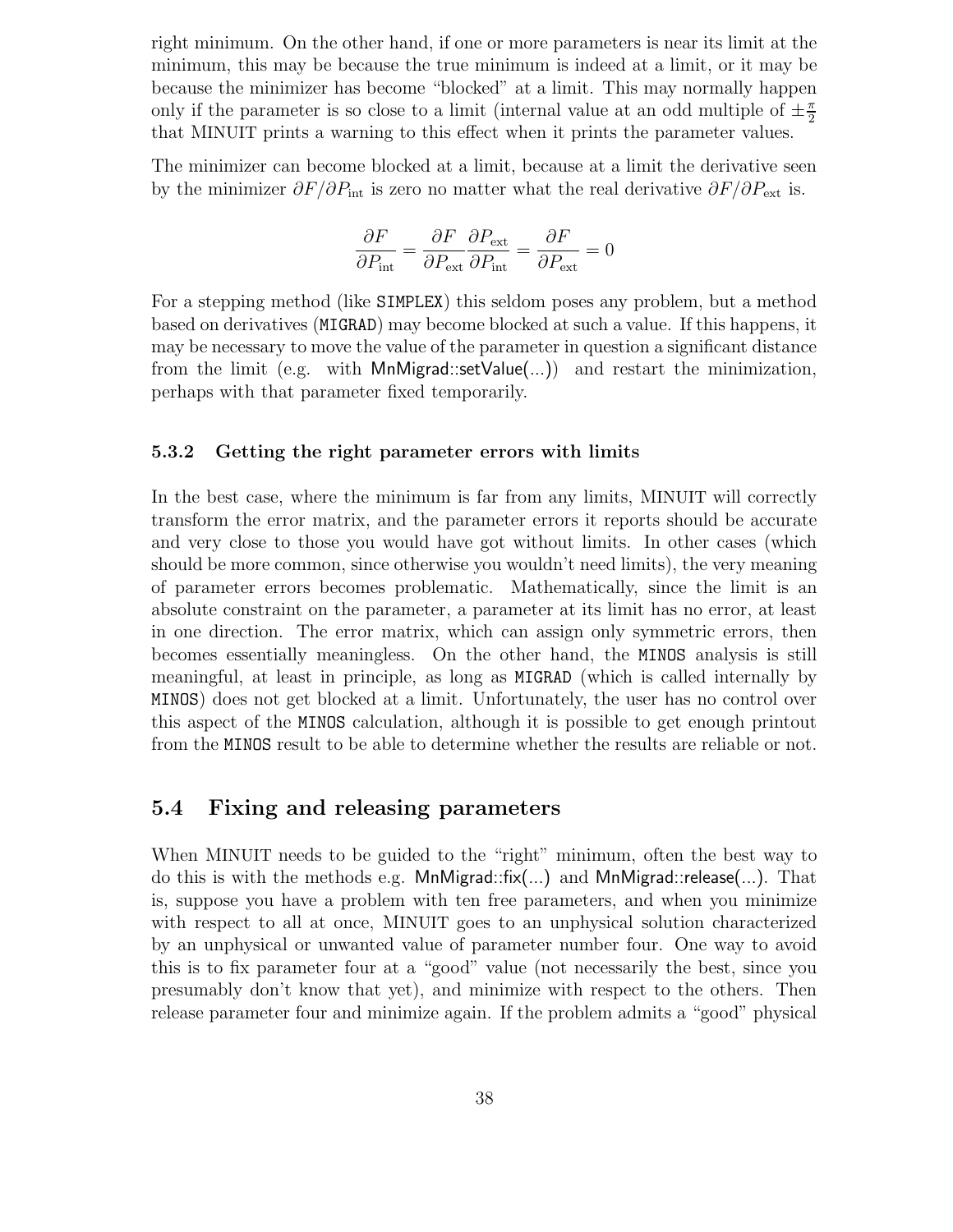right minimum. On the other hand, if one or more parameters is near its limit at the minimum, this may be because the true minimum is indeed at a limit, or it may be because the minimizer has become "blocked" at a limit. This may normally happen only if the parameter is so close to a limit (internal value at an odd multiple of $\pm\frac{\pi}{2}$ that MINUIT prints a warning to this effect when it prints the parameter values.

The minimizer can become blocked at a limit, because at a limit the derivative seen by the minimizer $\partial F/\partial P_{\text{int}}$ is zero no matter what the real derivative $\partial F/\partial P_{\text{ext}}$ is.

$$\frac{\partial F}{\partial P_{\text{int}}} = \frac{\partial F}{\partial P_{\text{ext}}}\frac{\partial P_{\text{ext}}}{\partial P_{\text{int}}} = \frac{\partial F}{\partial P_{\text{ext}}} = 0$$

For a stepping method (like `SIMPLEX`) this seldom poses any problem, but a method based on derivatives (`MIGRAD`) may become blocked at such a value. If this happens, it may be necessary to move the value of the parameter in question a significant distance from the limit (e.g. with MnMigrad::setValue(...)) and restart the minimization, perhaps with that parameter fixed temporarily.

### 5.3.2 Getting the right parameter errors with limits

In the best case, where the minimum is far from any limits, MINUIT will correctly transform the error matrix, and the parameter errors it reports should be accurate and very close to those you would have got without limits. In other cases (which should be more common, since otherwise you wouldn't need limits), the very meaning of parameter errors becomes problematic. Mathematically, since the limit is an absolute constraint on the parameter, a parameter at its limit has no error, at least in one direction. The error matrix, which can assign only symmetric errors, then becomes essentially meaningless. On the other hand, the `MINOS` analysis is still meaningful, at least in principle, as long as `MIGRAD` (which is called internally by `MINOS`) does not get blocked at a limit. Unfortunately, the user has no control over this aspect of the `MINOS` calculation, although it is possible to get enough printout from the `MINOS` result to be able to determine whether the results are reliable or not.

## 5.4 Fixing and releasing parameters

When MINUIT needs to be guided to the "right" minimum, often the best way to do this is with the methods e.g. MnMigrad::fix(...) and MnMigrad::release(...). That is, suppose you have a problem with ten free parameters, and when you minimize with respect to all at once, MINUIT goes to an unphysical solution characterized by an unphysical or unwanted value of parameter number four. One way to avoid this is to fix parameter four at a "good" value (not necessarily the best, since you presumably don't know that yet), and minimize with respect to the others. Then release parameter four and minimize again. If the problem admits a "good" physical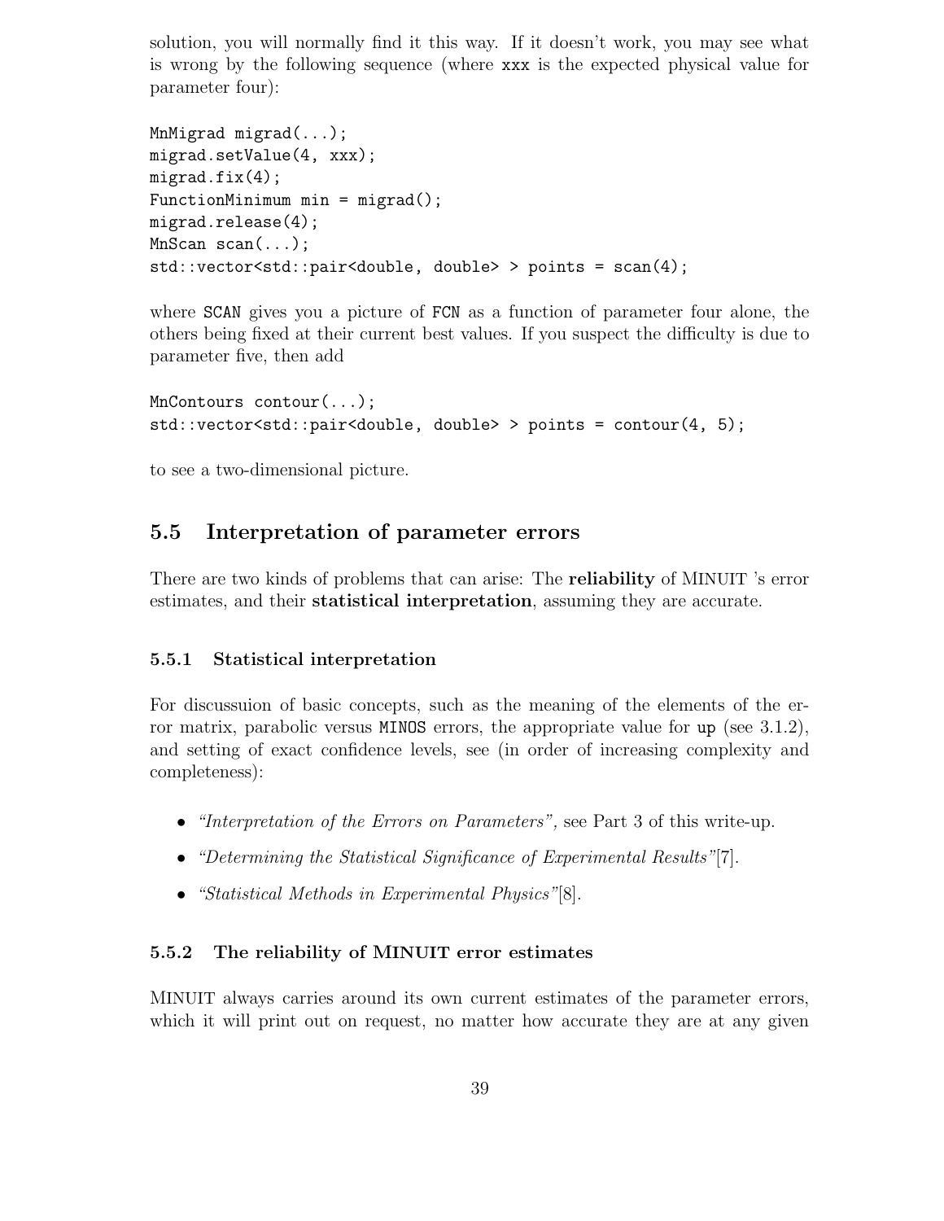solution, you will normally find it this way. If it doesn't work, you may see what is wrong by the following sequence (where xxx is the expected physical value for parameter four):

```
MnMigrad migrad(...);
migrad.setValue(4, xxx);
migrad.fix(4);
FunctionMinimum min = migrad();
migrad.release(4);
MnScan scan(...);
std::vector<std::pair<double, double> > points = scan(4);
```

where SCAN gives you a picture of FCN as a function of parameter four alone, the others being fixed at their current best values. If you suspect the difficulty is due to parameter five, then add

```
MnContours contour(...);
std::vector<std::pair<double, double> > points = contour(4, 5);
```

to see a two-dimensional picture.

## 5.5 Interpretation of parameter errors

There are two kinds of problems that can arise: The **reliability** of MINUIT 's error estimates, and their **statistical interpretation**, assuming they are accurate.

### 5.5.1 Statistical interpretation

For discussuion of basic concepts, such as the meaning of the elements of the error matrix, parabolic versus MINOS errors, the appropriate value for up (see 3.1.2), and setting of exact confidence levels, see (in order of increasing complexity and completeness):

- *"Interpretation of the Errors on Parameters",* see Part 3 of this write-up.
- *"Determining the Statistical Significance of Experimental Results"*[7].
- *"Statistical Methods in Experimental Physics"*[8].

### 5.5.2 The reliability of MINUIT error estimates

MINUIT always carries around its own current estimates of the parameter errors, which it will print out on request, no matter how accurate they are at any given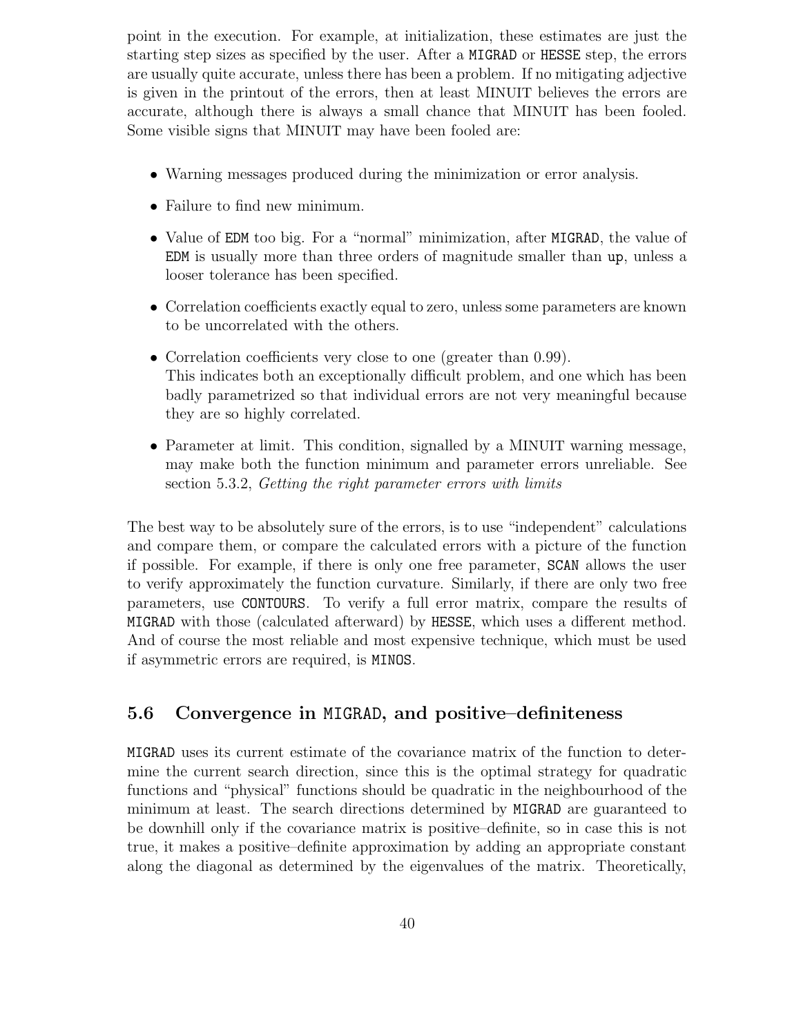point in the execution. For example, at initialization, these estimates are just the starting step sizes as specified by the user. After a `MIGRAD` or `HESSE` step, the errors are usually quite accurate, unless there has been a problem. If no mitigating adjective is given in the printout of the errors, then at least MINUIT believes the errors are accurate, although there is always a small chance that MINUIT has been fooled. Some visible signs that MINUIT may have been fooled are:

- Warning messages produced during the minimization or error analysis.
- Failure to find new minimum.
- Value of `EDM` too big. For a "normal" minimization, after `MIGRAD`, the value of `EDM` is usually more than three orders of magnitude smaller than `up`, unless a looser tolerance has been specified.
- Correlation coefficients exactly equal to zero, unless some parameters are known to be uncorrelated with the others.
- Correlation coefficients very close to one (greater than 0.99).
  This indicates both an exceptionally difficult problem, and one which has been badly parametrized so that individual errors are not very meaningful because they are so highly correlated.
- Parameter at limit. This condition, signalled by a MINUIT warning message, may make both the function minimum and parameter errors unreliable. See section 5.3.2, *Getting the right parameter errors with limits*

The best way to be absolutely sure of the errors, is to use "independent" calculations and compare them, or compare the calculated errors with a picture of the function if possible. For example, if there is only one free parameter, `SCAN` allows the user to verify approximately the function curvature. Similarly, if there are only two free parameters, use `CONTOURS`. To verify a full error matrix, compare the results of `MIGRAD` with those (calculated afterward) by `HESSE`, which uses a different method. And of course the most reliable and most expensive technique, which must be used if asymmetric errors are required, is `MINOS`.

## 5.6 Convergence in `MIGRAD`, and positive–definiteness

`MIGRAD` uses its current estimate of the covariance matrix of the function to determine the current search direction, since this is the optimal strategy for quadratic functions and "physical" functions should be quadratic in the neighbourhood of the minimum at least. The search directions determined by `MIGRAD` are guaranteed to be downhill only if the covariance matrix is positive–definite, so in case this is not true, it makes a positive–definite approximation by adding an appropriate constant along the diagonal as determined by the eigenvalues of the matrix. Theoretically,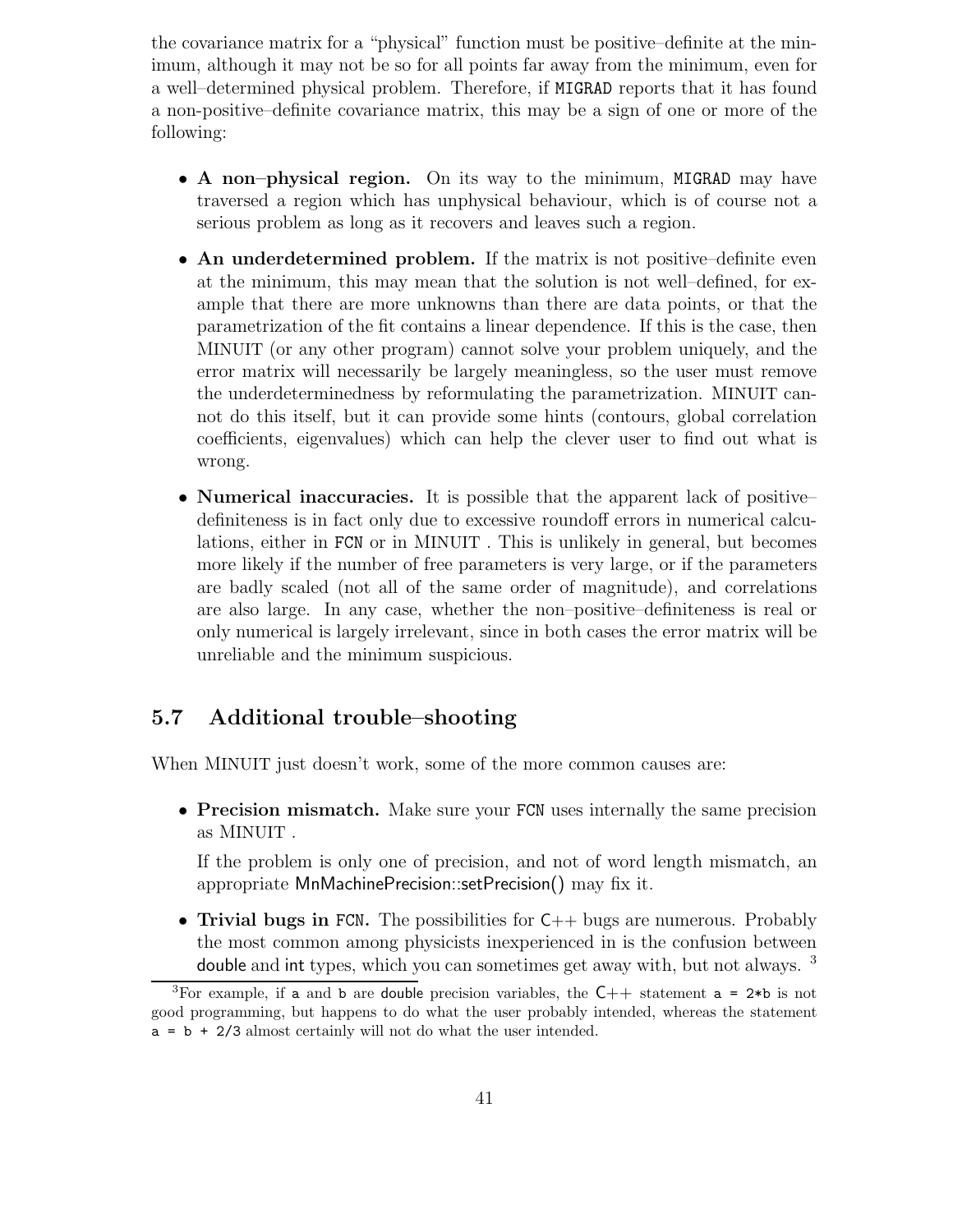the covariance matrix for a "physical" function must be positive–definite at the minimum, although it may not be so for all points far away from the minimum, even for a well–determined physical problem. Therefore, if `MIGRAD` reports that it has found a non-positive–definite covariance matrix, this may be a sign of one or more of the following:

- **A non–physical region.** On its way to the minimum, `MIGRAD` may have traversed a region which has unphysical behaviour, which is of course not a serious problem as long as it recovers and leaves such a region.

- **An underdetermined problem.** If the matrix is not positive–definite even at the minimum, this may mean that the solution is not well–defined, for example that there are more unknowns than there are data points, or that the parametrization of the fit contains a linear dependence. If this is the case, then MINUIT (or any other program) cannot solve your problem uniquely, and the error matrix will necessarily be largely meaningless, so the user must remove the underdeterminedness by reformulating the parametrization. MINUIT cannot do this itself, but it can provide some hints (contours, global correlation coefficients, eigenvalues) which can help the clever user to find out what is wrong.

- **Numerical inaccuracies.** It is possible that the apparent lack of positive–definiteness is in fact only due to excessive roundoff errors in numerical calculations, either in `FCN` or in MINUIT . This is unlikely in general, but becomes more likely if the number of free parameters is very large, or if the parameters are badly scaled (not all of the same order of magnitude), and correlations are also large. In any case, whether the non–positive–definiteness is real or only numerical is largely irrelevant, since in both cases the error matrix will be unreliable and the minimum suspicious.

## 5.7 Additional trouble–shooting

When MINUIT just doesn't work, some of the more common causes are:

- **Precision mismatch.** Make sure your `FCN` uses internally the same precision as MINUIT .

  If the problem is only one of precision, and not of word length mismatch, an appropriate MnMachinePrecision::setPrecision() may fix it.

- **Trivial bugs in `FCN`.** The possibilities for C++ bugs are numerous. Probably the most common among physicists inexperienced in is the confusion between double and int types, which you can sometimes get away with, but not always. [3]

[3] For example, if `a` and `b` are double precision variables, the C++ statement `a = 2*b` is not good programming, but happens to do what the user probably intended, whereas the statement `a = b + 2/3` almost certainly will not do what the user intended.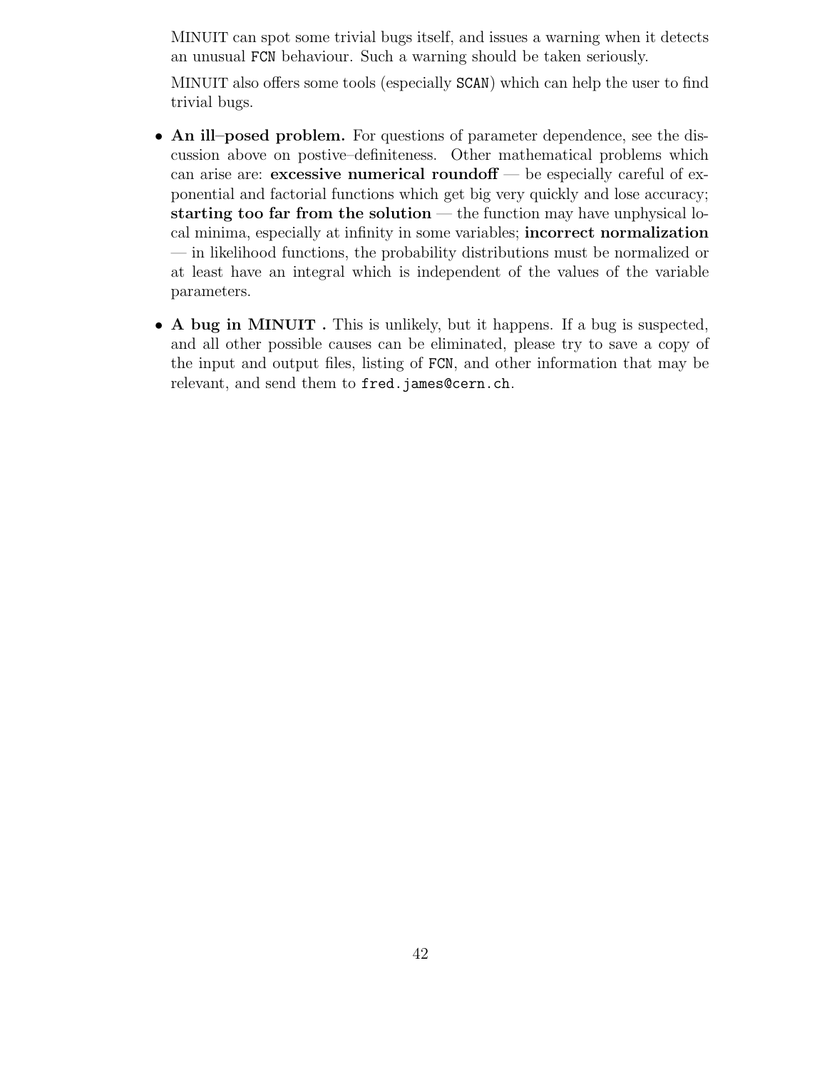MINUIT can spot some trivial bugs itself, and issues a warning when it detects an unusual FCN behaviour. Such a warning should be taken seriously.

MINUIT also offers some tools (especially SCAN) which can help the user to find trivial bugs.

- **An ill–posed problem.** For questions of parameter dependence, see the discussion above on postive–definiteness. Other mathematical problems which can arise are: **excessive numerical roundoff** — be especially careful of exponential and factorial functions which get big very quickly and lose accuracy; **starting too far from the solution** — the function may have unphysical local minima, especially at infinity in some variables; **incorrect normalization** — in likelihood functions, the probability distributions must be normalized or at least have an integral which is independent of the values of the variable parameters.

- **A bug in MINUIT .** This is unlikely, but it happens. If a bug is suspected, and all other possible causes can be eliminated, please try to save a copy of the input and output files, listing of FCN, and other information that may be relevant, and send them to fred.james@cern.ch.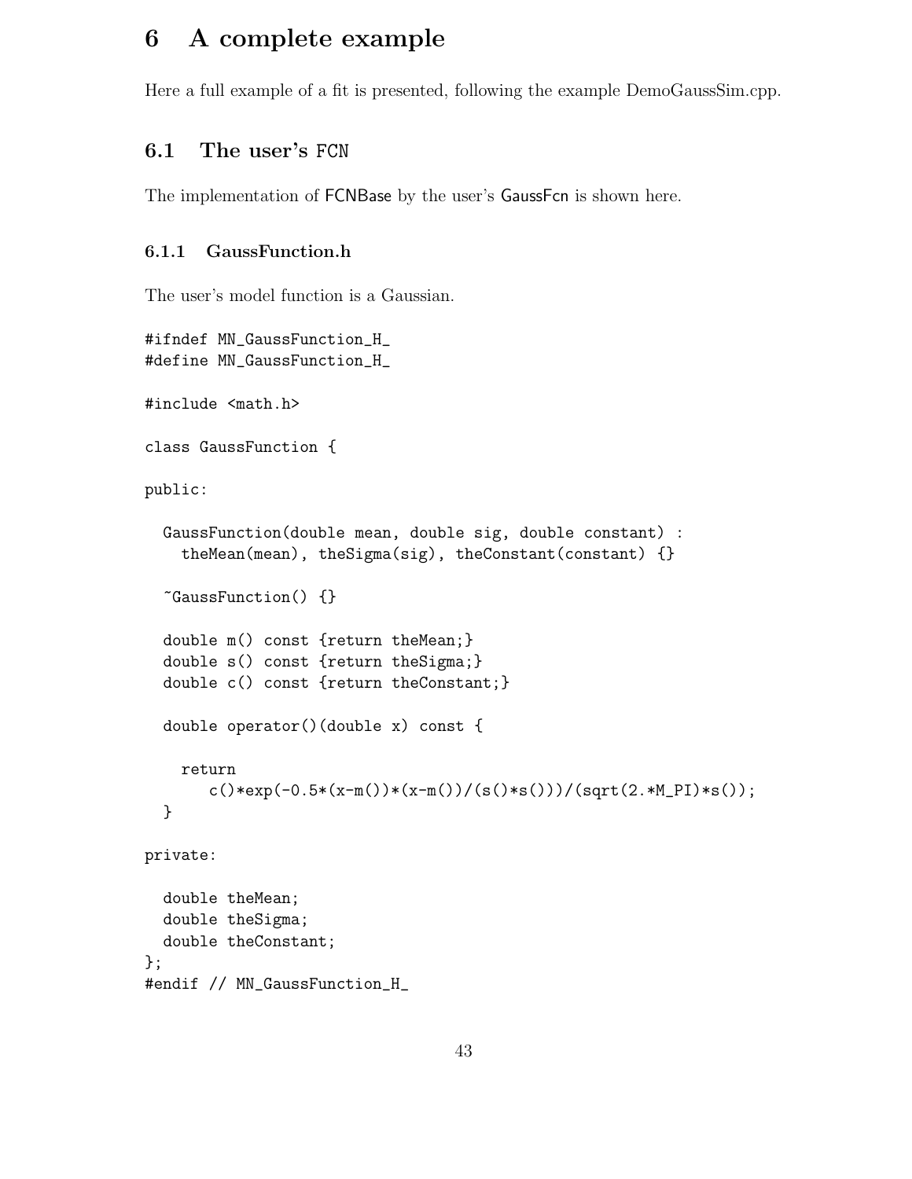# 6 A complete example

Here a full example of a fit is presented, following the example DemoGaussSim.cpp.

## 6.1 The user's FCN

The implementation of FCNBase by the user's GaussFcn is shown here.

### 6.1.1 GaussFunction.h

The user's model function is a Gaussian.

```
#ifndef MN_GaussFunction_H_
#define MN_GaussFunction_H_

#include <math.h>

class GaussFunction {

public:

  GaussFunction(double mean, double sig, double constant) :
    theMean(mean), theSigma(sig), theConstant(constant) {}

  ~GaussFunction() {}

  double m() const {return theMean;}
  double s() const {return theSigma;}
  double c() const {return theConstant;}

  double operator()(double x) const {

    return
       c()*exp(-0.5*(x-m())*(x-m())/(s()*s()))/(sqrt(2.*M_PI)*s());
  }

private:

  double theMean;
  double theSigma;
  double theConstant;
};
#endif // MN_GaussFunction_H_
```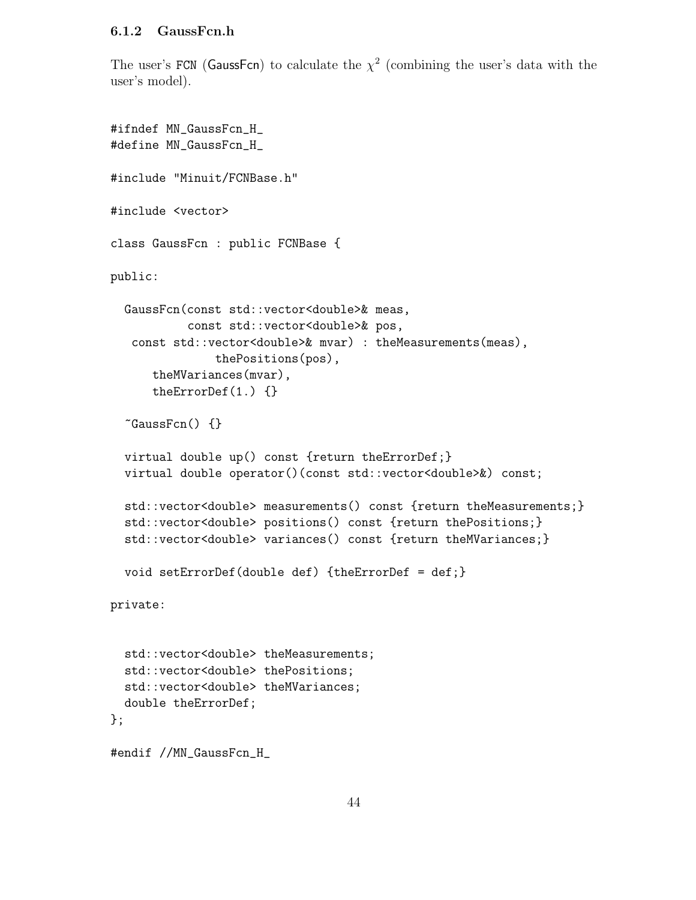### 6.1.2 GaussFcn.h

The user's FCN (GaussFcn) to calculate the $\chi^2$ (combining the user's data with the user's model).

```
#ifndef MN_GaussFcn_H_
#define MN_GaussFcn_H_

#include "Minuit/FCNBase.h"

#include <vector>

class GaussFcn : public FCNBase {

public:

  GaussFcn(const std::vector<double>& meas,
           const std::vector<double>& pos,
   const std::vector<double>& mvar) : theMeasurements(meas),
               thePositions(pos),
      theMVariances(mvar),
      theErrorDef(1.) {}

  ~GaussFcn() {}

  virtual double up() const {return theErrorDef;}
  virtual double operator()(const std::vector<double>&) const;

  std::vector<double> measurements() const {return theMeasurements;}
  std::vector<double> positions() const {return thePositions;}
  std::vector<double> variances() const {return theMVariances;}

  void setErrorDef(double def) {theErrorDef = def;}

private:


  std::vector<double> theMeasurements;
  std::vector<double> thePositions;
  std::vector<double> theMVariances;
  double theErrorDef;
};

#endif //MN_GaussFcn_H_
```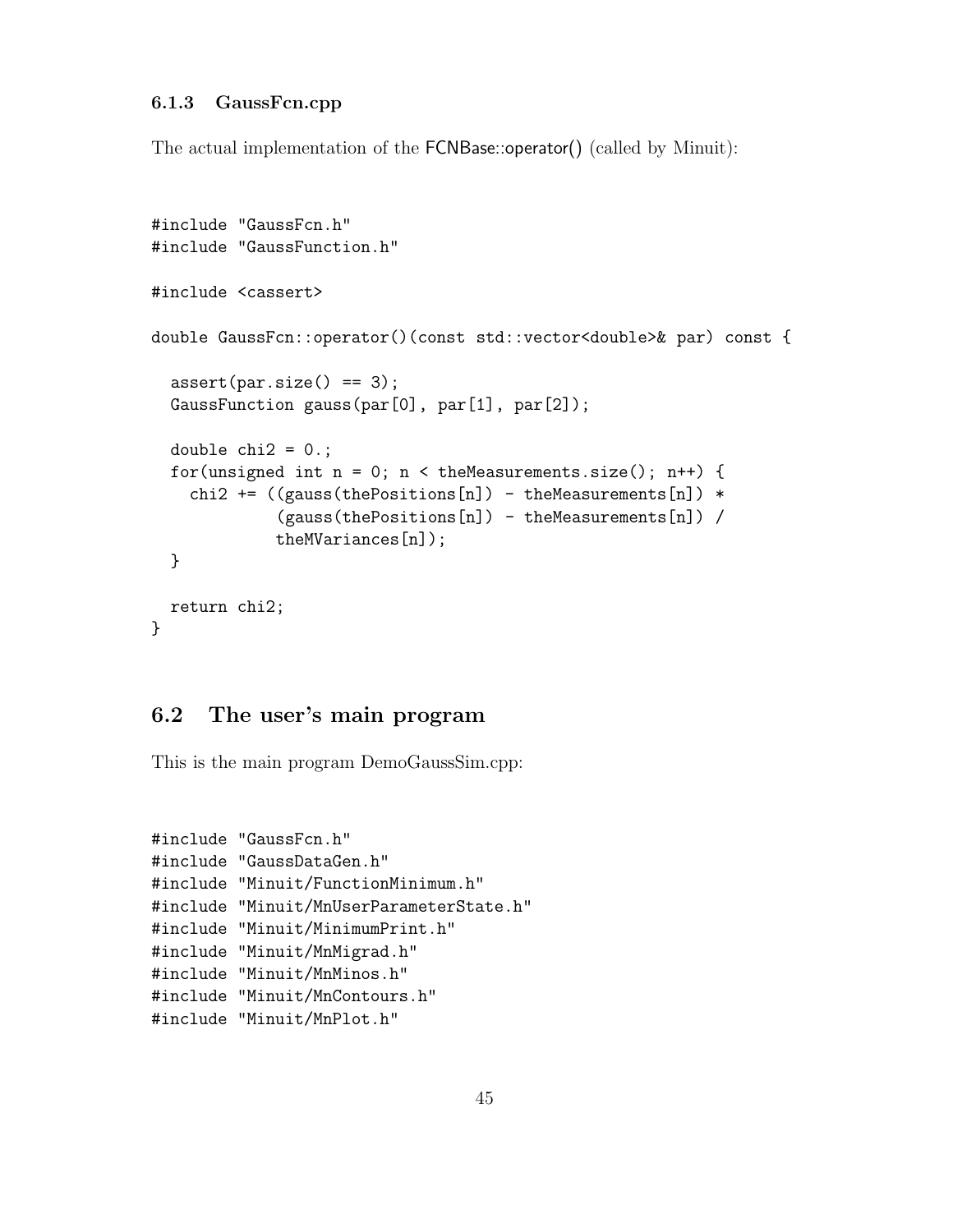### 6.1.3 GaussFcn.cpp

The actual implementation of the FCNBase::operator() (called by Minuit):

```
#include "GaussFcn.h"
#include "GaussFunction.h"

#include <cassert>

double GaussFcn::operator()(const std::vector<double>& par) const {

  assert(par.size() == 3);
  GaussFunction gauss(par[0], par[1], par[2]);

  double chi2 = 0.;
  for(unsigned int n = 0; n < theMeasurements.size(); n++) {
    chi2 += ((gauss(thePositions[n]) - theMeasurements[n]) *
             (gauss(thePositions[n]) - theMeasurements[n]) /
             theMVariances[n]);
  }

  return chi2;
}
```

## 6.2 The user's main program

This is the main program DemoGaussSim.cpp:

```
#include "GaussFcn.h"
#include "GaussDataGen.h"
#include "Minuit/FunctionMinimum.h"
#include "Minuit/MnUserParameterState.h"
#include "Minuit/MinimumPrint.h"
#include "Minuit/MnMigrad.h"
#include "Minuit/MnMinos.h"
#include "Minuit/MnContours.h"
#include "Minuit/MnPlot.h"
```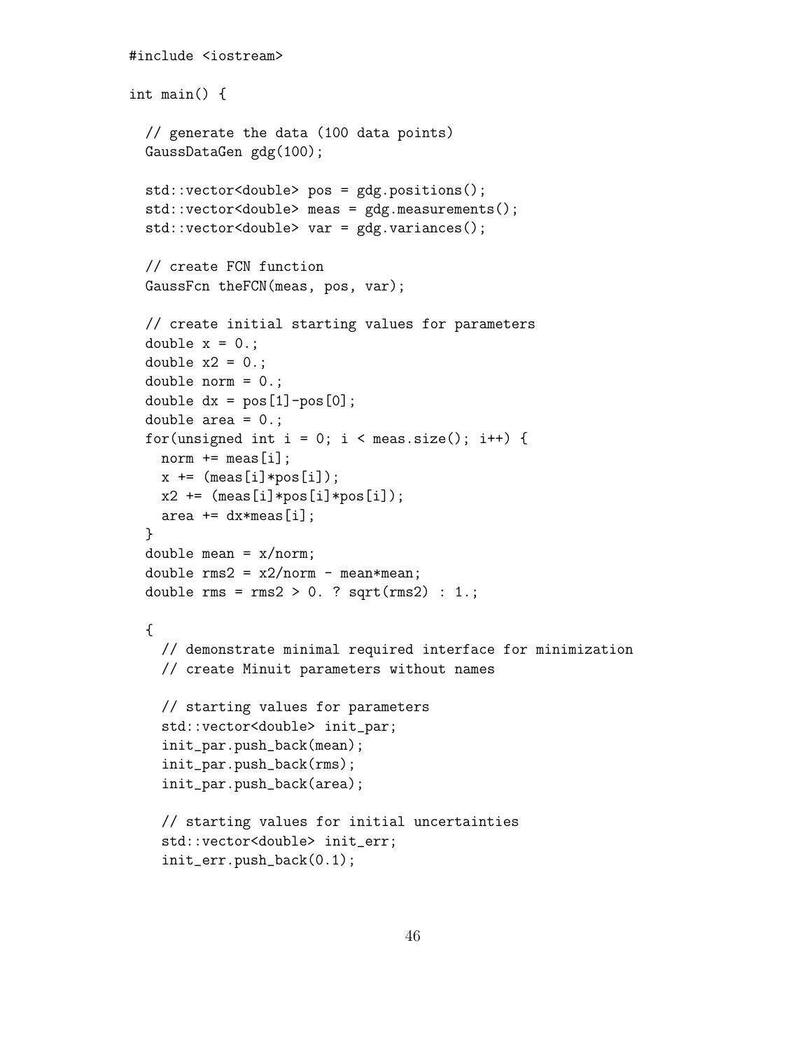```
#include <iostream>

int main() {

  // generate the data (100 data points)
  GaussDataGen gdg(100);

  std::vector<double> pos = gdg.positions();
  std::vector<double> meas = gdg.measurements();
  std::vector<double> var = gdg.variances();

  // create FCN function
  GaussFcn theFCN(meas, pos, var);

  // create initial starting values for parameters
  double x = 0.;
  double x2 = 0.;
  double norm = 0.;
  double dx = pos[1]-pos[0];
  double area = 0.;
  for(unsigned int i = 0; i < meas.size(); i++) {
    norm += meas[i];
    x += (meas[i]*pos[i]);
    x2 += (meas[i]*pos[i]*pos[i]);
    area += dx*meas[i];
  }
  double mean = x/norm;
  double rms2 = x2/norm - mean*mean;
  double rms = rms2 > 0. ? sqrt(rms2) : 1.;

  {
    // demonstrate minimal required interface for minimization
    // create Minuit parameters without names

    // starting values for parameters
    std::vector<double> init_par;
    init_par.push_back(mean);
    init_par.push_back(rms);
    init_par.push_back(area);

    // starting values for initial uncertainties
    std::vector<double> init_err;
    init_err.push_back(0.1);
```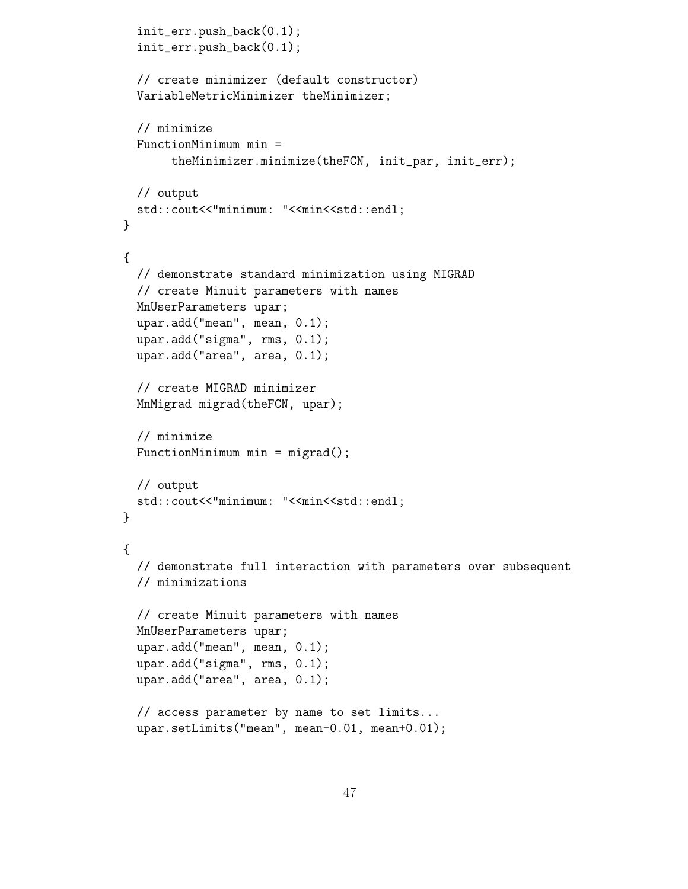```
  init_err.push_back(0.1);
  init_err.push_back(0.1);

  // create minimizer (default constructor)
  VariableMetricMinimizer theMinimizer;

  // minimize
  FunctionMinimum min =
       theMinimizer.minimize(theFCN, init_par, init_err);

  // output
  std::cout<<"minimum: "<<min<<std::endl;
}

{
  // demonstrate standard minimization using MIGRAD
  // create Minuit parameters with names
  MnUserParameters upar;
  upar.add("mean", mean, 0.1);
  upar.add("sigma", rms, 0.1);
  upar.add("area", area, 0.1);

  // create MIGRAD minimizer
  MnMigrad migrad(theFCN, upar);

  // minimize
  FunctionMinimum min = migrad();

  // output
  std::cout<<"minimum: "<<min<<std::endl;
}

{
  // demonstrate full interaction with parameters over subsequent
  // minimizations

  // create Minuit parameters with names
  MnUserParameters upar;
  upar.add("mean", mean, 0.1);
  upar.add("sigma", rms, 0.1);
  upar.add("area", area, 0.1);

  // access parameter by name to set limits...
  upar.setLimits("mean", mean-0.01, mean+0.01);
```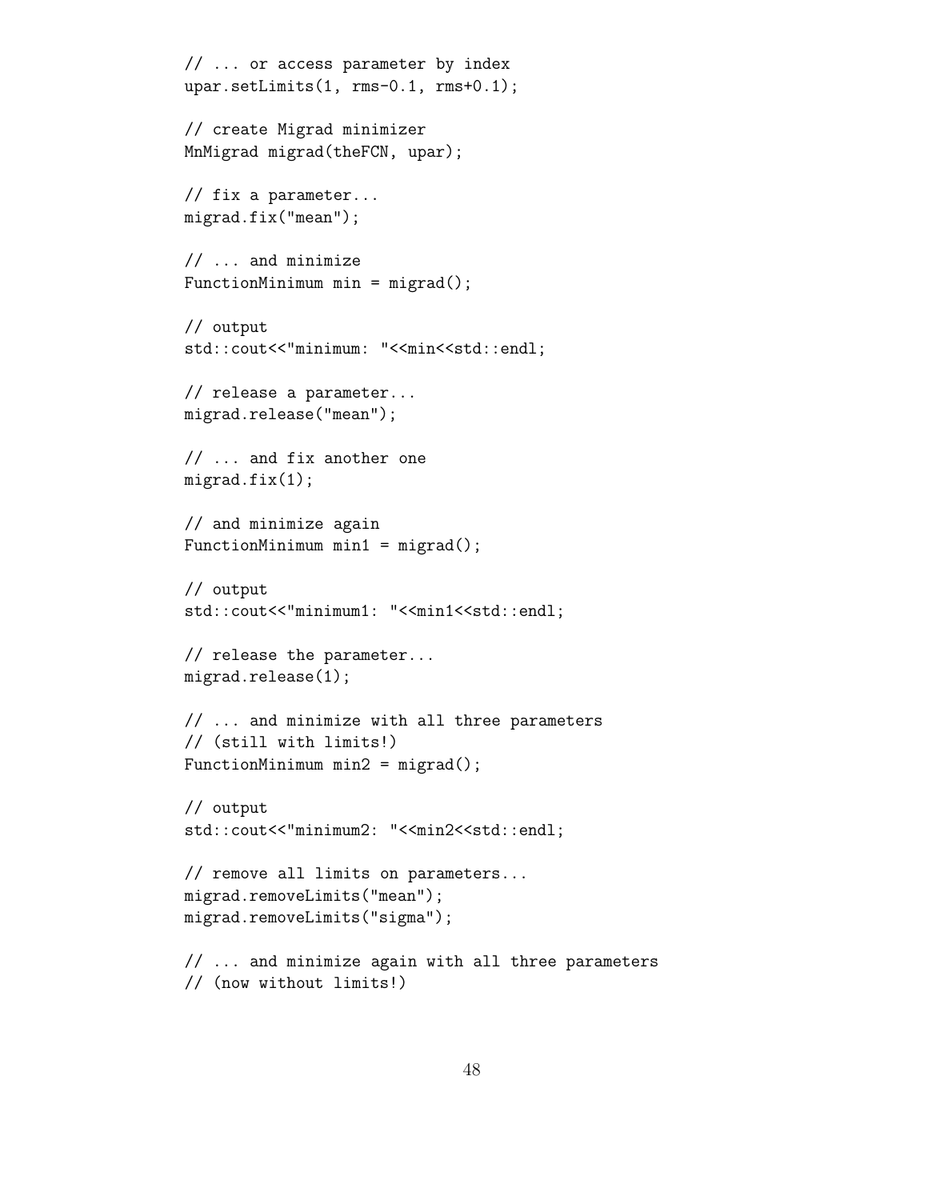```
// ... or access parameter by index
upar.setLimits(1, rms-0.1, rms+0.1);

// create Migrad minimizer
MnMigrad migrad(theFCN, upar);

// fix a parameter...
migrad.fix("mean");

// ... and minimize
FunctionMinimum min = migrad();

// output
std::cout<<"minimum: "<<min<<std::endl;

// release a parameter...
migrad.release("mean");

// ... and fix another one
migrad.fix(1);

// and minimize again
FunctionMinimum min1 = migrad();

// output
std::cout<<"minimum1: "<<min1<<std::endl;

// release the parameter...
migrad.release(1);

// ... and minimize with all three parameters
// (still with limits!)
FunctionMinimum min2 = migrad();

// output
std::cout<<"minimum2: "<<min2<<std::endl;

// remove all limits on parameters...
migrad.removeLimits("mean");
migrad.removeLimits("sigma");

// ... and minimize again with all three parameters
// (now without limits!)
```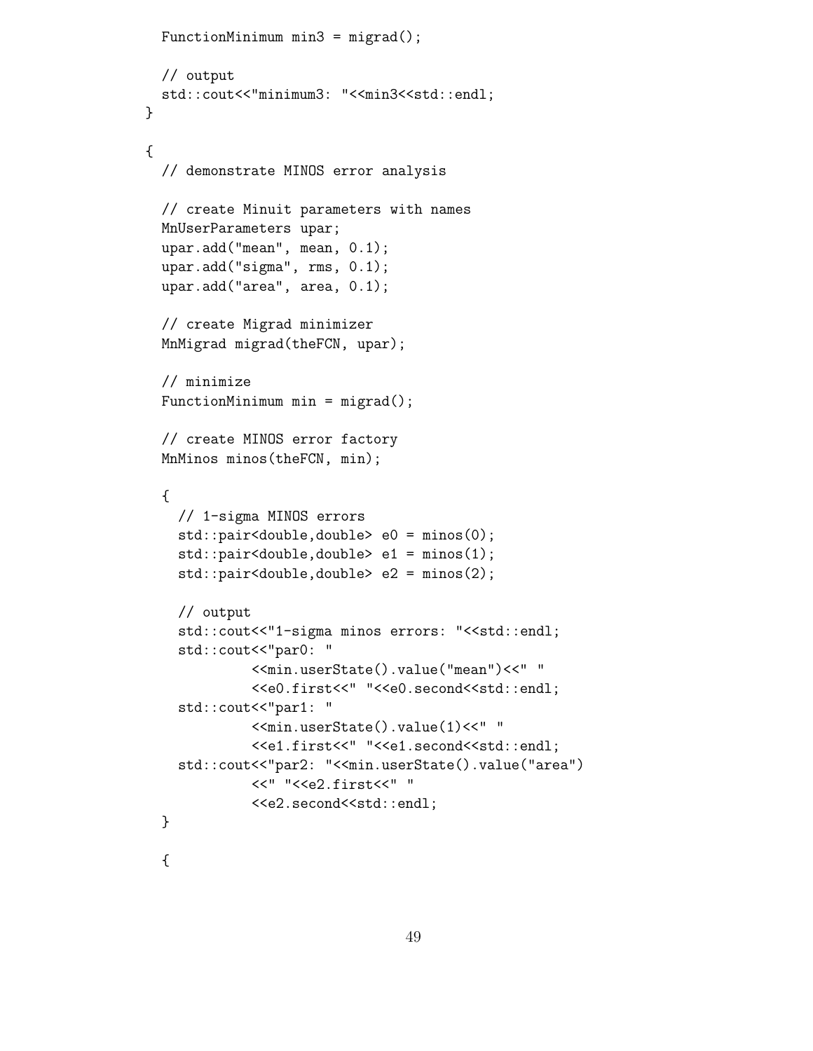```
    FunctionMinimum min3 = migrad();

    // output
    std::cout<<"minimum3: "<<min3<<std::endl;
  }

  {
    // demonstrate MINOS error analysis

    // create Minuit parameters with names
    MnUserParameters upar;
    upar.add("mean", mean, 0.1);
    upar.add("sigma", rms, 0.1);
    upar.add("area", area, 0.1);

    // create Migrad minimizer
    MnMigrad migrad(theFCN, upar);

    // minimize
    FunctionMinimum min = migrad();

    // create MINOS error factory
    MnMinos minos(theFCN, min);

    {
      // 1-sigma MINOS errors
      std::pair<double,double> e0 = minos(0);
      std::pair<double,double> e1 = minos(1);
      std::pair<double,double> e2 = minos(2);

      // output
      std::cout<<"1-sigma minos errors: "<<std::endl;
      std::cout<<"par0: "
               <<min.userState().value("mean")<<" "
               <<e0.first<<" "<<e0.second<<std::endl;
      std::cout<<"par1: "
               <<min.userState().value(1)<<" "
               <<e1.first<<" "<<e1.second<<std::endl;
      std::cout<<"par2: "<<min.userState().value("area")
               <<" "<<e2.first<<" "
               <<e2.second<<std::endl;
    }

    {
```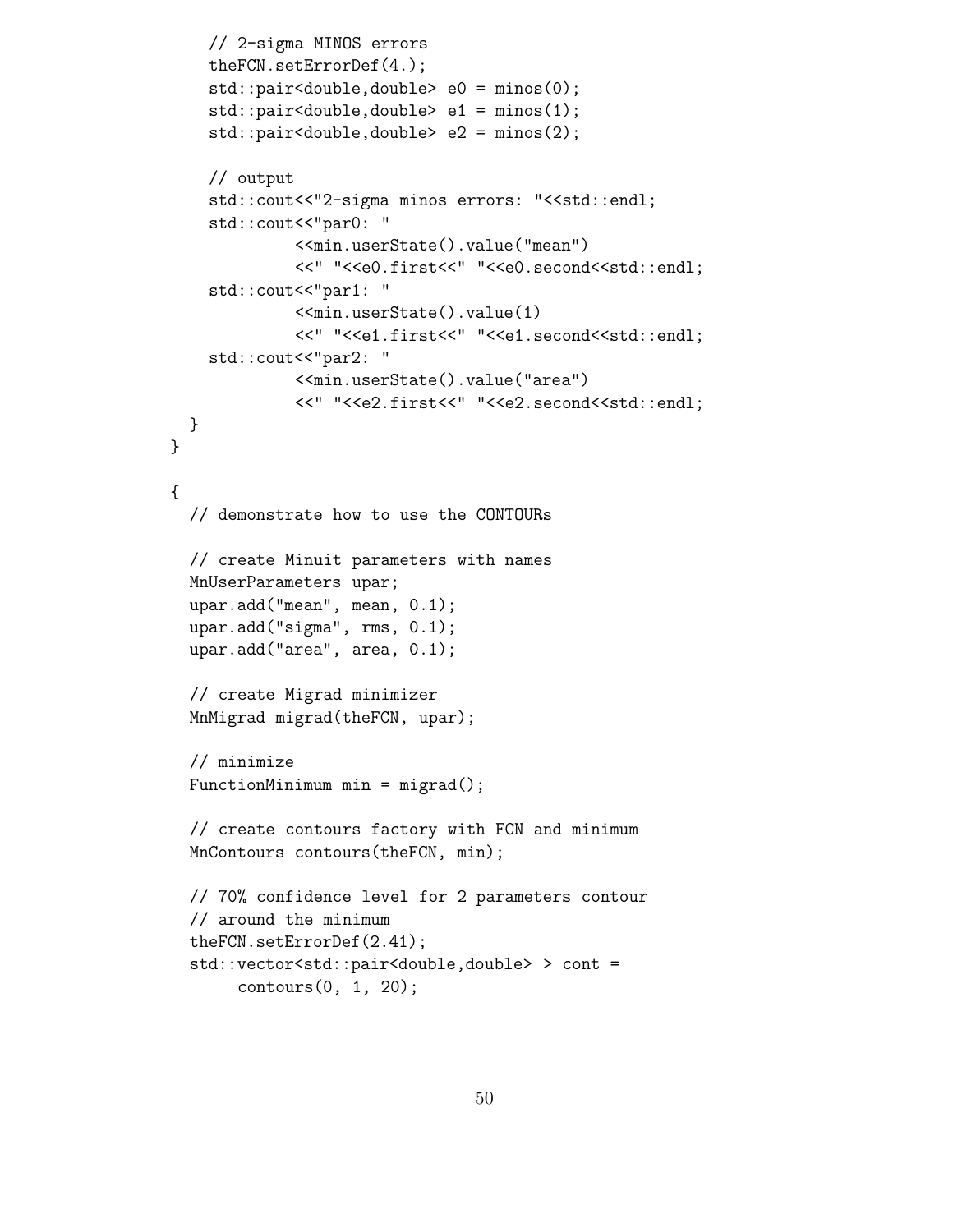```
    // 2-sigma MINOS errors
    theFCN.setErrorDef(4.);
    std::pair<double,double> e0 = minos(0);
    std::pair<double,double> e1 = minos(1);
    std::pair<double,double> e2 = minos(2);

    // output
    std::cout<<"2-sigma minos errors: "<<std::endl;
    std::cout<<"par0: "
             <<min.userState().value("mean")
             <<" "<<e0.first<<" "<<e0.second<<std::endl;
    std::cout<<"par1: "
             <<min.userState().value(1)
             <<" "<<e1.first<<" "<<e1.second<<std::endl;
    std::cout<<"par2: "
             <<min.userState().value("area")
             <<" "<<e2.first<<" "<<e2.second<<std::endl;
  }
}

{
  // demonstrate how to use the CONTOURs

  // create Minuit parameters with names
  MnUserParameters upar;
  upar.add("mean", mean, 0.1);
  upar.add("sigma", rms, 0.1);
  upar.add("area", area, 0.1);

  // create Migrad minimizer
  MnMigrad migrad(theFCN, upar);

  // minimize
  FunctionMinimum min = migrad();

  // create contours factory with FCN and minimum
  MnContours contours(theFCN, min);

  // 70% confidence level for 2 parameters contour
  // around the minimum
  theFCN.setErrorDef(2.41);
  std::vector<std::pair<double,double> > cont =
       contours(0, 1, 20);
```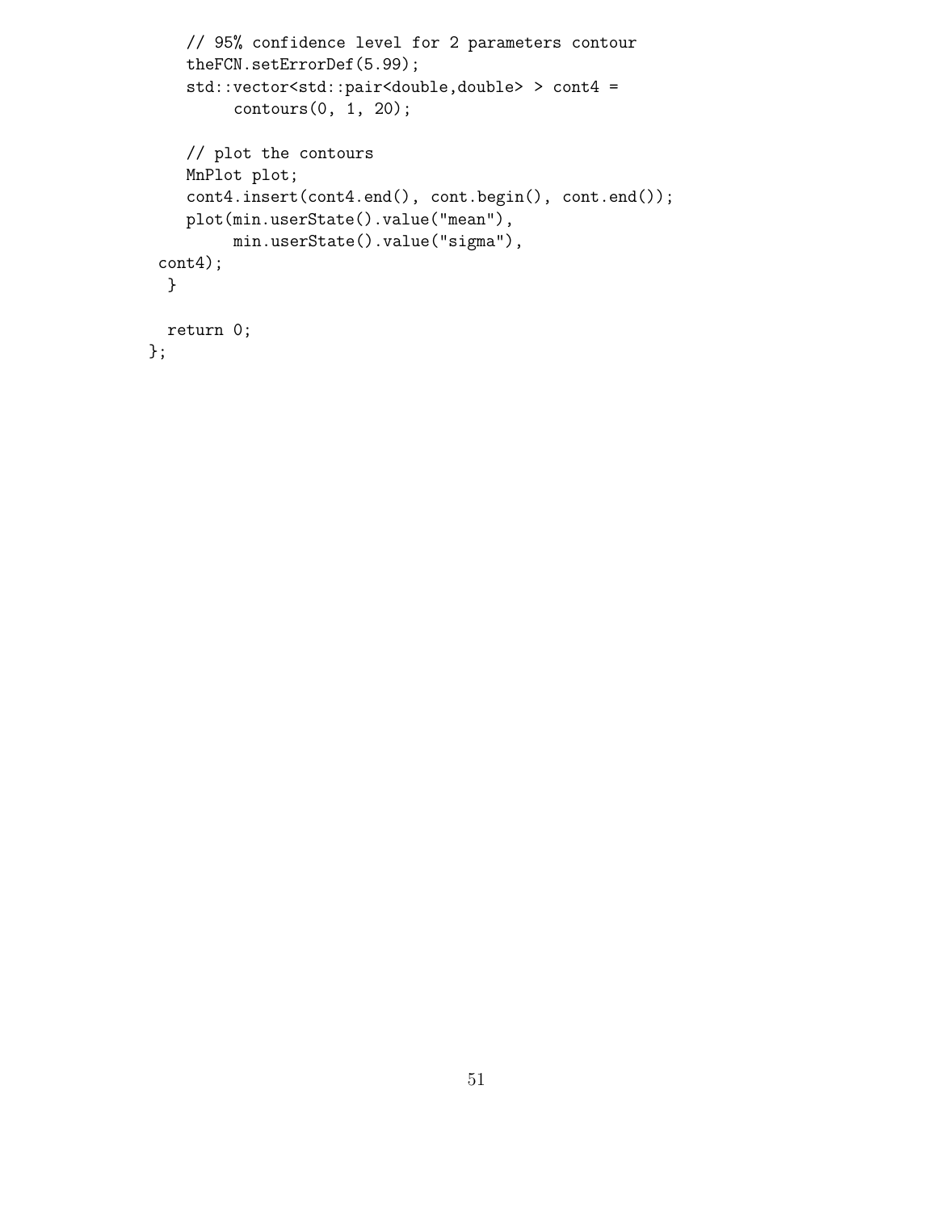```
    // 95% confidence level for 2 parameters contour
    theFCN.setErrorDef(5.99);
    std::vector<std::pair<double,double> > cont4 =
         contours(0, 1, 20);

    // plot the contours
    MnPlot plot;
    cont4.insert(cont4.end(), cont.begin(), cont.end());
    plot(min.userState().value("mean"),
         min.userState().value("sigma"),
 cont4);
  }

  return 0;
};
```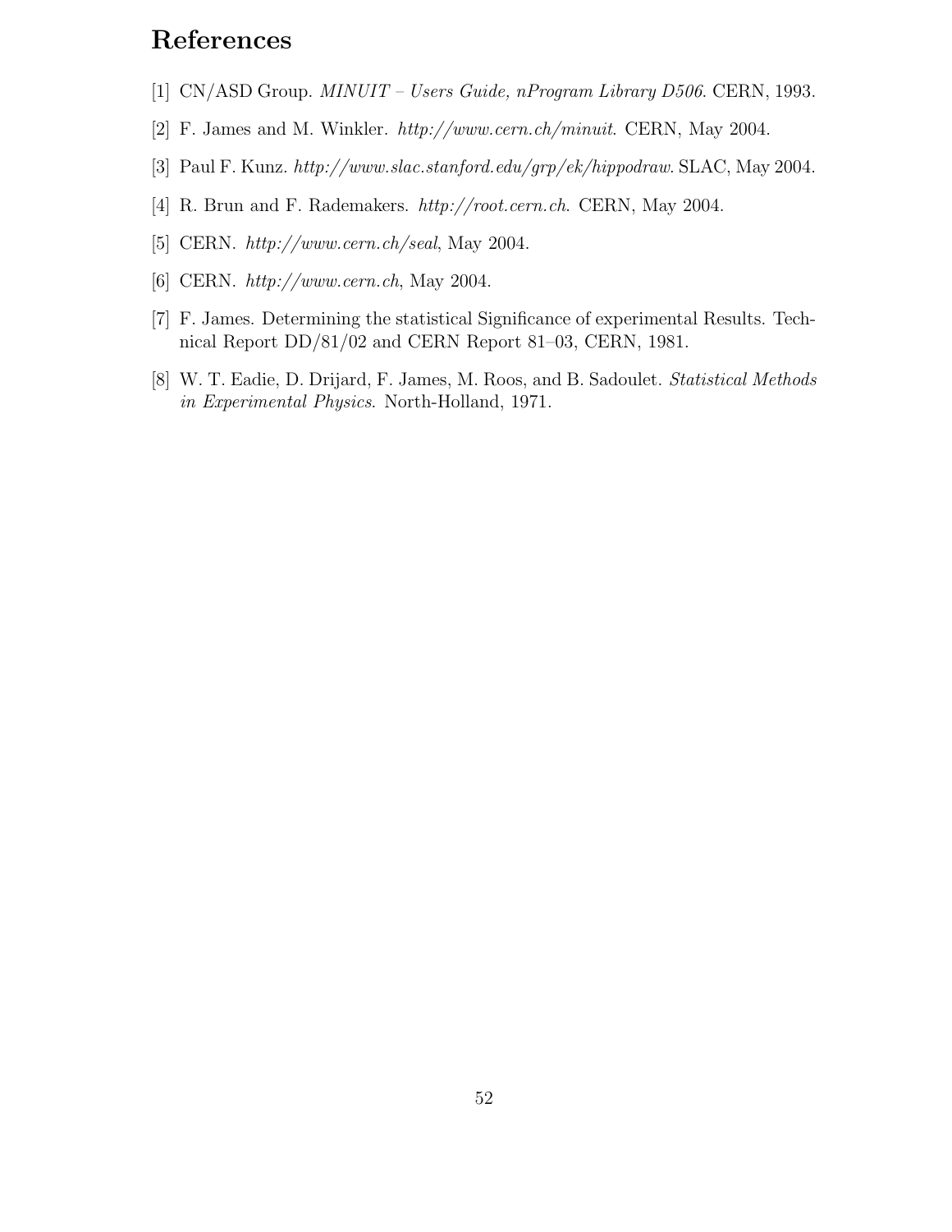# References

[1] CN/ASD Group. *MINUIT – Users Guide, nProgram Library D506*. CERN, 1993.

[2] F. James and M. Winkler. *http://www.cern.ch/minuit*. CERN, May 2004.

[3] Paul F. Kunz. *http://www.slac.stanford.edu/grp/ek/hippodraw*. SLAC, May 2004.

[4] R. Brun and F. Rademakers. *http://root.cern.ch*. CERN, May 2004.

[5] CERN. *http://www.cern.ch/seal*, May 2004.

[6] CERN. *http://www.cern.ch*, May 2004.

[7] F. James. Determining the statistical Significance of experimental Results. Technical Report DD/81/02 and CERN Report 81–03, CERN, 1981.

[8] W. T. Eadie, D. Drijard, F. James, M. Roos, and B. Sadoulet. *Statistical Methods in Experimental Physics*. North-Holland, 1971.